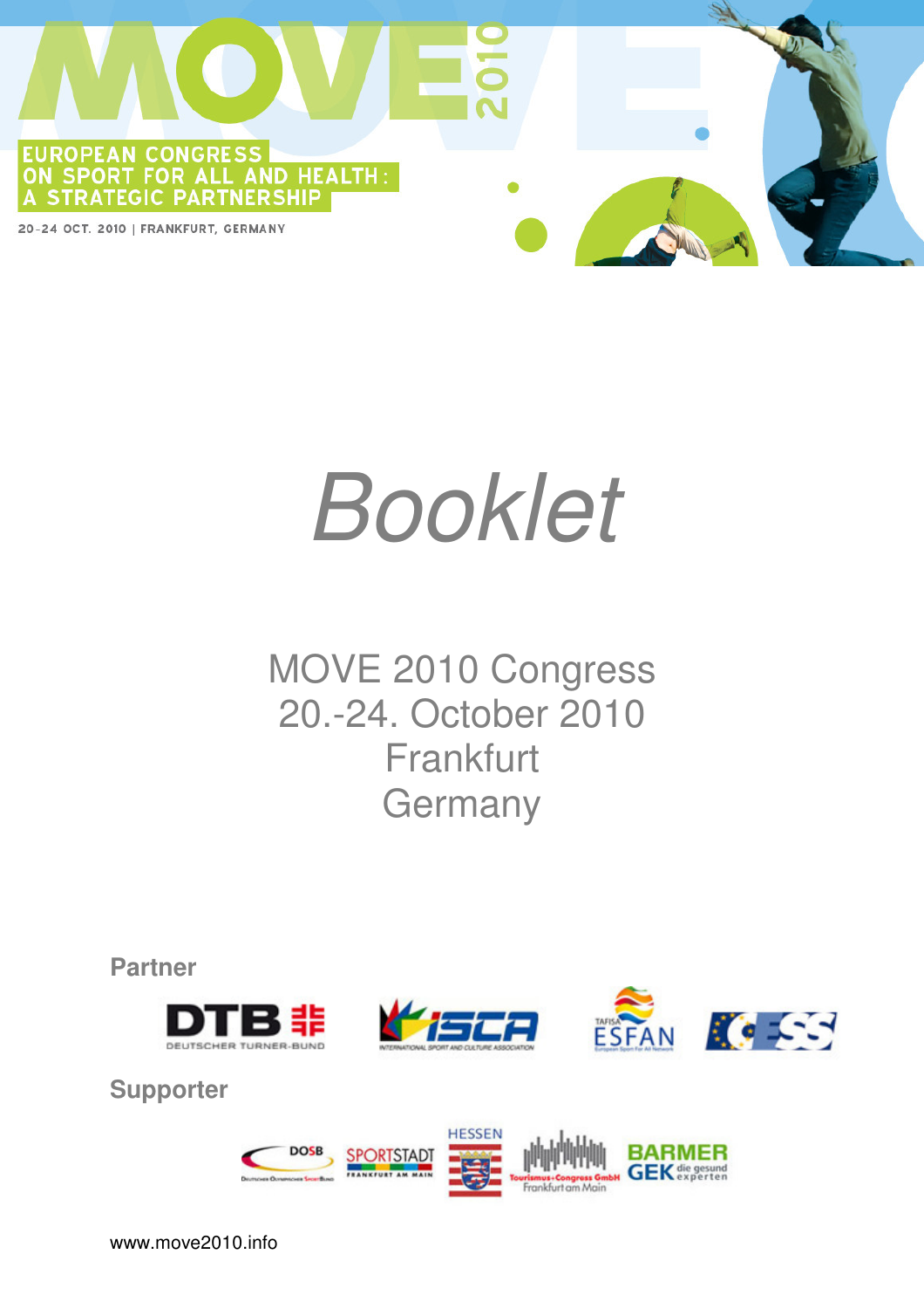# MOVE 2010

EUROPEAN CONGRESS
ON SPORT FOR ALL AND HEALTH:
A STRATEGIC PARTNERSHIP

20-24 OCT. 2010 | FRANKFURT, GERMANY

# *Booklet*

MOVE 2010 Congress
20.-24. October 2010
Frankfurt
Germany

**Partner**

DTB – Deutscher Turner-Bund
ISCA – International Sport and Culture Association
TAFISA ESFAN – European Sport For All Network
CESS

**Supporter**

DOSB – Deutscher Olympischer SportBund
Sportstadt Frankfurt am Main
Hessen
Tourismus+Congress GmbH Frankfurt am Main
BARMER GEK die gesund experten

www.move2010.info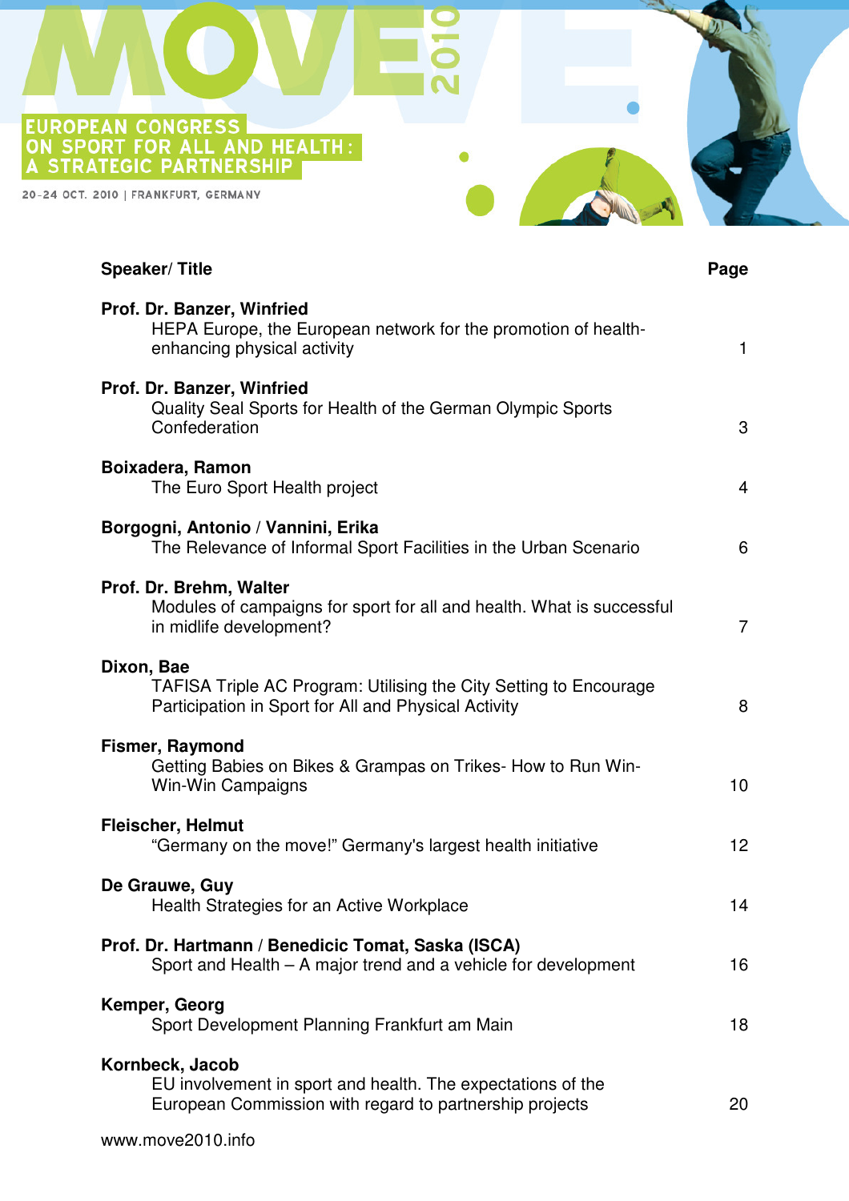# MOVE 2010

EUROPEAN CONGRESS ON SPORT FOR ALL AND HEALTH: A STRATEGIC PARTNERSHIP

20-24 OCT. 2010 | FRANKFURT, GERMANY

| Speaker/ Title | Page |
|---|---|
| **Prof. Dr. Banzer, Winfried**<br>HEPA Europe, the European network for the promotion of health-enhancing physical activity | 1 |
| **Prof. Dr. Banzer, Winfried**<br>Quality Seal Sports for Health of the German Olympic Sports Confederation | 3 |
| **Boixadera, Ramon**<br>The Euro Sport Health project | 4 |
| **Borgogni, Antonio / Vannini, Erika**<br>The Relevance of Informal Sport Facilities in the Urban Scenario | 6 |
| **Prof. Dr. Brehm, Walter**<br>Modules of campaigns for sport for all and health. What is successful in midlife development? | 7 |
| **Dixon, Bae**<br>TAFISA Triple AC Program: Utilising the City Setting to Encourage Participation in Sport for All and Physical Activity | 8 |
| **Fismer, Raymond**<br>Getting Babies on Bikes & Grampas on Trikes- How to Run Win-Win-Win Campaigns | 10 |
| **Fleischer, Helmut**<br>"Germany on the move!" Germany's largest health initiative | 12 |
| **De Grauwe, Guy**<br>Health Strategies for an Active Workplace | 14 |
| **Prof. Dr. Hartmann / Benedicic Tomat, Saska (ISCA)**<br>Sport and Health – A major trend and a vehicle for development | 16 |
| **Kemper, Georg**<br>Sport Development Planning Frankfurt am Main | 18 |
| **Kornbeck, Jacob**<br>EU involvement in sport and health. The expectations of the European Commission with regard to partnership projects | 20 |

www.move2010.info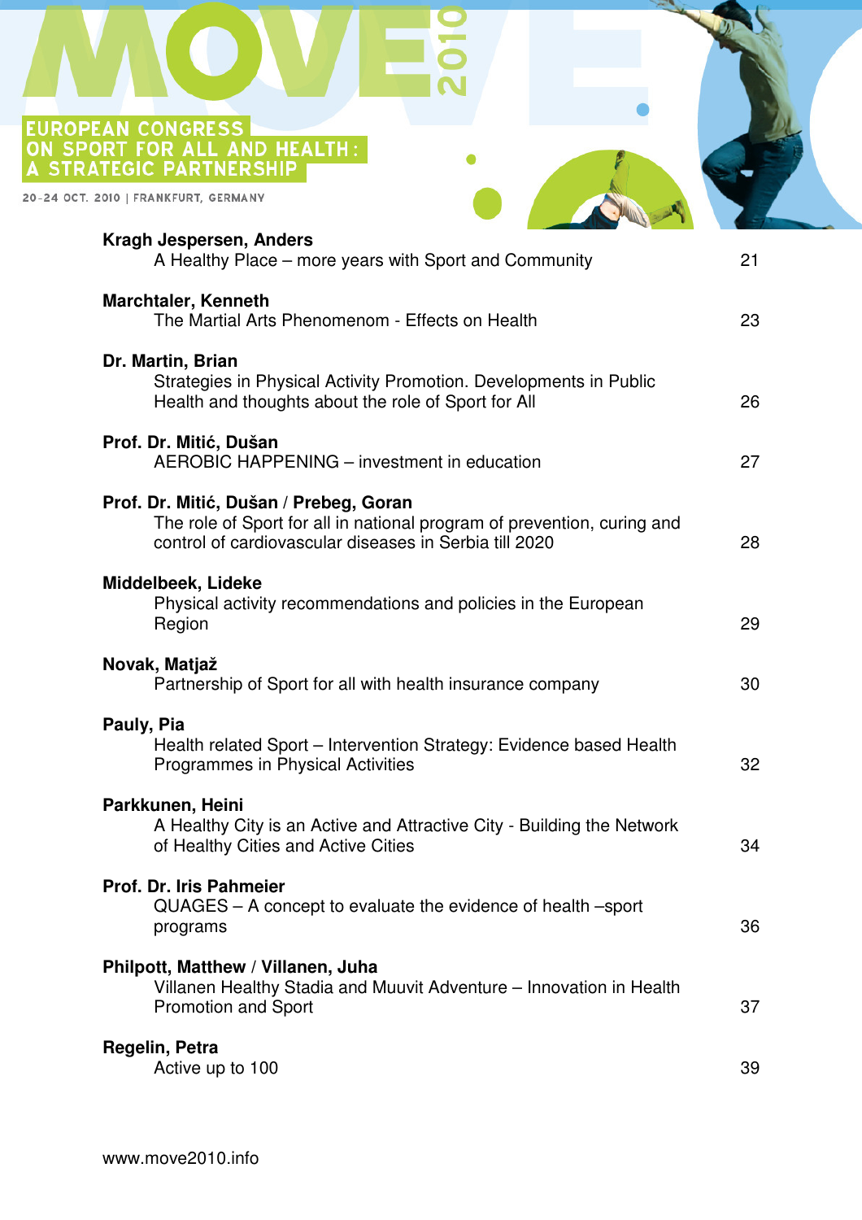**Kragh Jespersen, Anders**
A Healthy Place – more years with Sport and Community 21

**Marchtaler, Kenneth**
The Martial Arts Phenomenom - Effects on Health 23

**Dr. Martin, Brian**
Strategies in Physical Activity Promotion. Developments in Public Health and thoughts about the role of Sport for All 26

**Prof. Dr. Mitić, Dušan**
AEROBIC HAPPENING – investment in education 27

**Prof. Dr. Mitić, Dušan / Prebeg, Goran**
The role of Sport for all in national program of prevention, curing and control of cardiovascular diseases in Serbia till 2020 28

**Middelbeek, Lideke**
Physical activity recommendations and policies in the European Region 29

**Novak, Matjaž**
Partnership of Sport for all with health insurance company 30

**Pauly, Pia**
Health related Sport – Intervention Strategy: Evidence based Health Programmes in Physical Activities 32

**Parkkunen, Heini**
A Healthy City is an Active and Attractive City - Building the Network of Healthy Cities and Active Cities 34

**Prof. Dr. Iris Pahmeier**
QUAGES – A concept to evaluate the evidence of health –sport programs 36

**Philpott, Matthew / Villanen, Juha**
Villanen Healthy Stadia and Muuvit Adventure – Innovation in Health Promotion and Sport 37

**Regelin, Petra**
Active up to 100 39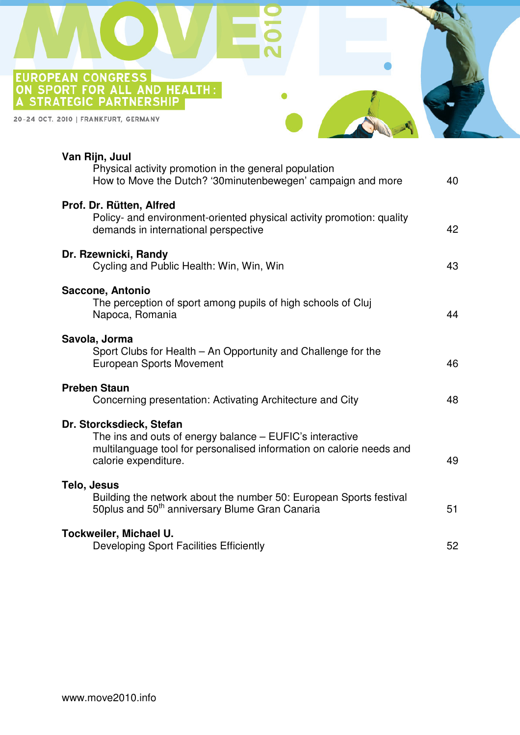**Van Rijn, Juul**
Physical activity promotion in the general population
How to Move the Dutch? '30minutenbewegen' campaign and more 40

**Prof. Dr. Rütten, Alfred**
Policy- and environment-oriented physical activity promotion: quality demands in international perspective 42

**Dr. Rzewnicki, Randy**
Cycling and Public Health: Win, Win, Win 43

**Saccone, Antonio**
The perception of sport among pupils of high schools of Cluj Napoca, Romania 44

**Savola, Jorma**
Sport Clubs for Health – An Opportunity and Challenge for the European Sports Movement 46

**Preben Staun**
Concerning presentation: Activating Architecture and City 48

**Dr. Storcksdieck, Stefan**
The ins and outs of energy balance – EUFIC's interactive multilanguage tool for personalised information on calorie needs and calorie expenditure. 49

**Telo, Jesus**
Building the network about the number 50: European Sports festival 50plus and 50th anniversary Blume Gran Canaria 51

**Tockweiler, Michael U.**
Developing Sport Facilities Efficiently 52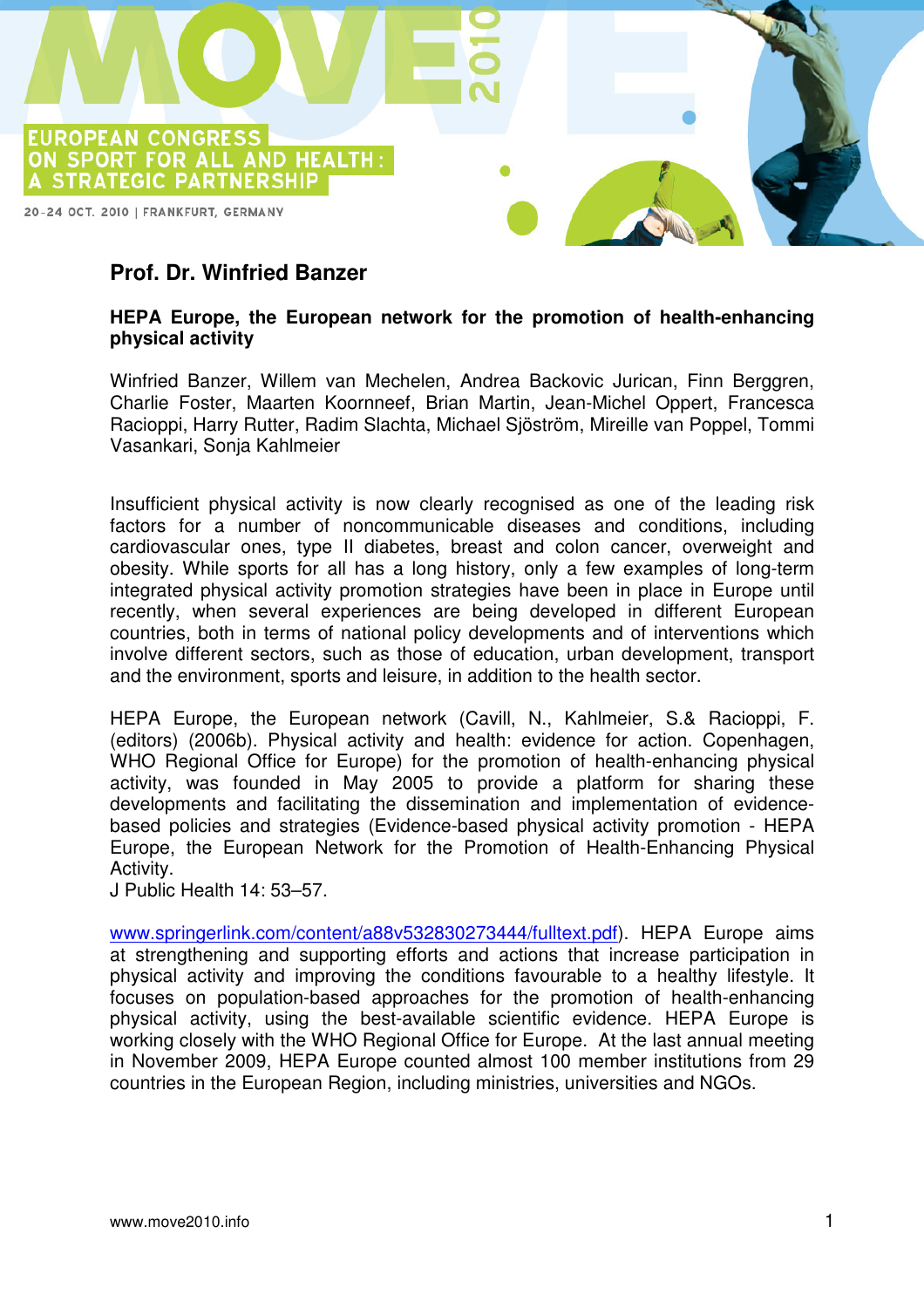**Prof. Dr. Winfried Banzer**

**HEPA Europe, the European network for the promotion of health-enhancing physical activity**

Winfried Banzer, Willem van Mechelen, Andrea Backovic Jurican, Finn Berggren, Charlie Foster, Maarten Koornneef, Brian Martin, Jean-Michel Oppert, Francesca Racioppi, Harry Rutter, Radim Slachta, Michael Sjöström, Mireille van Poppel, Tommi Vasankari, Sonja Kahlmeier

Insufficient physical activity is now clearly recognised as one of the leading risk factors for a number of noncommunicable diseases and conditions, including cardiovascular ones, type II diabetes, breast and colon cancer, overweight and obesity. While sports for all has a long history, only a few examples of long-term integrated physical activity promotion strategies have been in place in Europe until recently, when several experiences are being developed in different European countries, both in terms of national policy developments and of interventions which involve different sectors, such as those of education, urban development, transport and the environment, sports and leisure, in addition to the health sector.

HEPA Europe, the European network (Cavill, N., Kahlmeier, S.& Racioppi, F. (editors) (2006b). Physical activity and health: evidence for action. Copenhagen, WHO Regional Office for Europe) for the promotion of health-enhancing physical activity, was founded in May 2005 to provide a platform for sharing these developments and facilitating the dissemination and implementation of evidence-based policies and strategies (Evidence-based physical activity promotion - HEPA Europe, the European Network for the Promotion of Health-Enhancing Physical Activity.
J Public Health 14: 53–57.

www.springerlink.com/content/a88v532830273444/fulltext.pdf). HEPA Europe aims at strengthening and supporting efforts and actions that increase participation in physical activity and improving the conditions favourable to a healthy lifestyle. It focuses on population-based approaches for the promotion of health-enhancing physical activity, using the best-available scientific evidence. HEPA Europe is working closely with the WHO Regional Office for Europe. At the last annual meeting in November 2009, HEPA Europe counted almost 100 member institutions from 29 countries in the European Region, including ministries, universities and NGOs.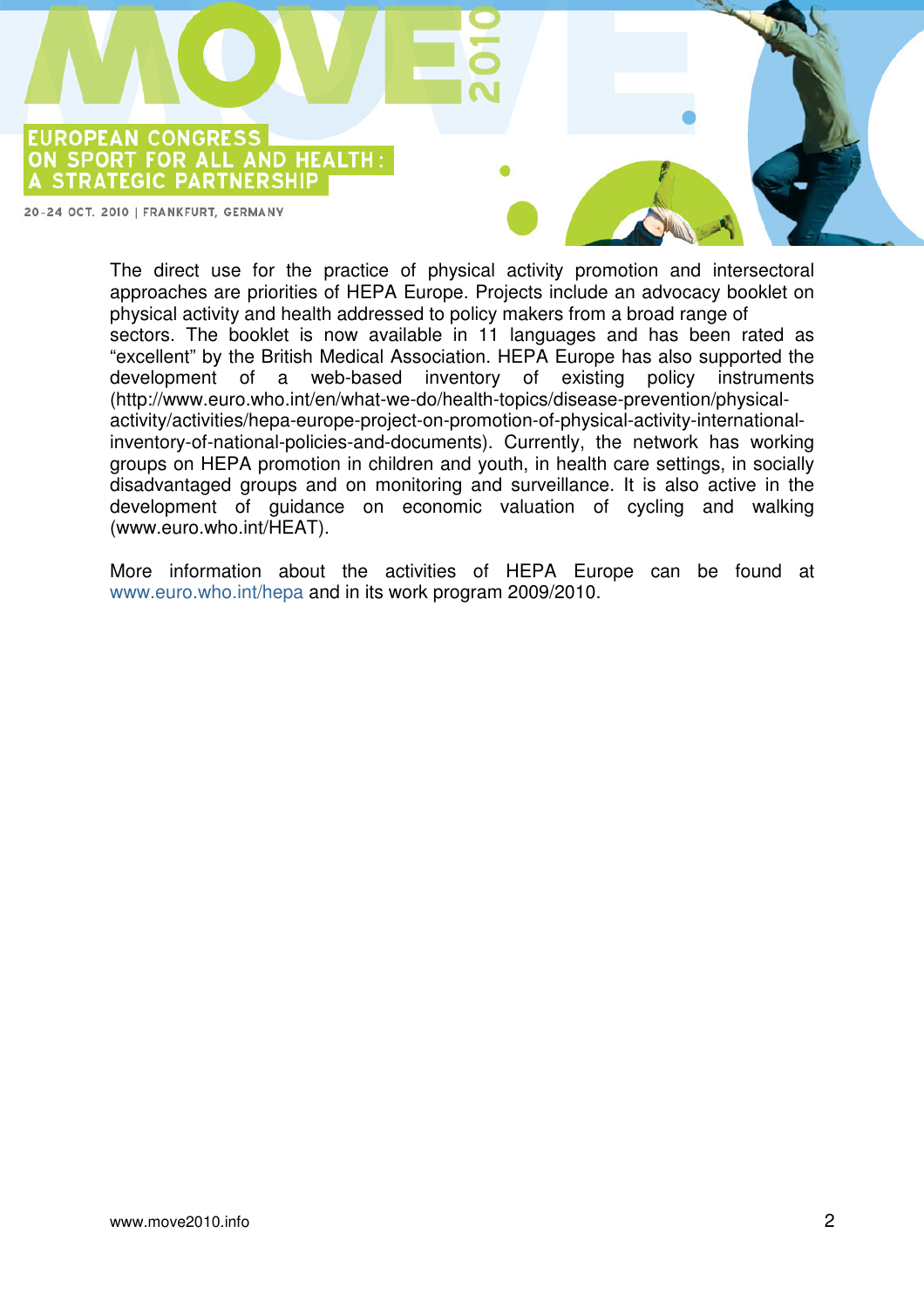The direct use for the practice of physical activity promotion and intersectoral approaches are priorities of HEPA Europe. Projects include an advocacy booklet on physical activity and health addressed to policy makers from a broad range of sectors. The booklet is now available in 11 languages and has been rated as "excellent" by the British Medical Association. HEPA Europe has also supported the development of a web-based inventory of existing policy instruments (http://www.euro.who.int/en/what-we-do/health-topics/disease-prevention/physical-activity/activities/hepa-europe-project-on-promotion-of-physical-activity-international-inventory-of-national-policies-and-documents). Currently, the network has working groups on HEPA promotion in children and youth, in health care settings, in socially disadvantaged groups and on monitoring and surveillance. It is also active in the development of guidance on economic valuation of cycling and walking (www.euro.who.int/HEAT).

More information about the activities of HEPA Europe can be found at www.euro.who.int/hepa and in its work program 2009/2010.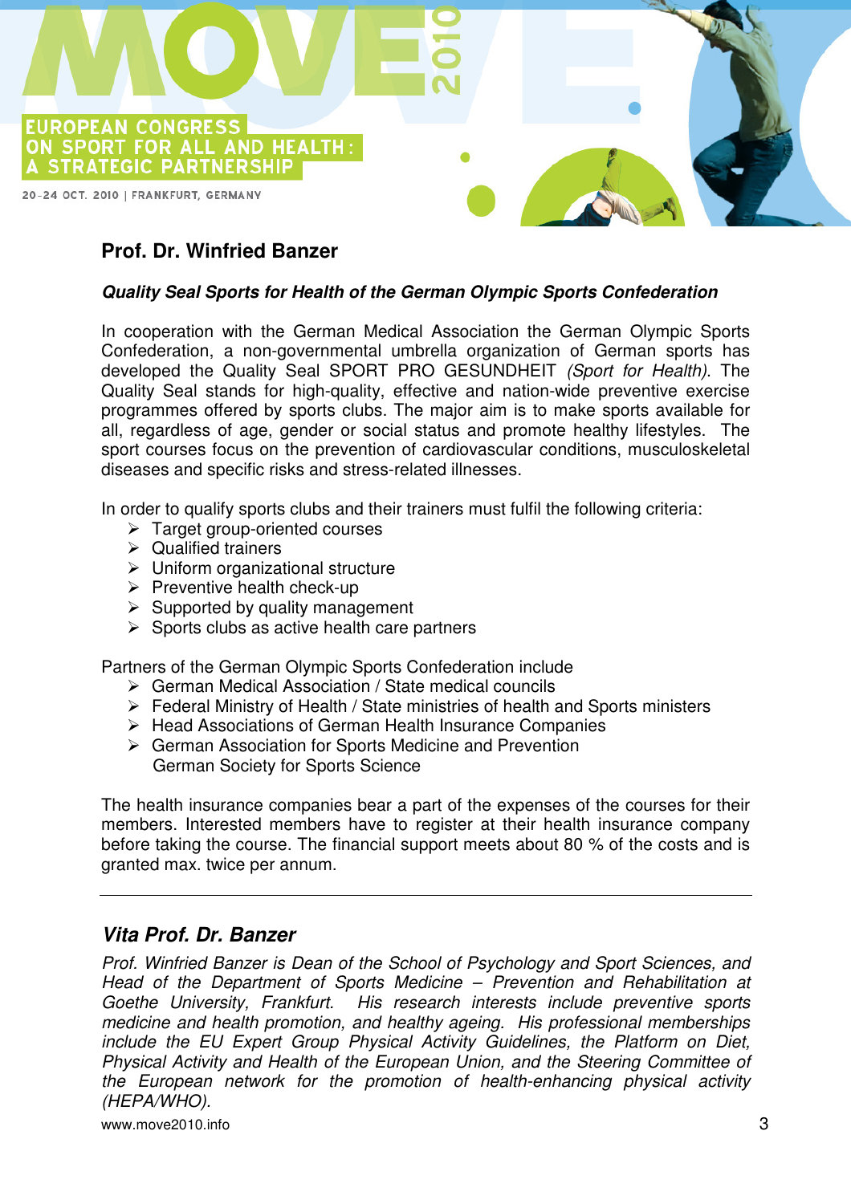## Prof. Dr. Winfried Banzer

***Quality Seal Sports for Health of the German Olympic Sports Confederation***

In cooperation with the German Medical Association the German Olympic Sports Confederation, a non-governmental umbrella organization of German sports has developed the Quality Seal SPORT PRO GESUNDHEIT *(Sport for Health)*. The Quality Seal stands for high-quality, effective and nation-wide preventive exercise programmes offered by sports clubs. The major aim is to make sports available for all, regardless of age, gender or social status and promote healthy lifestyles. The sport courses focus on the prevention of cardiovascular conditions, musculoskeletal diseases and specific risks and stress-related illnesses.

In order to qualify sports clubs and their trainers must fulfil the following criteria:

- Target group-oriented courses
- Qualified trainers
- Uniform organizational structure
- Preventive health check-up
- Supported by quality management
- Sports clubs as active health care partners

Partners of the German Olympic Sports Confederation include

- German Medical Association / State medical councils
- Federal Ministry of Health / State ministries of health and Sports ministers
- Head Associations of German Health Insurance Companies
- German Association for Sports Medicine and Prevention
  German Society for Sports Science

The health insurance companies bear a part of the expenses of the courses for their members. Interested members have to register at their health insurance company before taking the course. The financial support meets about 80 % of the costs and is granted max. twice per annum.

---

### *Vita Prof. Dr. Banzer*

*Prof. Winfried Banzer is Dean of the School of Psychology and Sport Sciences, and Head of the Department of Sports Medicine – Prevention and Rehabilitation at Goethe University, Frankfurt. His research interests include preventive sports medicine and health promotion, and healthy ageing. His professional memberships include the EU Expert Group Physical Activity Guidelines, the Platform on Diet, Physical Activity and Health of the European Union, and the Steering Committee of the European network for the promotion of health-enhancing physical activity (HEPA/WHO).*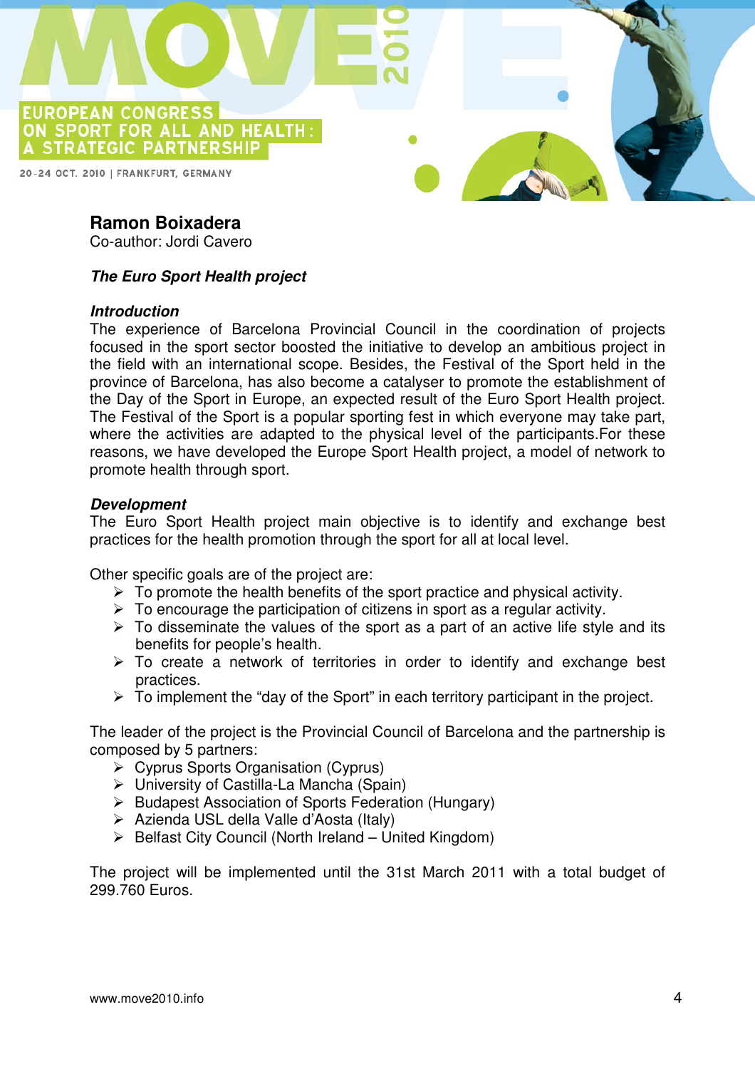**Ramon Boixadera**
Co-author: Jordi Cavero

***The Euro Sport Health project***

***Introduction***

The experience of Barcelona Provincial Council in the coordination of projects focused in the sport sector boosted the initiative to develop an ambitious project in the field with an international scope. Besides, the Festival of the Sport held in the province of Barcelona, has also become a catalyser to promote the establishment of the Day of the Sport in Europe, an expected result of the Euro Sport Health project. The Festival of the Sport is a popular sporting fest in which everyone may take part, where the activities are adapted to the physical level of the participants.For these reasons, we have developed the Europe Sport Health project, a model of network to promote health through sport.

***Development***

The Euro Sport Health project main objective is to identify and exchange best practices for the health promotion through the sport for all at local level.

Other specific goals are of the project are:

- To promote the health benefits of the sport practice and physical activity.
- To encourage the participation of citizens in sport as a regular activity.
- To disseminate the values of the sport as a part of an active life style and its benefits for people's health.
- To create a network of territories in order to identify and exchange best practices.
- To implement the "day of the Sport" in each territory participant in the project.

The leader of the project is the Provincial Council of Barcelona and the partnership is composed by 5 partners:

- Cyprus Sports Organisation (Cyprus)
- University of Castilla-La Mancha (Spain)
- Budapest Association of Sports Federation (Hungary)
- Azienda USL della Valle d'Aosta (Italy)
- Belfast City Council (North Ireland – United Kingdom)

The project will be implemented until the 31st March 2011 with a total budget of 299.760 Euros.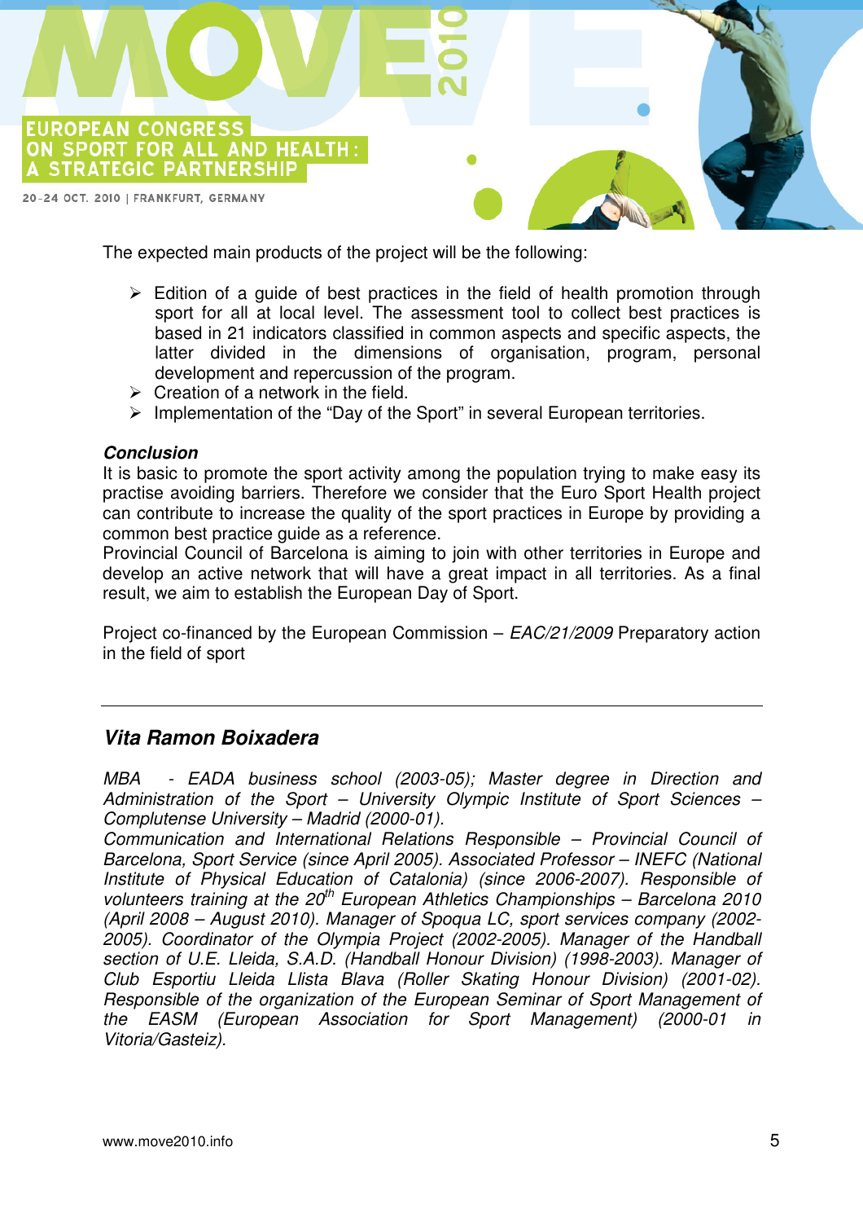The expected main products of the project will be the following:

- Edition of a guide of best practices in the field of health promotion through sport for all at local level. The assessment tool to collect best practices is based in 21 indicators classified in common aspects and specific aspects, the latter divided in the dimensions of organisation, program, personal development and repercussion of the program.
- Creation of a network in the field.
- Implementation of the "Day of the Sport" in several European territories.

***Conclusion***

It is basic to promote the sport activity among the population trying to make easy its practise avoiding barriers. Therefore we consider that the Euro Sport Health project can contribute to increase the quality of the sport practices in Europe by providing a common best practice guide as a reference.

Provincial Council of Barcelona is aiming to join with other territories in Europe and develop an active network that will have a great impact in all territories. As a final result, we aim to establish the European Day of Sport.

Project co-financed by the European Commission – *EAC/21/2009* Preparatory action in the field of sport

---

## *Vita Ramon Boixadera*

*MBA - EADA business school (2003-05); Master degree in Direction and Administration of the Sport – University Olympic Institute of Sport Sciences – Complutense University – Madrid (2000-01).*

*Communication and International Relations Responsible – Provincial Council of Barcelona, Sport Service (since April 2005). Associated Professor – INEFC (National Institute of Physical Education of Catalonia) (since 2006-2007). Responsible of volunteers training at the 20th European Athletics Championships – Barcelona 2010 (April 2008 – August 2010). Manager of Spoqua LC, sport services company (2002-2005). Coordinator of the Olympia Project (2002-2005). Manager of the Handball section of U.E. Lleida, S.A.D. (Handball Honour Division) (1998-2003). Manager of Club Esportiu Lleida Llista Blava (Roller Skating Honour Division) (2001-02). Responsible of the organization of the European Seminar of Sport Management of the EASM (European Association for Sport Management) (2000-01 in Vitoria/Gasteiz).*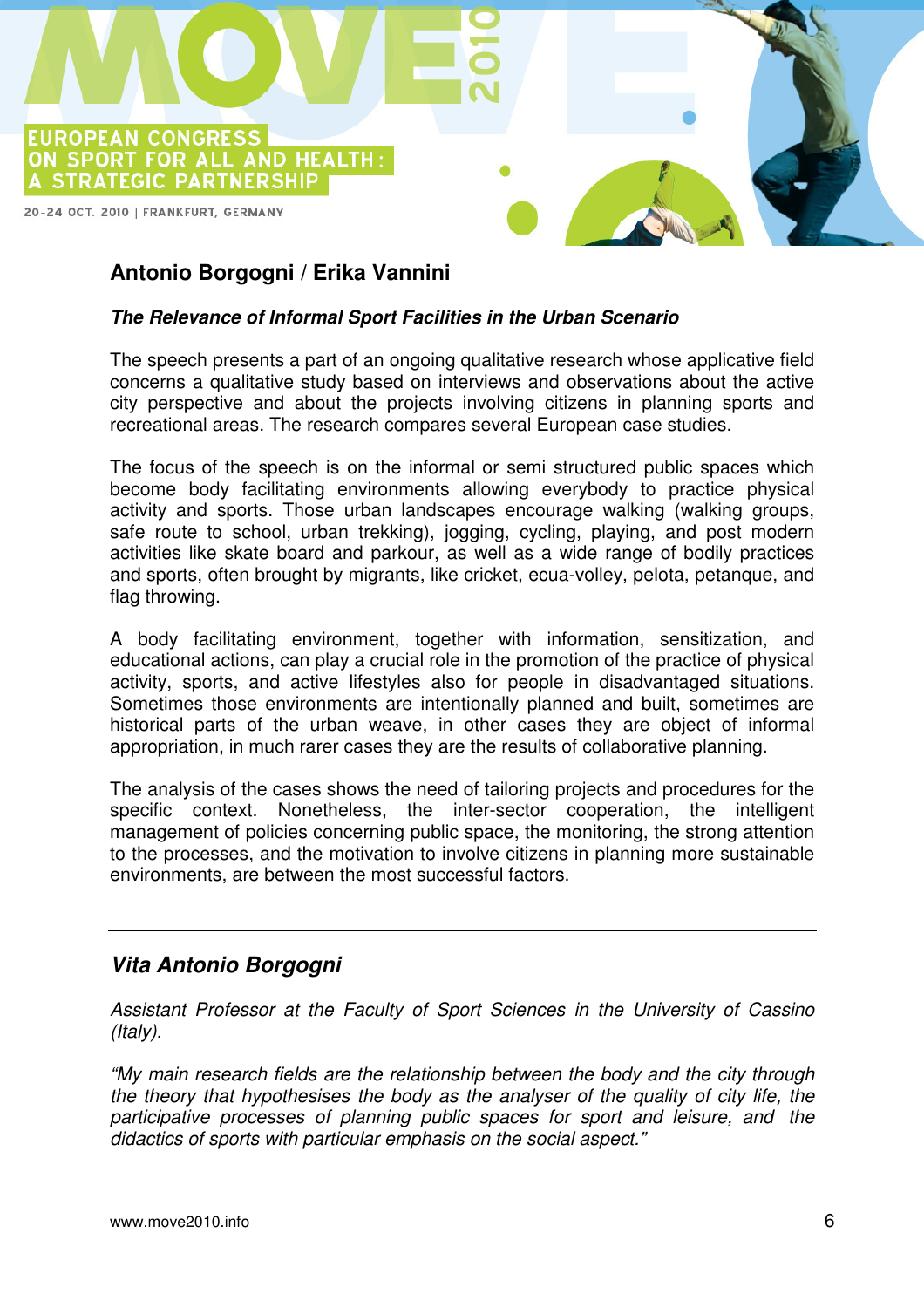## Antonio Borgogni / Erika Vannini

***The Relevance of Informal Sport Facilities in the Urban Scenario***

The speech presents a part of an ongoing qualitative research whose applicative field concerns a qualitative study based on interviews and observations about the active city perspective and about the projects involving citizens in planning sports and recreational areas. The research compares several European case studies.

The focus of the speech is on the informal or semi structured public spaces which become body facilitating environments allowing everybody to practice physical activity and sports. Those urban landscapes encourage walking (walking groups, safe route to school, urban trekking), jogging, cycling, playing, and post modern activities like skate board and parkour, as well as a wide range of bodily practices and sports, often brought by migrants, like cricket, ecua-volley, pelota, petanque, and flag throwing.

A body facilitating environment, together with information, sensitization, and educational actions, can play a crucial role in the promotion of the practice of physical activity, sports, and active lifestyles also for people in disadvantaged situations. Sometimes those environments are intentionally planned and built, sometimes are historical parts of the urban weave, in other cases they are object of informal appropriation, in much rarer cases they are the results of collaborative planning.

The analysis of the cases shows the need of tailoring projects and procedures for the specific context. Nonetheless, the inter-sector cooperation, the intelligent management of policies concerning public space, the monitoring, the strong attention to the processes, and the motivation to involve citizens in planning more sustainable environments, are between the most successful factors.

---

## *Vita Antonio Borgogni*

*Assistant Professor at the Faculty of Sport Sciences in the University of Cassino (Italy).*

*"My main research fields are the relationship between the body and the city through the theory that hypothesises the body as the analyser of the quality of city life, the participative processes of planning public spaces for sport and leisure, and the didactics of sports with particular emphasis on the social aspect."*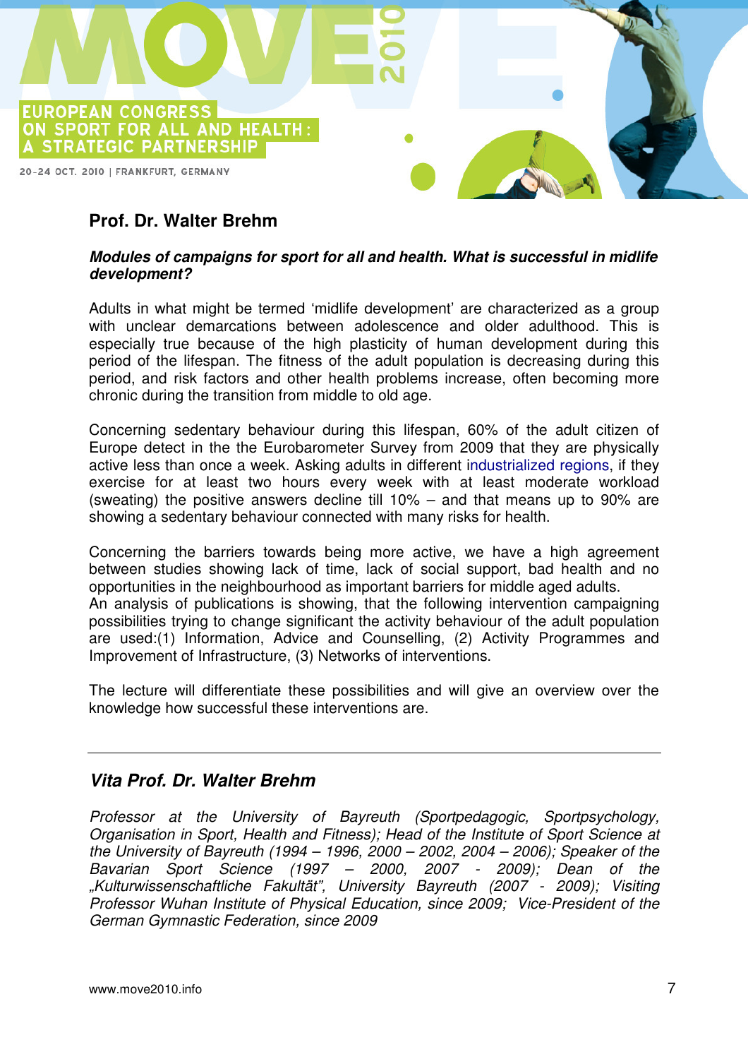## Prof. Dr. Walter Brehm

***Modules of campaigns for sport for all and health. What is successful in midlife development?***

Adults in what might be termed 'midlife development' are characterized as a group with unclear demarcations between adolescence and older adulthood. This is especially true because of the high plasticity of human development during this period of the lifespan. The fitness of the adult population is decreasing during this period, and risk factors and other health problems increase, often becoming more chronic during the transition from middle to old age.

Concerning sedentary behaviour during this lifespan, 60% of the adult citizen of Europe detect in the the Eurobarometer Survey from 2009 that they are physically active less than once a week. Asking adults in different industrialized regions, if they exercise for at least two hours every week with at least moderate workload (sweating) the positive answers decline till 10% – and that means up to 90% are showing a sedentary behaviour connected with many risks for health.

Concerning the barriers towards being more active, we have a high agreement between studies showing lack of time, lack of social support, bad health and no opportunities in the neighbourhood as important barriers for middle aged adults.
An analysis of publications is showing, that the following intervention campaigning possibilities trying to change significant the activity behaviour of the adult population are used:(1) Information, Advice and Counselling, (2) Activity Programmes and Improvement of Infrastructure, (3) Networks of interventions.

The lecture will differentiate these possibilities and will give an overview over the knowledge how successful these interventions are.

---

### *Vita Prof. Dr. Walter Brehm*

*Professor at the University of Bayreuth (Sportpedagogic, Sportpsychology, Organisation in Sport, Health and Fitness); Head of the Institute of Sport Science at the University of Bayreuth (1994 – 1996, 2000 – 2002, 2004 – 2006); Speaker of the Bavarian Sport Science (1997 – 2000, 2007 - 2009); Dean of the „Kulturwissenschaftliche Fakultät", University Bayreuth (2007 - 2009); Visiting Professor Wuhan Institute of Physical Education, since 2009; Vice-President of the German Gymnastic Federation, since 2009*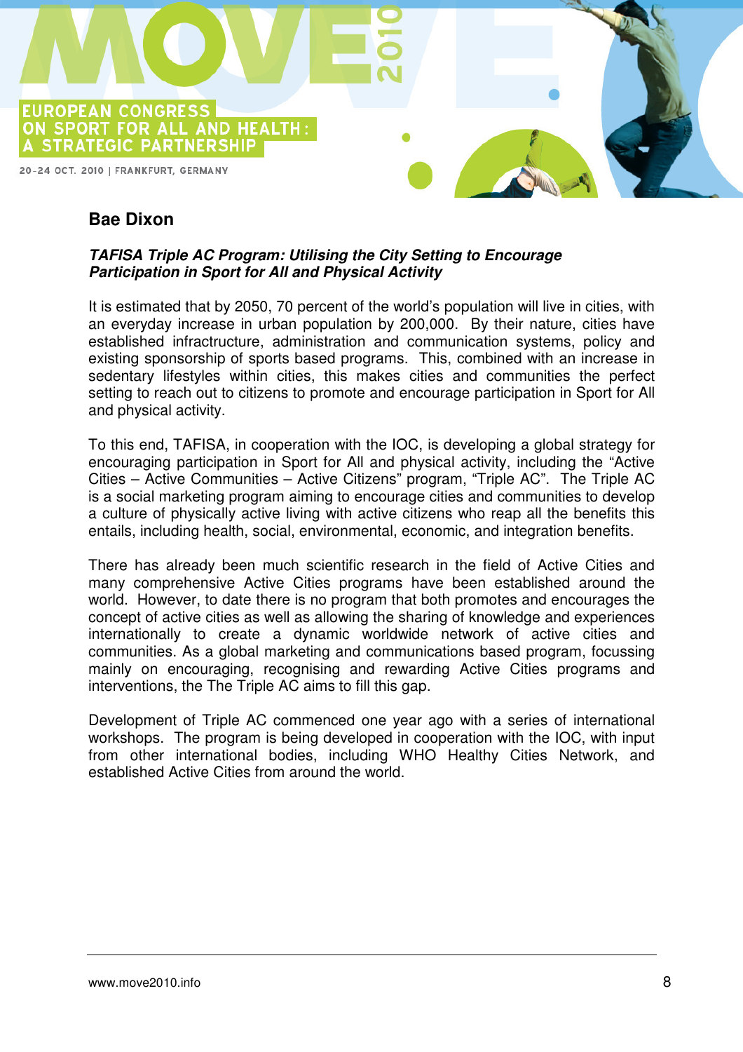## Bae Dixon

***TAFISA Triple AC Program: Utilising the City Setting to Encourage Participation in Sport for All and Physical Activity***

It is estimated that by 2050, 70 percent of the world's population will live in cities, with an everyday increase in urban population by 200,000. By their nature, cities have established infractructure, administration and communication systems, policy and existing sponsorship of sports based programs. This, combined with an increase in sedentary lifestyles within cities, this makes cities and communities the perfect setting to reach out to citizens to promote and encourage participation in Sport for All and physical activity.

To this end, TAFISA, in cooperation with the IOC, is developing a global strategy for encouraging participation in Sport for All and physical activity, including the "Active Cities – Active Communities – Active Citizens" program, "Triple AC". The Triple AC is a social marketing program aiming to encourage cities and communities to develop a culture of physically active living with active citizens who reap all the benefits this entails, including health, social, environmental, economic, and integration benefits.

There has already been much scientific research in the field of Active Cities and many comprehensive Active Cities programs have been established around the world. However, to date there is no program that both promotes and encourages the concept of active cities as well as allowing the sharing of knowledge and experiences internationally to create a dynamic worldwide network of active cities and communities. As a global marketing and communications based program, focussing mainly on encouraging, recognising and rewarding Active Cities programs and interventions, the The Triple AC aims to fill this gap.

Development of Triple AC commenced one year ago with a series of international workshops. The program is being developed in cooperation with the IOC, with input from other international bodies, including WHO Healthy Cities Network, and established Active Cities from around the world.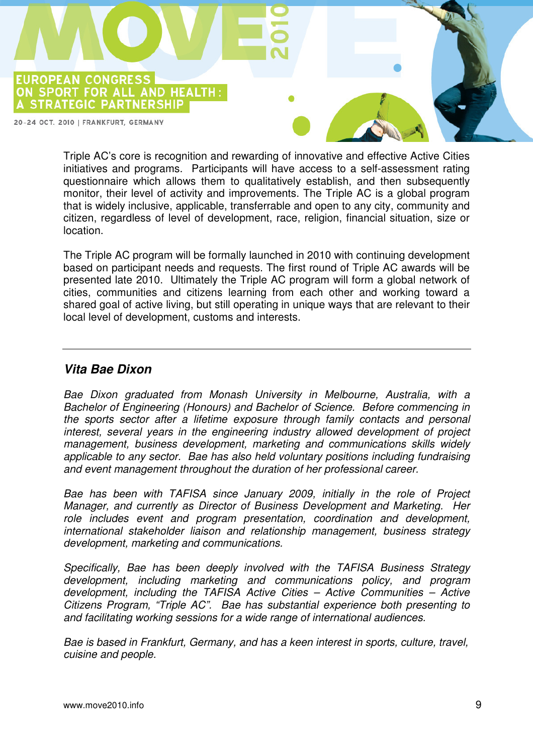Triple AC's core is recognition and rewarding of innovative and effective Active Cities initiatives and programs. Participants will have access to a self-assessment rating questionnaire which allows them to qualitatively establish, and then subsequently monitor, their level of activity and improvements. The Triple AC is a global program that is widely inclusive, applicable, transferrable and open to any city, community and citizen, regardless of level of development, race, religion, financial situation, size or location.

The Triple AC program will be formally launched in 2010 with continuing development based on participant needs and requests. The first round of Triple AC awards will be presented late 2010. Ultimately the Triple AC program will form a global network of cities, communities and citizens learning from each other and working toward a shared goal of active living, but still operating in unique ways that are relevant to their local level of development, customs and interests.

---

### *Vita Bae Dixon*

*Bae Dixon graduated from Monash University in Melbourne, Australia, with a Bachelor of Engineering (Honours) and Bachelor of Science. Before commencing in the sports sector after a lifetime exposure through family contacts and personal interest, several years in the engineering industry allowed development of project management, business development, marketing and communications skills widely applicable to any sector. Bae has also held voluntary positions including fundraising and event management throughout the duration of her professional career.*

*Bae has been with TAFISA since January 2009, initially in the role of Project Manager, and currently as Director of Business Development and Marketing. Her role includes event and program presentation, coordination and development, international stakeholder liaison and relationship management, business strategy development, marketing and communications.*

*Specifically, Bae has been deeply involved with the TAFISA Business Strategy development, including marketing and communications policy, and program development, including the TAFISA Active Cities – Active Communities – Active Citizens Program, "Triple AC". Bae has substantial experience both presenting to and facilitating working sessions for a wide range of international audiences.*

*Bae is based in Frankfurt, Germany, and has a keen interest in sports, culture, travel, cuisine and people.*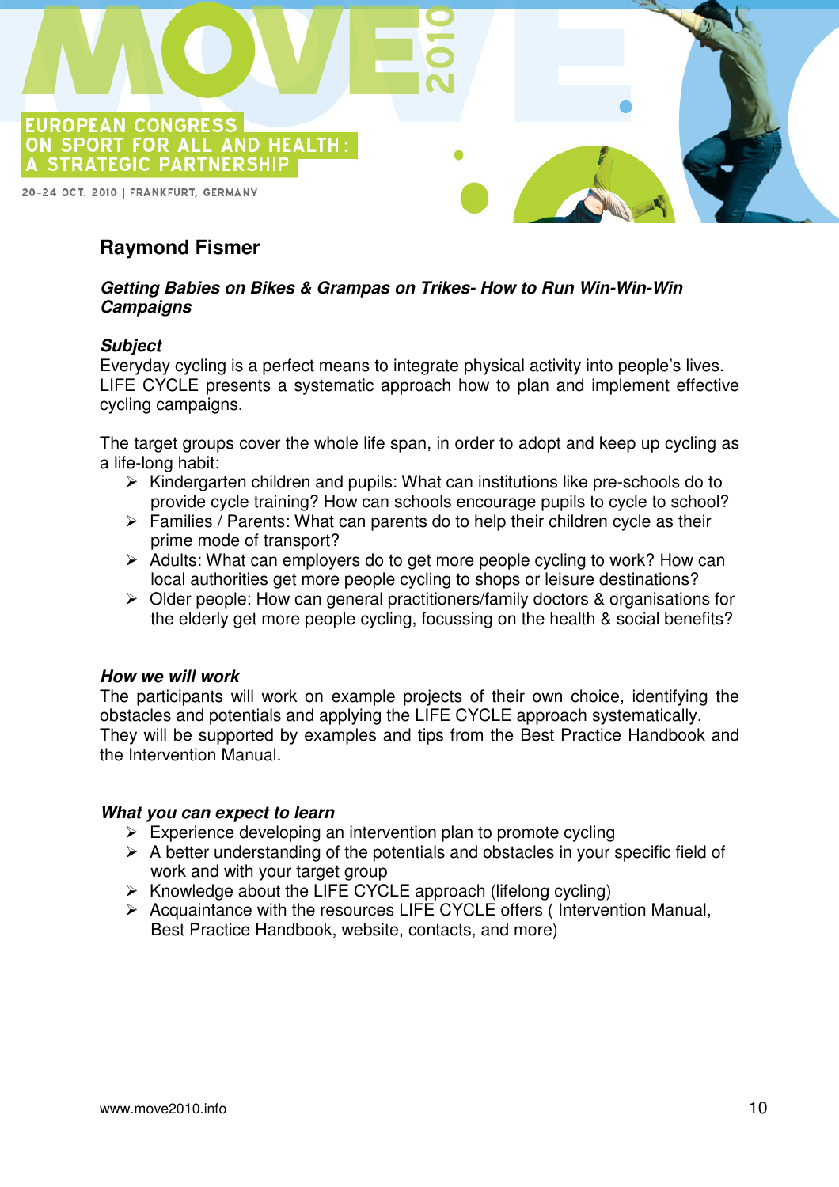## Raymond Fismer

### *Getting Babies on Bikes & Grampas on Trikes- How to Run Win-Win-Win Campaigns*

***Subject***

Everyday cycling is a perfect means to integrate physical activity into people's lives. LIFE CYCLE presents a systematic approach how to plan and implement effective cycling campaigns.

The target groups cover the whole life span, in order to adopt and keep up cycling as a life-long habit:

- Kindergarten children and pupils: What can institutions like pre-schools do to provide cycle training? How can schools encourage pupils to cycle to school?
- Families / Parents: What can parents do to help their children cycle as their prime mode of transport?
- Adults: What can employers do to get more people cycling to work? How can local authorities get more people cycling to shops or leisure destinations?
- Older people: How can general practitioners/family doctors & organisations for the elderly get more people cycling, focussing on the health & social benefits?

***How we will work***

The participants will work on example projects of their own choice, identifying the obstacles and potentials and applying the LIFE CYCLE approach systematically. They will be supported by examples and tips from the Best Practice Handbook and the Intervention Manual.

***What you can expect to learn***

- Experience developing an intervention plan to promote cycling
- A better understanding of the potentials and obstacles in your specific field of work and with your target group
- Knowledge about the LIFE CYCLE approach (lifelong cycling)
- Acquaintance with the resources LIFE CYCLE offers ( Intervention Manual, Best Practice Handbook, website, contacts, and more)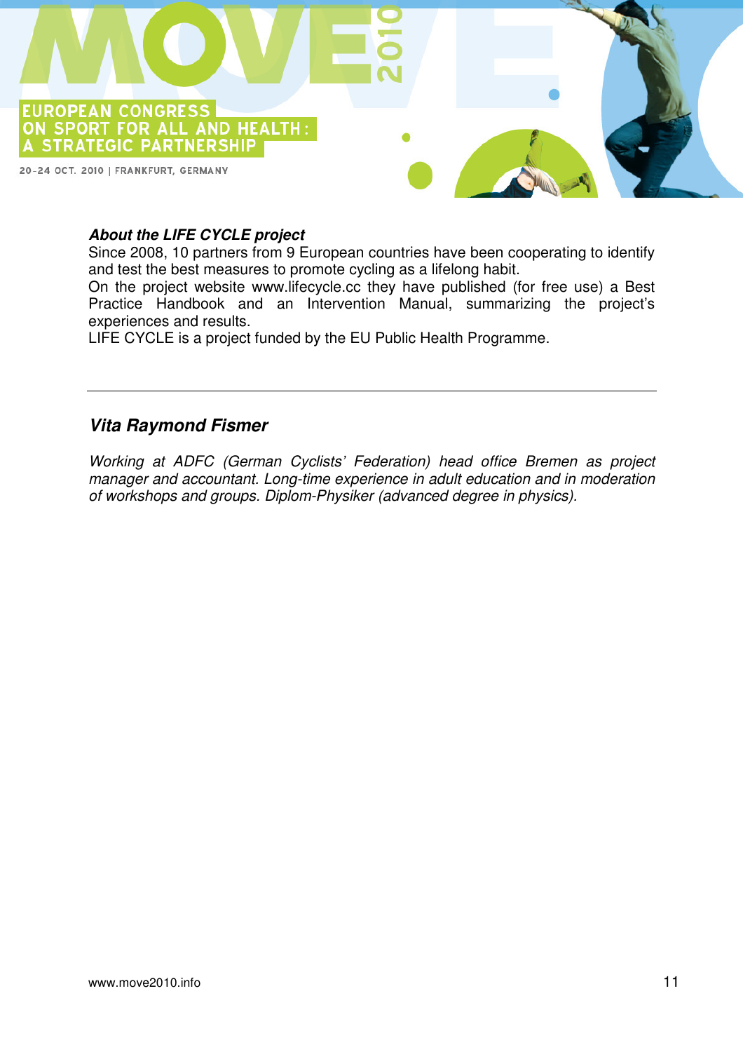***About the LIFE CYCLE project***

Since 2008, 10 partners from 9 European countries have been cooperating to identify and test the best measures to promote cycling as a lifelong habit.

On the project website www.lifecycle.cc they have published (for free use) a Best Practice Handbook and an Intervention Manual, summarizing the project's experiences and results.

LIFE CYCLE is a project funded by the EU Public Health Programme.

---

## *Vita Raymond Fismer*

*Working at ADFC (German Cyclists' Federation) head office Bremen as project manager and accountant. Long-time experience in adult education and in moderation of workshops and groups. Diplom-Physiker (advanced degree in physics).*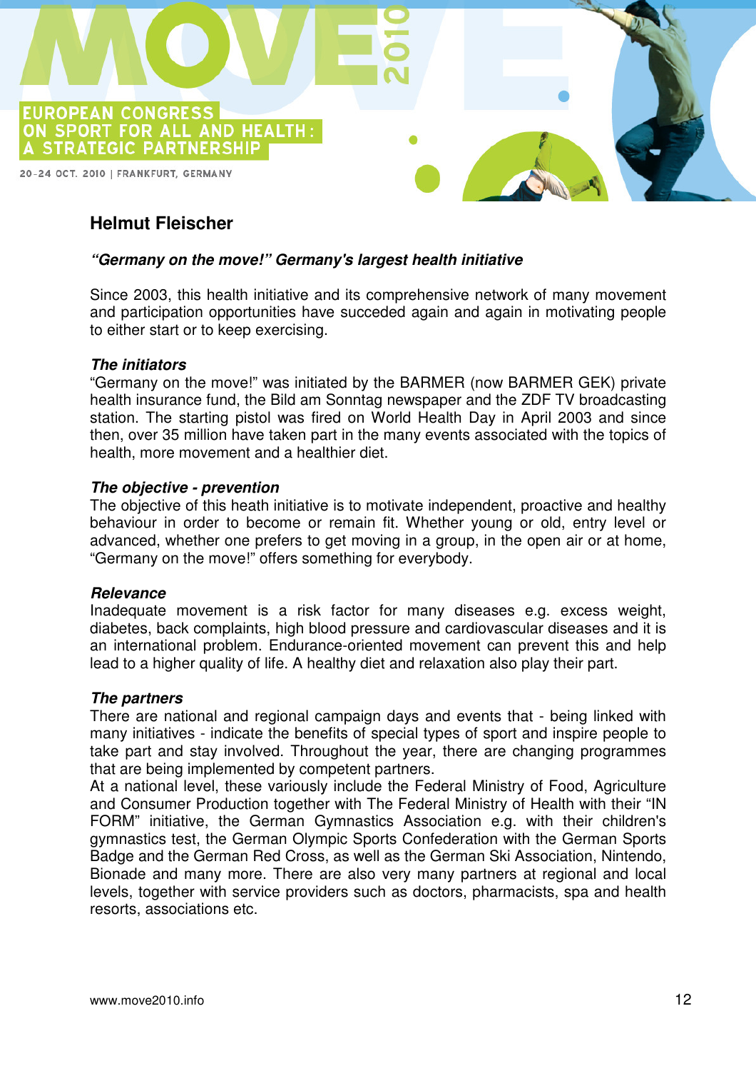## Helmut Fleischer

***"Germany on the move!" Germany's largest health initiative***

Since 2003, this health initiative and its comprehensive network of many movement and participation opportunities have succeded again and again in motivating people to either start or to keep exercising.

***The initiators***

"Germany on the move!" was initiated by the BARMER (now BARMER GEK) private health insurance fund, the Bild am Sonntag newspaper and the ZDF TV broadcasting station. The starting pistol was fired on World Health Day in April 2003 and since then, over 35 million have taken part in the many events associated with the topics of health, more movement and a healthier diet.

***The objective - prevention***

The objective of this heath initiative is to motivate independent, proactive and healthy behaviour in order to become or remain fit. Whether young or old, entry level or advanced, whether one prefers to get moving in a group, in the open air or at home, "Germany on the move!" offers something for everybody.

***Relevance***

Inadequate movement is a risk factor for many diseases e.g. excess weight, diabetes, back complaints, high blood pressure and cardiovascular diseases and it is an international problem. Endurance-oriented movement can prevent this and help lead to a higher quality of life. A healthy diet and relaxation also play their part.

***The partners***

There are national and regional campaign days and events that - being linked with many initiatives - indicate the benefits of special types of sport and inspire people to take part and stay involved. Throughout the year, there are changing programmes that are being implemented by competent partners.

At a national level, these variously include the Federal Ministry of Food, Agriculture and Consumer Production together with The Federal Ministry of Health with their "IN FORM" initiative, the German Gymnastics Association e.g. with their children's gymnastics test, the German Olympic Sports Confederation with the German Sports Badge and the German Red Cross, as well as the German Ski Association, Nintendo, Bionade and many more. There are also very many partners at regional and local levels, together with service providers such as doctors, pharmacists, spa and health resorts, associations etc.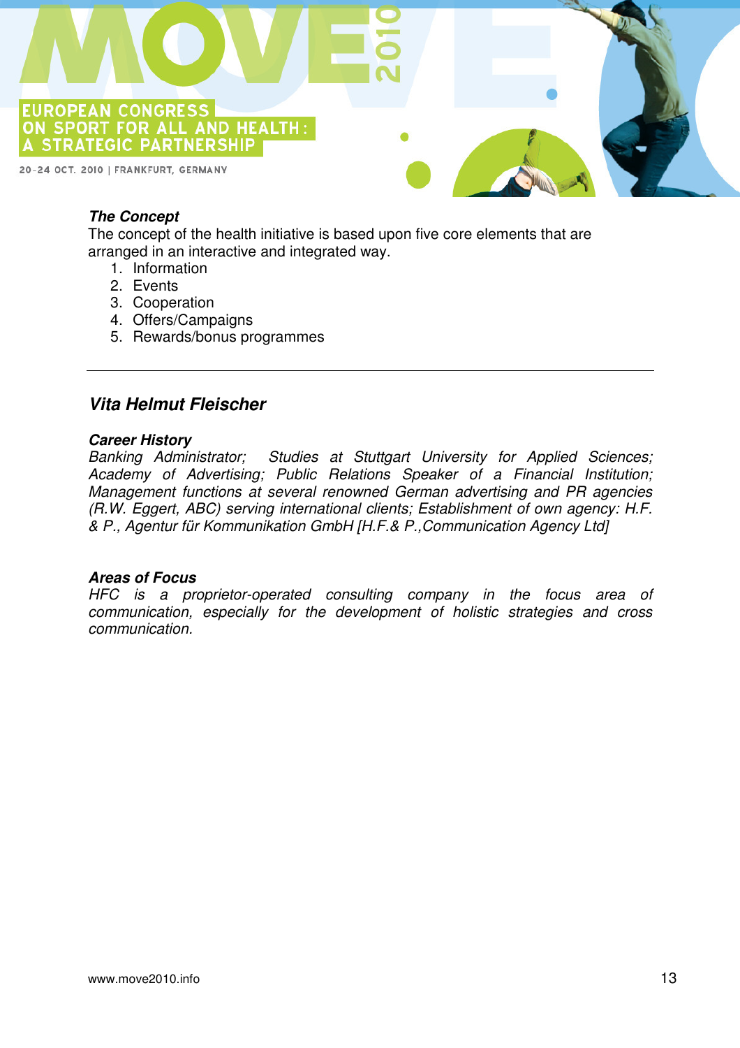### The Concept

The concept of the health initiative is based upon five core elements that are arranged in an interactive and integrated way.

1. Information
2. Events
3. Cooperation
4. Offers/Campaigns
5. Rewards/bonus programmes

---

## Vita Helmut Fleischer

### Career History

*Banking Administrator; Studies at Stuttgart University for Applied Sciences; Academy of Advertising; Public Relations Speaker of a Financial Institution; Management functions at several renowned German advertising and PR agencies (R.W. Eggert, ABC) serving international clients; Establishment of own agency: H.F. & P., Agentur für Kommunikation GmbH [H.F.& P.,Communication Agency Ltd]*

### Areas of Focus

*HFC is a proprietor-operated consulting company in the focus area of communication, especially for the development of holistic strategies and cross communication.*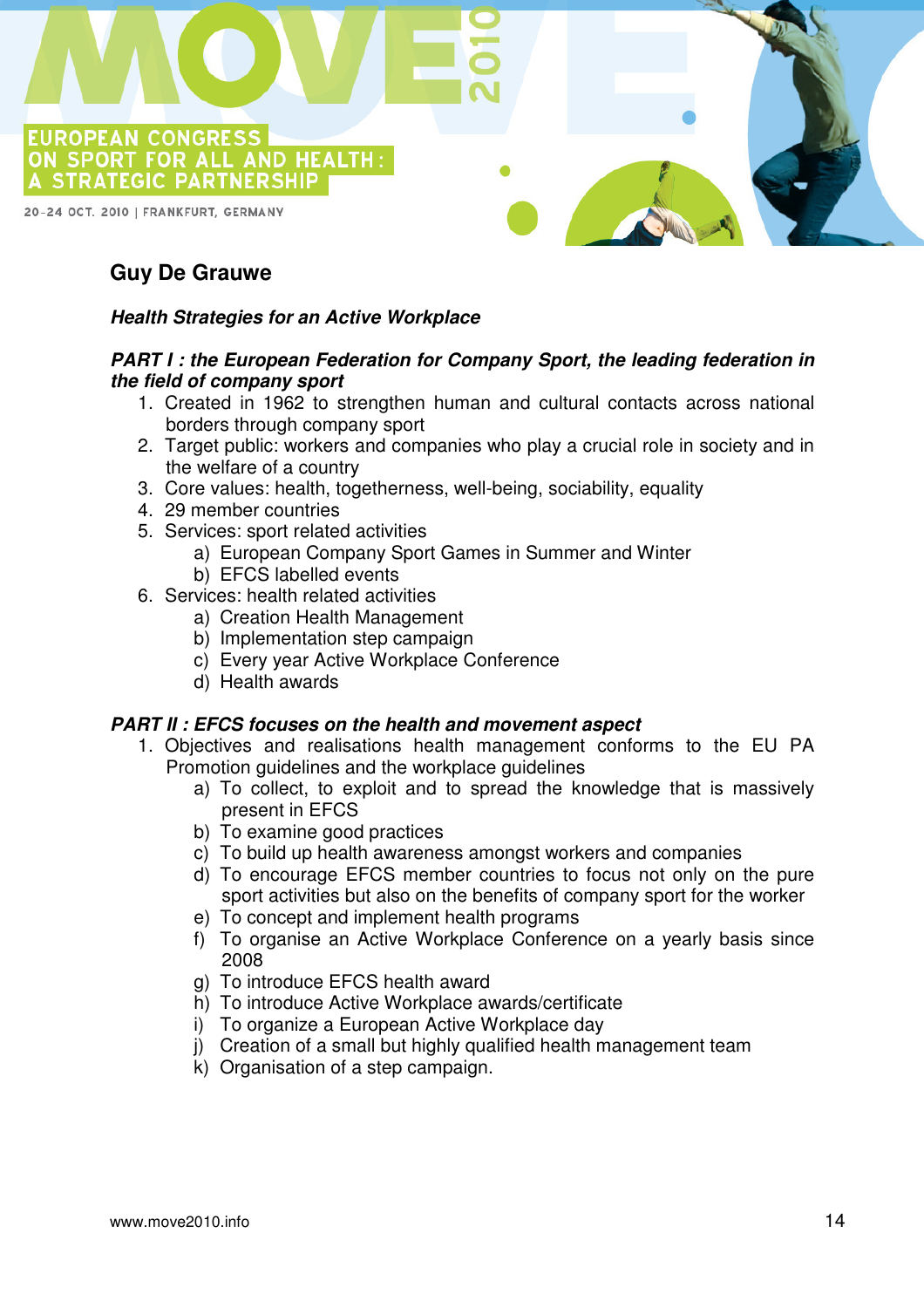## Guy De Grauwe

***Health Strategies for an Active Workplace***

***PART I : the European Federation for Company Sport, the leading federation in the field of company sport***

1. Created in 1962 to strengthen human and cultural contacts across national borders through company sport
2. Target public: workers and companies who play a crucial role in society and in the welfare of a country
3. Core values: health, togetherness, well-being, sociability, equality
4. 29 member countries
5. Services: sport related activities
    a) European Company Sport Games in Summer and Winter
    b) EFCS labelled events
6. Services: health related activities
    a) Creation Health Management
    b) Implementation step campaign
    c) Every year Active Workplace Conference
    d) Health awards

***PART II : EFCS focuses on the health and movement aspect***

1. Objectives and realisations health management conforms to the EU PA Promotion guidelines and the workplace guidelines
    a) To collect, to exploit and to spread the knowledge that is massively present in EFCS
    b) To examine good practices
    c) To build up health awareness amongst workers and companies
    d) To encourage EFCS member countries to focus not only on the pure sport activities but also on the benefits of company sport for the worker
    e) To concept and implement health programs
    f) To organise an Active Workplace Conference on a yearly basis since 2008
    g) To introduce EFCS health award
    h) To introduce Active Workplace awards/certificate
    i) To organize a European Active Workplace day
    j) Creation of a small but highly qualified health management team
    k) Organisation of a step campaign.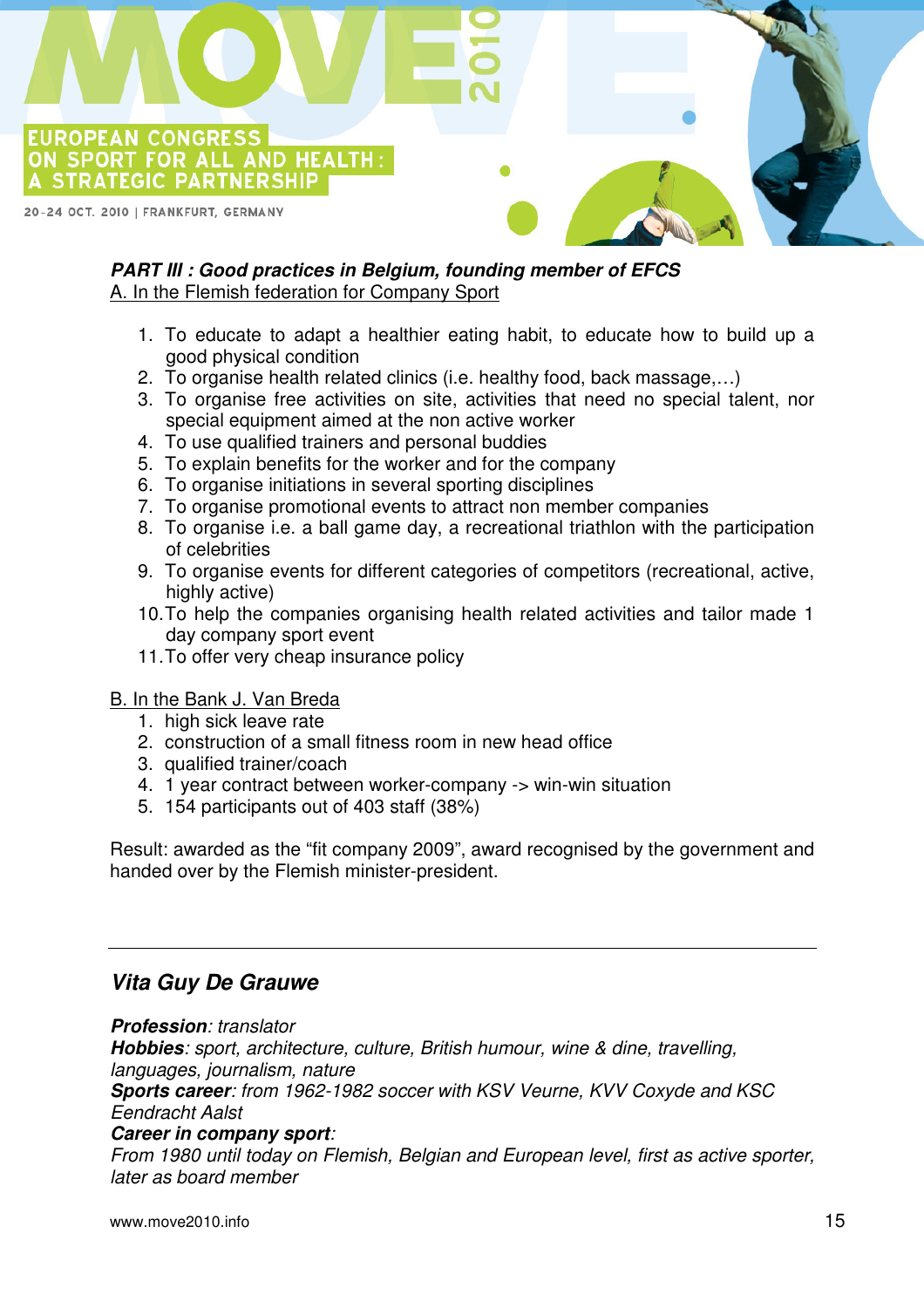## PART III : Good practices in Belgium, founding member of EFCS

A. In the Flemish federation for Company Sport

1. To educate to adapt a healthier eating habit, to educate how to build up a good physical condition
2. To organise health related clinics (i.e. healthy food, back massage,…)
3. To organise free activities on site, activities that need no special talent, nor special equipment aimed at the non active worker
4. To use qualified trainers and personal buddies
5. To explain benefits for the worker and for the company
6. To organise initiations in several sporting disciplines
7. To organise promotional events to attract non member companies
8. To organise i.e. a ball game day, a recreational triathlon with the participation of celebrities
9. To organise events for different categories of competitors (recreational, active, highly active)
10. To help the companies organising health related activities and tailor made 1 day company sport event
11. To offer very cheap insurance policy

B. In the Bank J. Van Breda

1. high sick leave rate
2. construction of a small fitness room in new head office
3. qualified trainer/coach
4. 1 year contract between worker-company -> win-win situation
5. 154 participants out of 403 staff (38%)

Result: awarded as the "fit company 2009", award recognised by the government and handed over by the Flemish minister-president.

---

## Vita Guy De Grauwe

***Profession***: *translator*
***Hobbies***: *sport, architecture, culture, British humour, wine & dine, travelling, languages, journalism, nature*
***Sports career***: *from 1962-1982 soccer with KSV Veurne, KVV Coxyde and KSC Eendracht Aalst*
***Career in company sport***:
*From 1980 until today on Flemish, Belgian and European level, first as active sporter, later as board member*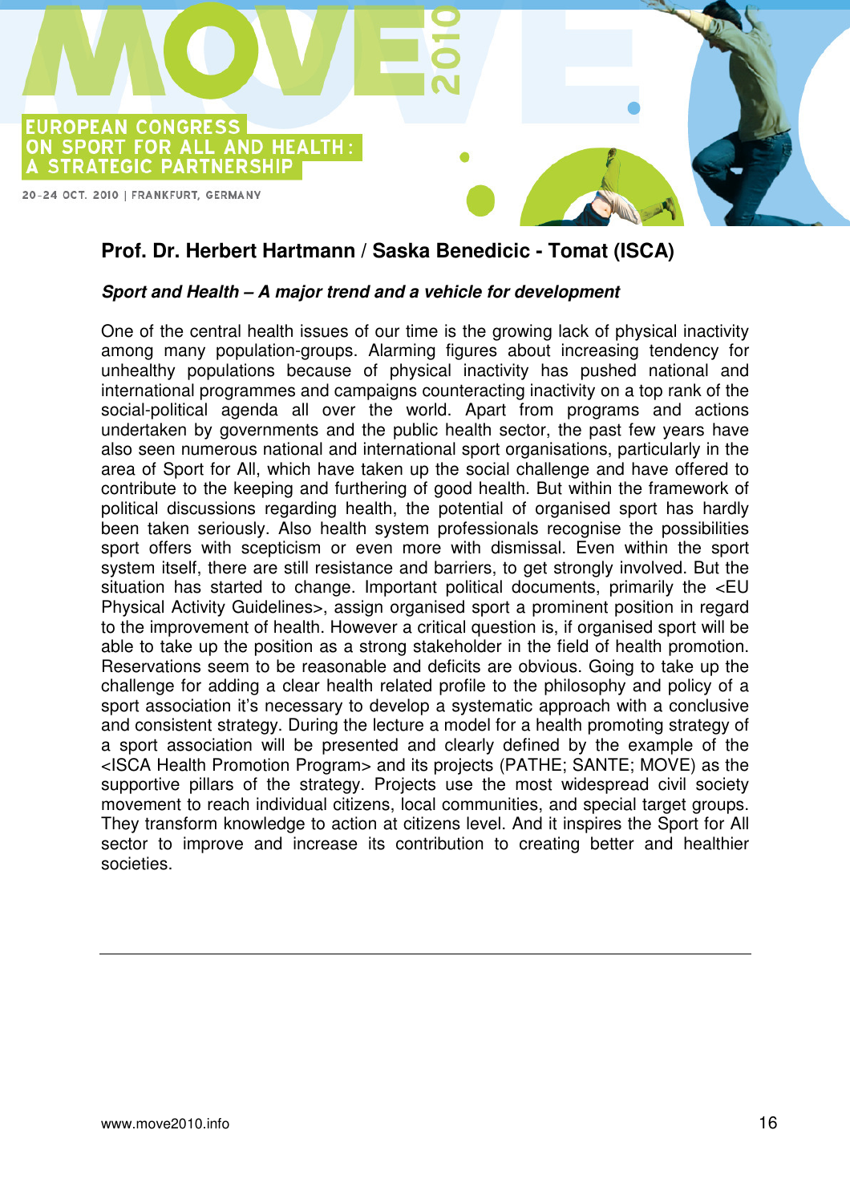## Prof. Dr. Herbert Hartmann / Saska Benedicic - Tomat (ISCA)

***Sport and Health – A major trend and a vehicle for development***

One of the central health issues of our time is the growing lack of physical inactivity among many population-groups. Alarming figures about increasing tendency for unhealthy populations because of physical inactivity has pushed national and international programmes and campaigns counteracting inactivity on a top rank of the social-political agenda all over the world. Apart from programs and actions undertaken by governments and the public health sector, the past few years have also seen numerous national and international sport organisations, particularly in the area of Sport for All, which have taken up the social challenge and have offered to contribute to the keeping and furthering of good health. But within the framework of political discussions regarding health, the potential of organised sport has hardly been taken seriously. Also health system professionals recognise the possibilities sport offers with scepticism or even more with dismissal. Even within the sport system itself, there are still resistance and barriers, to get strongly involved. But the situation has started to change. Important political documents, primarily the <EU Physical Activity Guidelines>, assign organised sport a prominent position in regard to the improvement of health. However a critical question is, if organised sport will be able to take up the position as a strong stakeholder in the field of health promotion. Reservations seem to be reasonable and deficits are obvious. Going to take up the challenge for adding a clear health related profile to the philosophy and policy of a sport association it's necessary to develop a systematic approach with a conclusive and consistent strategy. During the lecture a model for a health promoting strategy of a sport association will be presented and clearly defined by the example of the <ISCA Health Promotion Program> and its projects (PATHE; SANTE; MOVE) as the supportive pillars of the strategy. Projects use the most widespread civil society movement to reach individual citizens, local communities, and special target groups. They transform knowledge to action at citizens level. And it inspires the Sport for All sector to improve and increase its contribution to creating better and healthier societies.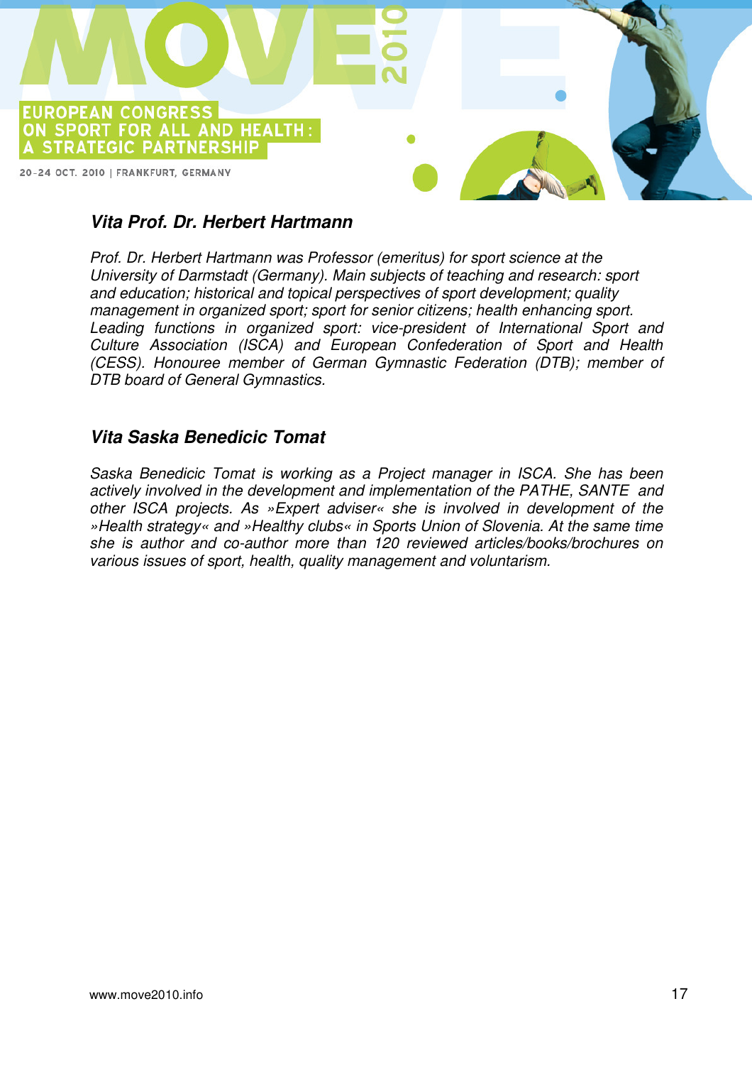## *Vita Prof. Dr. Herbert Hartmann*

*Prof. Dr. Herbert Hartmann was Professor (emeritus) for sport science at the University of Darmstadt (Germany). Main subjects of teaching and research: sport and education; historical and topical perspectives of sport development; quality management in organized sport; sport for senior citizens; health enhancing sport. Leading functions in organized sport: vice-president of International Sport and Culture Association (ISCA) and European Confederation of Sport and Health (CESS). Honouree member of German Gymnastic Federation (DTB); member of DTB board of General Gymnastics.*

## *Vita Saska Benedicic Tomat*

*Saska Benedicic Tomat is working as a Project manager in ISCA. She has been actively involved in the development and implementation of the PATHE, SANTE and other ISCA projects. As »Expert adviser« she is involved in development of the »Health strategy« and »Healthy clubs« in Sports Union of Slovenia. At the same time she is author and co-author more than 120 reviewed articles/books/brochures on various issues of sport, health, quality management and voluntarism.*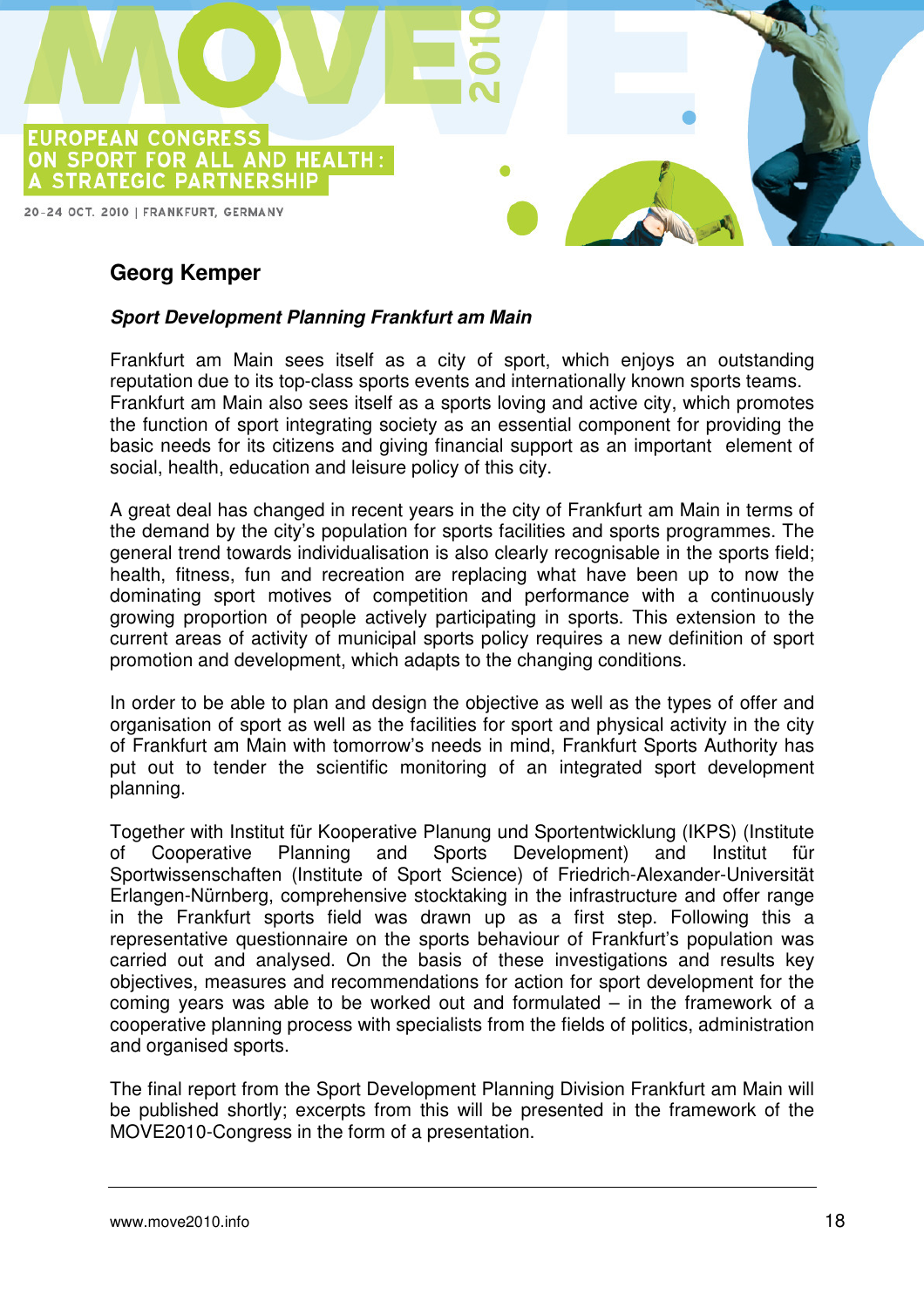## Georg Kemper

***Sport Development Planning Frankfurt am Main***

Frankfurt am Main sees itself as a city of sport, which enjoys an outstanding reputation due to its top-class sports events and internationally known sports teams. Frankfurt am Main also sees itself as a sports loving and active city, which promotes the function of sport integrating society as an essential component for providing the basic needs for its citizens and giving financial support as an important element of social, health, education and leisure policy of this city.

A great deal has changed in recent years in the city of Frankfurt am Main in terms of the demand by the city's population for sports facilities and sports programmes. The general trend towards individualisation is also clearly recognisable in the sports field; health, fitness, fun and recreation are replacing what have been up to now the dominating sport motives of competition and performance with a continuously growing proportion of people actively participating in sports. This extension to the current areas of activity of municipal sports policy requires a new definition of sport promotion and development, which adapts to the changing conditions.

In order to be able to plan and design the objective as well as the types of offer and organisation of sport as well as the facilities for sport and physical activity in the city of Frankfurt am Main with tomorrow's needs in mind, Frankfurt Sports Authority has put out to tender the scientific monitoring of an integrated sport development planning.

Together with Institut für Kooperative Planung und Sportentwicklung (IKPS) (Institute of Cooperative Planning and Sports Development) and Institut für Sportwissenschaften (Institute of Sport Science) of Friedrich-Alexander-Universität Erlangen-Nürnberg, comprehensive stocktaking in the infrastructure and offer range in the Frankfurt sports field was drawn up as a first step. Following this a representative questionnaire on the sports behaviour of Frankfurt's population was carried out and analysed. On the basis of these investigations and results key objectives, measures and recommendations for action for sport development for the coming years was able to be worked out and formulated – in the framework of a cooperative planning process with specialists from the fields of politics, administration and organised sports.

The final report from the Sport Development Planning Division Frankfurt am Main will be published shortly; excerpts from this will be presented in the framework of the MOVE2010-Congress in the form of a presentation.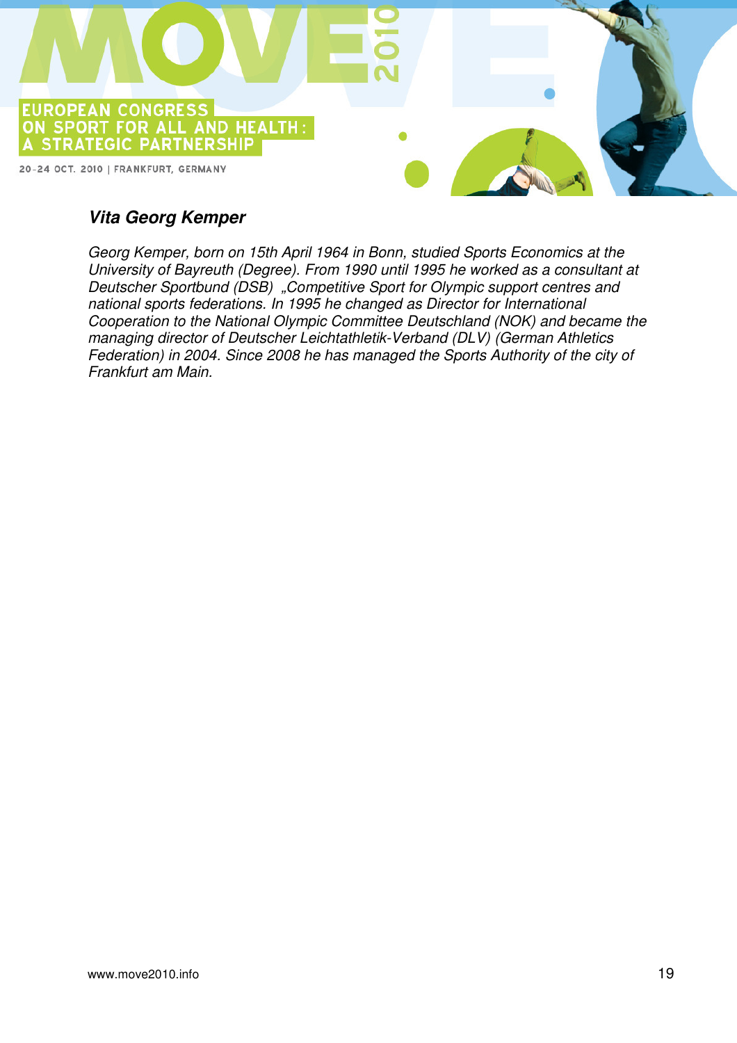***Vita Georg Kemper***

*Georg Kemper, born on 15th April 1964 in Bonn, studied Sports Economics at the University of Bayreuth (Degree). From 1990 until 1995 he worked as a consultant at Deutscher Sportbund (DSB) „Competitive Sport for Olympic support centres and national sports federations. In 1995 he changed as Director for International Cooperation to the National Olympic Committee Deutschland (NOK) and became the managing director of Deutscher Leichtathletik-Verband (DLV) (German Athletics Federation) in 2004. Since 2008 he has managed the Sports Authority of the city of Frankfurt am Main.*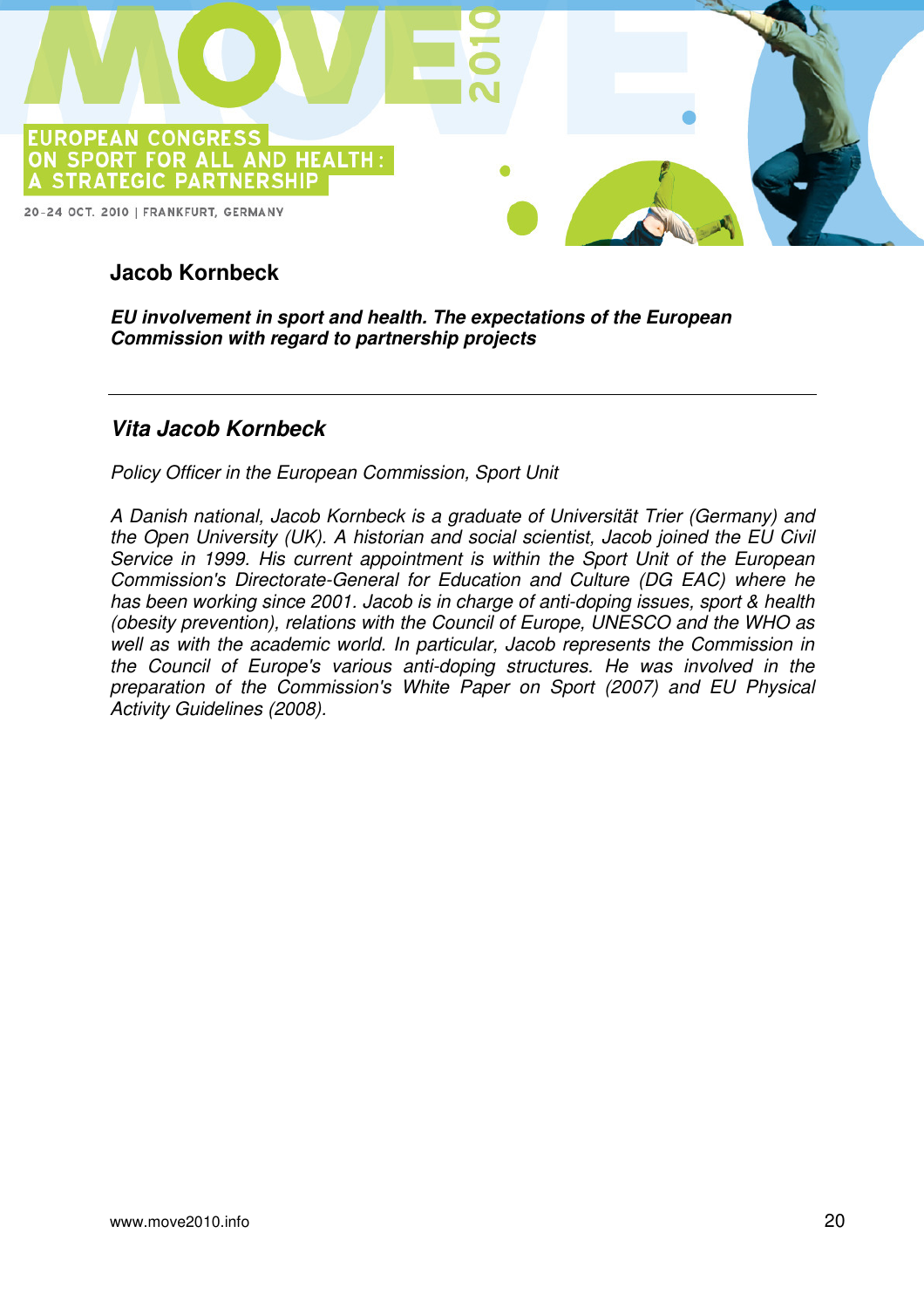## Jacob Kornbeck

***EU involvement in sport and health. The expectations of the European Commission with regard to partnership projects***

---

### *Vita Jacob Kornbeck*

*Policy Officer in the European Commission, Sport Unit*

*A Danish national, Jacob Kornbeck is a graduate of Universität Trier (Germany) and the Open University (UK). A historian and social scientist, Jacob joined the EU Civil Service in 1999. His current appointment is within the Sport Unit of the European Commission's Directorate-General for Education and Culture (DG EAC) where he has been working since 2001. Jacob is in charge of anti-doping issues, sport & health (obesity prevention), relations with the Council of Europe, UNESCO and the WHO as well as with the academic world. In particular, Jacob represents the Commission in the Council of Europe's various anti-doping structures. He was involved in the preparation of the Commission's White Paper on Sport (2007) and EU Physical Activity Guidelines (2008).*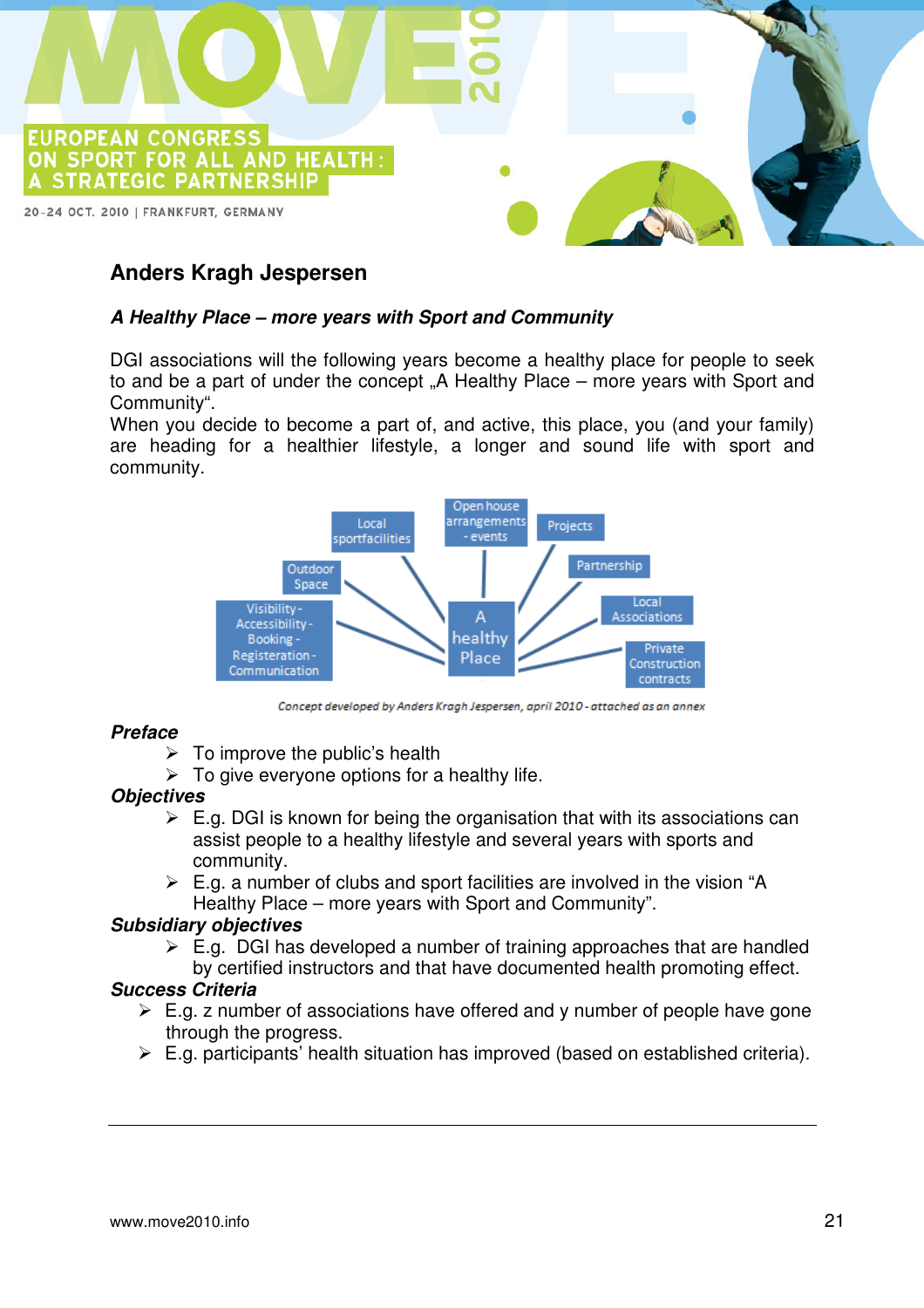## Anders Kragh Jespersen

### *A Healthy Place – more years with Sport and Community*

DGI associations will the following years become a healthy place for people to seek to and be a part of under the concept „A Healthy Place – more years with Sport and Community“.
When you decide to become a part of, and active, this place, you (and your family) are heading for a healthier lifestyle, a longer and sound life with sport and community.

Concept developed by Anders Kragh Jespersen, april 2010 - attached as an annex

***Preface***

- To improve the public's health
- To give everyone options for a healthy life.

***Objectives***

- E.g. DGI is known for being the organisation that with its associations can assist people to a healthy lifestyle and several years with sports and community.
- E.g. a number of clubs and sport facilities are involved in the vision "A Healthy Place – more years with Sport and Community".

***Subsidiary objectives***

- E.g. DGI has developed a number of training approaches that are handled by certified instructors and that have documented health promoting effect.

***Success Criteria***

- E.g. z number of associations have offered and y number of people have gone through the progress.
- E.g. participants' health situation has improved (based on established criteria).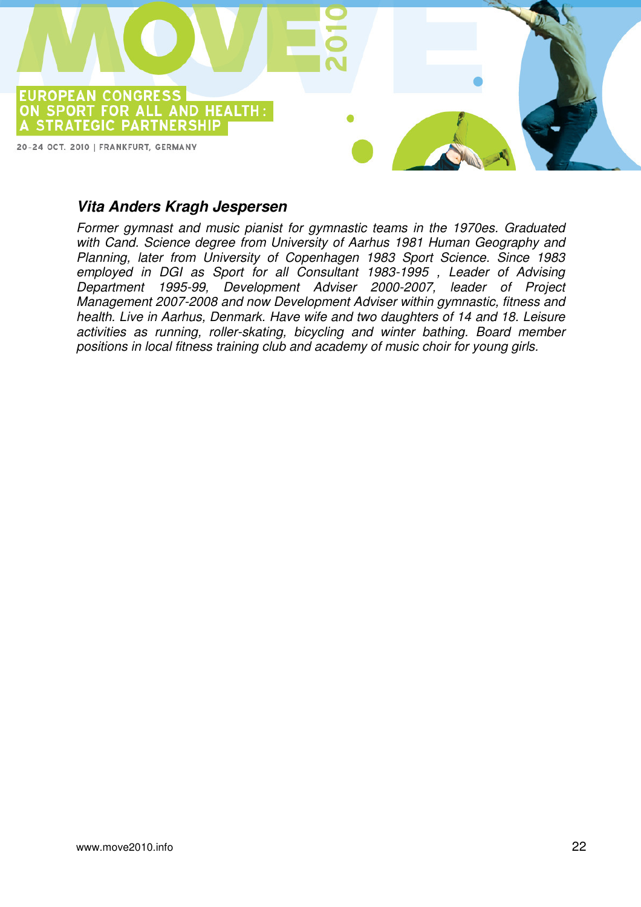### *Vita Anders Kragh Jespersen*

*Former gymnast and music pianist for gymnastic teams in the 1970es. Graduated with Cand. Science degree from University of Aarhus 1981 Human Geography and Planning, later from University of Copenhagen 1983 Sport Science. Since 1983 employed in DGI as Sport for all Consultant 1983-1995 , Leader of Advising Department 1995-99, Development Adviser 2000-2007, leader of Project Management 2007-2008 and now Development Adviser within gymnastic, fitness and health. Live in Aarhus, Denmark. Have wife and two daughters of 14 and 18. Leisure activities as running, roller-skating, bicycling and winter bathing. Board member positions in local fitness training club and academy of music choir for young girls.*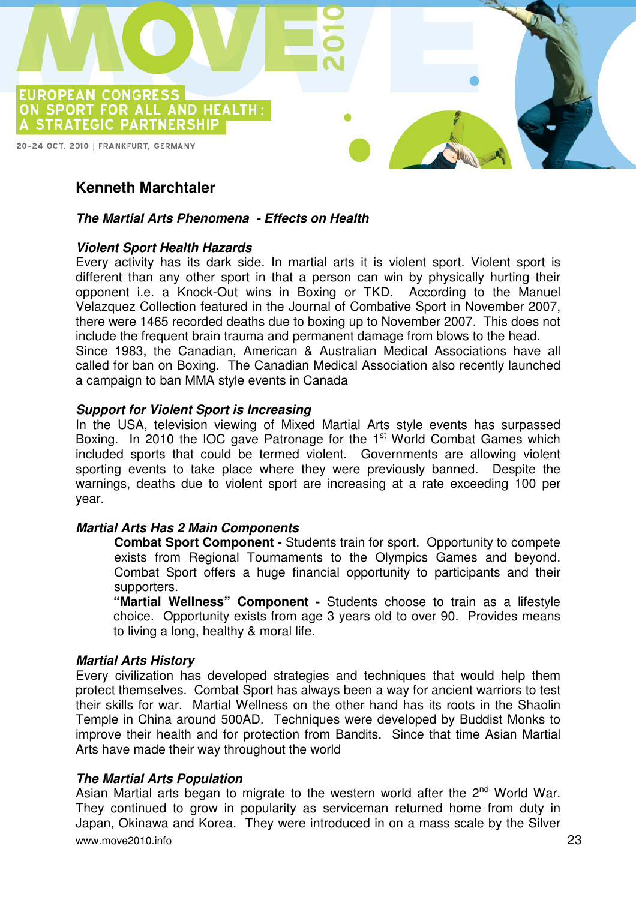## Kenneth Marchtaler

### *The Martial Arts Phenomena - Effects on Health*

***Violent Sport Health Hazards***

Every activity has its dark side. In martial arts it is violent sport. Violent sport is different than any other sport in that a person can win by physically hurting their opponent i.e. a Knock-Out wins in Boxing or TKD. According to the Manuel Velazquez Collection featured in the Journal of Combative Sport in November 2007, there were 1465 recorded deaths due to boxing up to November 2007. This does not include the frequent brain trauma and permanent damage from blows to the head.
Since 1983, the Canadian, American & Australian Medical Associations have all called for ban on Boxing. The Canadian Medical Association also recently launched a campaign to ban MMA style events in Canada

***Support for Violent Sport is Increasing***

In the USA, television viewing of Mixed Martial Arts style events has surpassed Boxing. In 2010 the IOC gave Patronage for the 1st World Combat Games which included sports that could be termed violent. Governments are allowing violent sporting events to take place where they were previously banned. Despite the warnings, deaths due to violent sport are increasing at a rate exceeding 100 per year.

***Martial Arts Has 2 Main Components***

> **Combat Sport Component -** Students train for sport. Opportunity to compete exists from Regional Tournaments to the Olympics Games and beyond. Combat Sport offers a huge financial opportunity to participants and their supporters.
> **"Martial Wellness" Component -** Students choose to train as a lifestyle choice. Opportunity exists from age 3 years old to over 90. Provides means to living a long, healthy & moral life.

***Martial Arts History***

Every civilization has developed strategies and techniques that would help them protect themselves. Combat Sport has always been a way for ancient warriors to test their skills for war. Martial Wellness on the other hand has its roots in the Shaolin Temple in China around 500AD. Techniques were developed by Buddist Monks to improve their health and for protection from Bandits. Since that time Asian Martial Arts have made their way throughout the world

***The Martial Arts Population***

Asian Martial arts began to migrate to the western world after the 2nd World War. They continued to grow in popularity as serviceman returned home from duty in Japan, Okinawa and Korea. They were introduced in on a mass scale by the Silver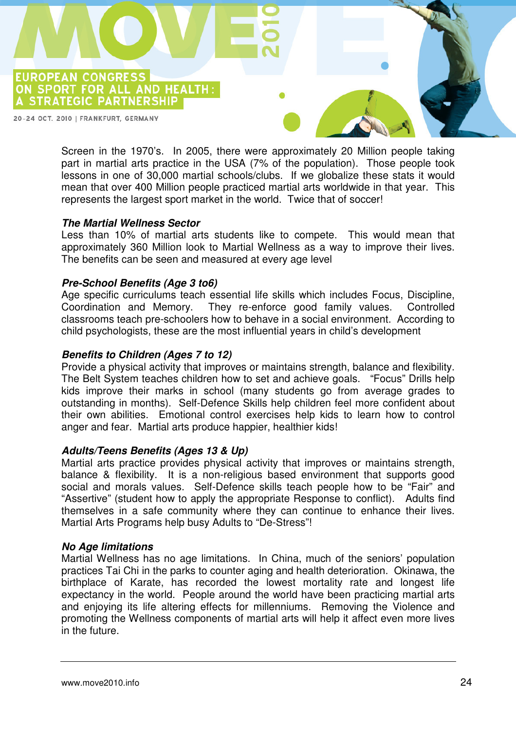Screen in the 1970's. In 2005, there were approximately 20 Million people taking part in martial arts practice in the USA (7% of the population). Those people took lessons in one of 30,000 martial schools/clubs. If we globalize these stats it would mean that over 400 Million people practiced martial arts worldwide in that year. This represents the largest sport market in the world. Twice that of soccer!

***The Martial Wellness Sector***

Less than 10% of martial arts students like to compete. This would mean that approximately 360 Million look to Martial Wellness as a way to improve their lives. The benefits can be seen and measured at every age level

***Pre-School Benefits (Age 3 to6)***

Age specific curriculums teach essential life skills which includes Focus, Discipline, Coordination and Memory. They re-enforce good family values. Controlled classrooms teach pre-schoolers how to behave in a social environment. According to child psychologists, these are the most influential years in child's development

***Benefits to Children (Ages 7 to 12)***

Provide a physical activity that improves or maintains strength, balance and flexibility. The Belt System teaches children how to set and achieve goals. "Focus" Drills help kids improve their marks in school (many students go from average grades to outstanding in months). Self-Defence Skills help children feel more confident about their own abilities. Emotional control exercises help kids to learn how to control anger and fear. Martial arts produce happier, healthier kids!

***Adults/Teens Benefits (Ages 13 & Up)***

Martial arts practice provides physical activity that improves or maintains strength, balance & flexibility. It is a non-religious based environment that supports good social and morals values. Self-Defence skills teach people how to be "Fair" and "Assertive" (student how to apply the appropriate Response to conflict). Adults find themselves in a safe community where they can continue to enhance their lives. Martial Arts Programs help busy Adults to "De-Stress"!

***No Age limitations***

Martial Wellness has no age limitations. In China, much of the seniors' population practices Tai Chi in the parks to counter aging and health deterioration. Okinawa, the birthplace of Karate, has recorded the lowest mortality rate and longest life expectancy in the world. People around the world have been practicing martial arts and enjoying its life altering effects for millenniums. Removing the Violence and promoting the Wellness components of martial arts will help it affect even more lives in the future.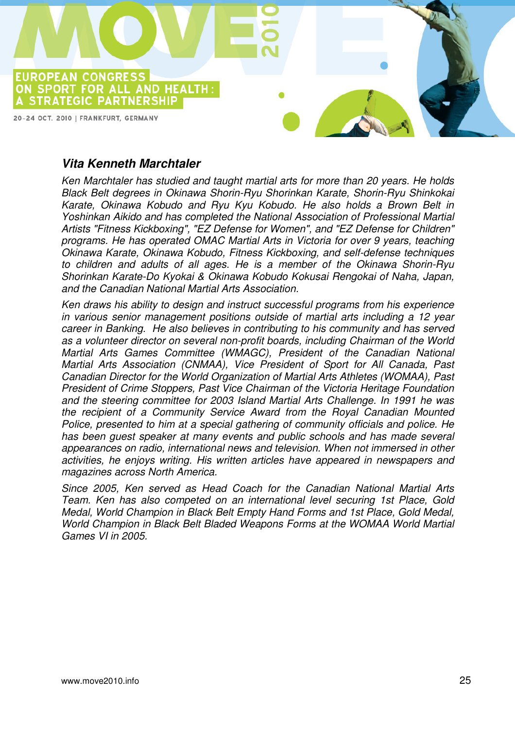### *Vita Kenneth Marchtaler*

*Ken Marchtaler has studied and taught martial arts for more than 20 years. He holds Black Belt degrees in Okinawa Shorin-Ryu Shorinkan Karate, Shorin-Ryu Shinkokai Karate, Okinawa Kobudo and Ryu Kyu Kobudo. He also holds a Brown Belt in Yoshinkan Aikido and has completed the National Association of Professional Martial Artists "Fitness Kickboxing", "EZ Defense for Women", and "EZ Defense for Children" programs. He has operated OMAC Martial Arts in Victoria for over 9 years, teaching Okinawa Karate, Okinawa Kobudo, Fitness Kickboxing, and self-defense techniques to children and adults of all ages. He is a member of the Okinawa Shorin-Ryu Shorinkan Karate-Do Kyokai & Okinawa Kobudo Kokusai Rengokai of Naha, Japan, and the Canadian National Martial Arts Association.*

*Ken draws his ability to design and instruct successful programs from his experience in various senior management positions outside of martial arts including a 12 year career in Banking. He also believes in contributing to his community and has served as a volunteer director on several non-profit boards, including Chairman of the World Martial Arts Games Committee (WMAGC), President of the Canadian National Martial Arts Association (CNMAA), Vice President of Sport for All Canada, Past Canadian Director for the World Organization of Martial Arts Athletes (WOMAA), Past President of Crime Stoppers, Past Vice Chairman of the Victoria Heritage Foundation and the steering committee for 2003 Island Martial Arts Challenge. In 1991 he was the recipient of a Community Service Award from the Royal Canadian Mounted Police, presented to him at a special gathering of community officials and police. He has been guest speaker at many events and public schools and has made several appearances on radio, international news and television. When not immersed in other activities, he enjoys writing. His written articles have appeared in newspapers and magazines across North America.*

*Since 2005, Ken served as Head Coach for the Canadian National Martial Arts Team. Ken has also competed on an international level securing 1st Place, Gold Medal, World Champion in Black Belt Empty Hand Forms and 1st Place, Gold Medal, World Champion in Black Belt Bladed Weapons Forms at the WOMAA World Martial Games VI in 2005.*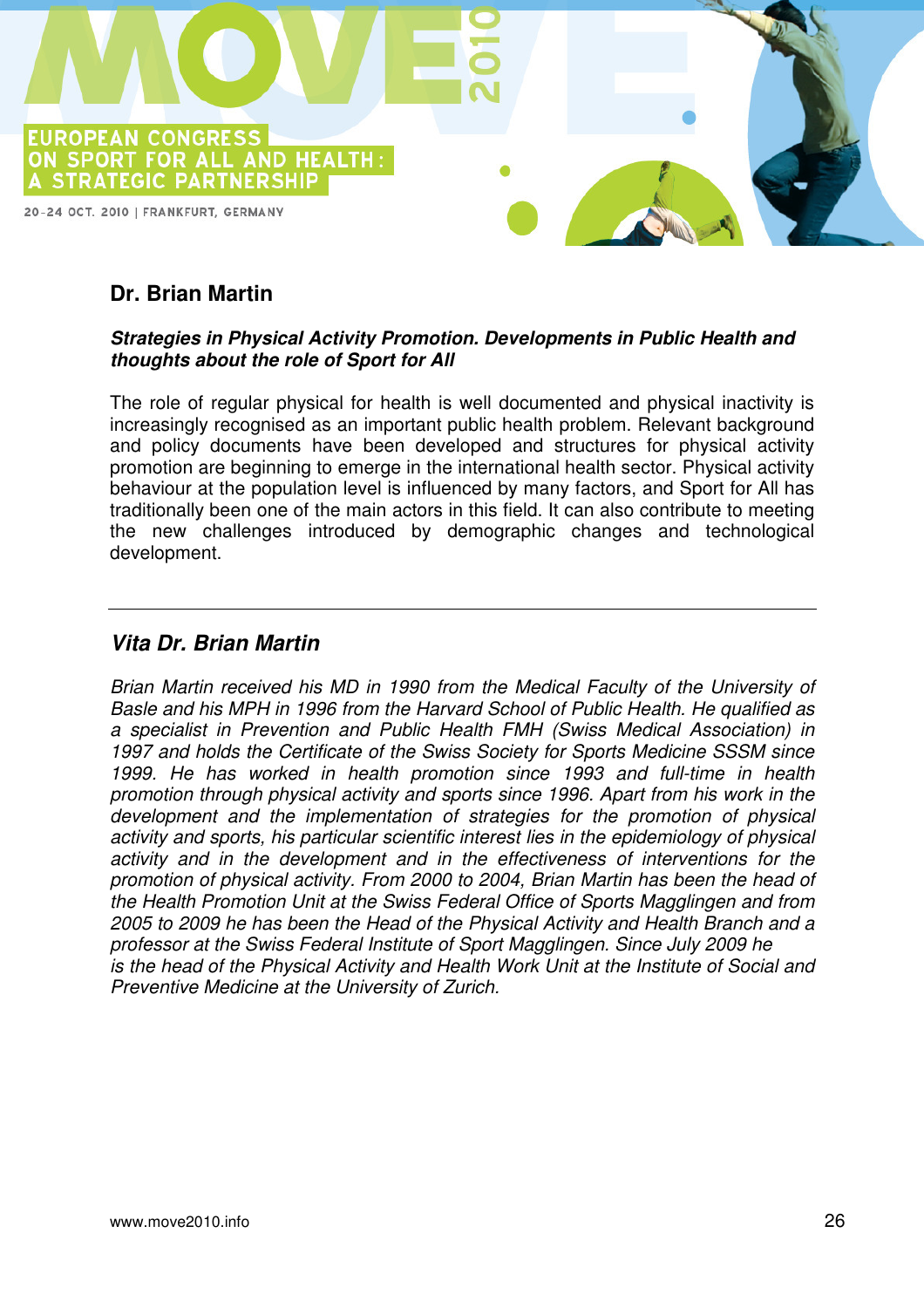## Dr. Brian Martin

***Strategies in Physical Activity Promotion. Developments in Public Health and thoughts about the role of Sport for All***

The role of regular physical for health is well documented and physical inactivity is increasingly recognised as an important public health problem. Relevant background and policy documents have been developed and structures for physical activity promotion are beginning to emerge in the international health sector. Physical activity behaviour at the population level is influenced by many factors, and Sport for All has traditionally been one of the main actors in this field. It can also contribute to meeting the new challenges introduced by demographic changes and technological development.

---

## *Vita Dr. Brian Martin*

*Brian Martin received his MD in 1990 from the Medical Faculty of the University of Basle and his MPH in 1996 from the Harvard School of Public Health. He qualified as a specialist in Prevention and Public Health FMH (Swiss Medical Association) in 1997 and holds the Certificate of the Swiss Society for Sports Medicine SSSM since 1999. He has worked in health promotion since 1993 and full-time in health promotion through physical activity and sports since 1996. Apart from his work in the development and the implementation of strategies for the promotion of physical activity and sports, his particular scientific interest lies in the epidemiology of physical activity and in the development and in the effectiveness of interventions for the promotion of physical activity. From 2000 to 2004, Brian Martin has been the head of the Health Promotion Unit at the Swiss Federal Office of Sports Magglingen and from 2005 to 2009 he has been the Head of the Physical Activity and Health Branch and a professor at the Swiss Federal Institute of Sport Magglingen. Since July 2009 he is the head of the Physical Activity and Health Work Unit at the Institute of Social and Preventive Medicine at the University of Zurich.*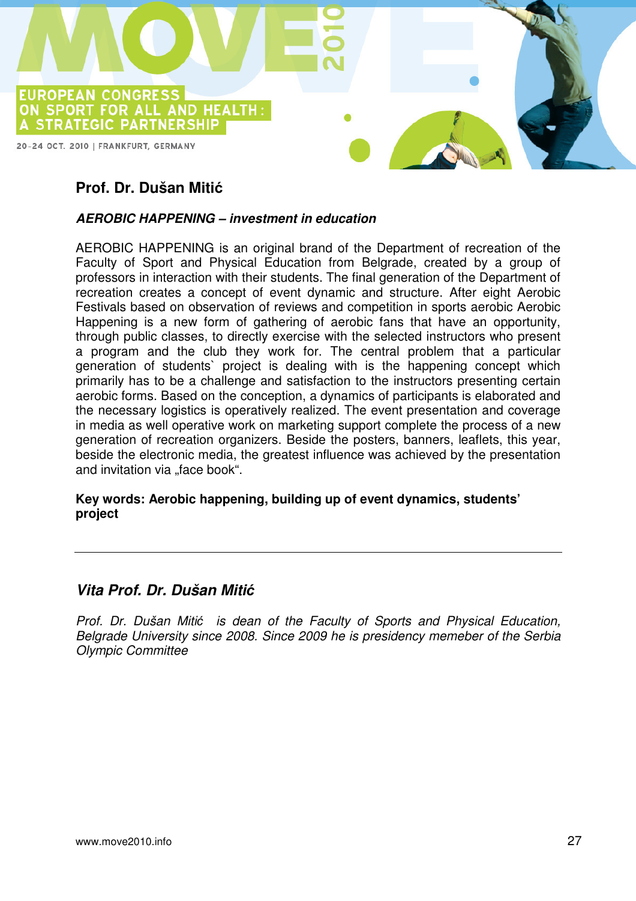## Prof. Dr. Dušan Mitić

***AEROBIC HAPPENING – investment in education***

AEROBIC HAPPENING is an original brand of the Department of recreation of the Faculty of Sport and Physical Education from Belgrade, created by a group of professors in interaction with their students. The final generation of the Department of recreation creates a concept of event dynamic and structure. After eight Aerobic Festivals based on observation of reviews and competition in sports aerobic Aerobic Happening is a new form of gathering of aerobic fans that have an opportunity, through public classes, to directly exercise with the selected instructors who present a program and the club they work for. The central problem that a particular generation of students` project is dealing with is the happening concept which primarily has to be a challenge and satisfaction to the instructors presenting certain aerobic forms. Based on the conception, a dynamics of participants is elaborated and the necessary logistics is operatively realized. The event presentation and coverage in media as well operative work on marketing support complete the process of a new generation of recreation organizers. Beside the posters, banners, leaflets, this year, beside the electronic media, the greatest influence was achieved by the presentation and invitation via „face book".

**Key words: Aerobic happening, building up of event dynamics, students' project**

---

## *Vita Prof. Dr. Dušan Mitić*

*Prof. Dr. Dušan Mitić is dean of the Faculty of Sports and Physical Education, Belgrade University since 2008. Since 2009 he is presidency memeber of the Serbia Olympic Committee*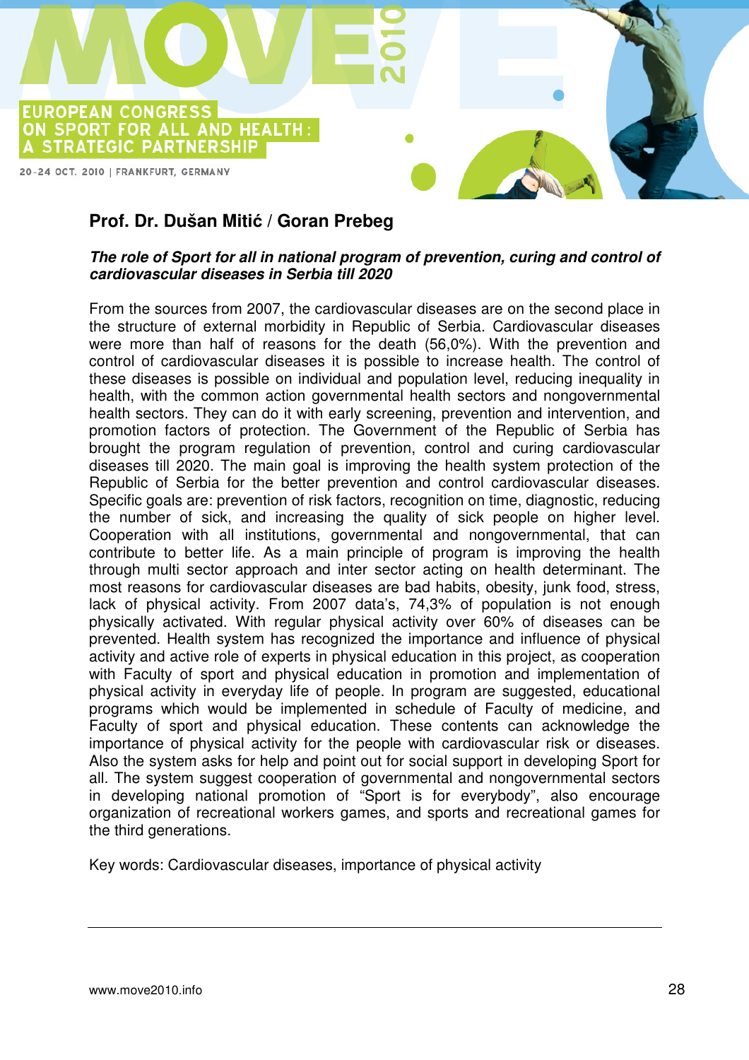## Prof. Dr. Dušan Mitić / Goran Prebeg

***The role of Sport for all in national program of prevention, curing and control of cardiovascular diseases in Serbia till 2020***

From the sources from 2007, the cardiovascular diseases are on the second place in the structure of external morbidity in Republic of Serbia. Cardiovascular diseases were more than half of reasons for the death (56,0%). With the prevention and control of cardiovascular diseases it is possible to increase health. The control of these diseases is possible on individual and population level, reducing inequality in health, with the common action governmental health sectors and nongovernmental health sectors. They can do it with early screening, prevention and intervention, and promotion factors of protection. The Government of the Republic of Serbia has brought the program regulation of prevention, control and curing cardiovascular diseases till 2020. The main goal is improving the health system protection of the Republic of Serbia for the better prevention and control cardiovascular diseases. Specific goals are: prevention of risk factors, recognition on time, diagnostic, reducing the number of sick, and increasing the quality of sick people on higher level. Cooperation with all institutions, governmental and nongovernmental, that can contribute to better life. As a main principle of program is improving the health through multi sector approach and inter sector acting on health determinant. The most reasons for cardiovascular diseases are bad habits, obesity, junk food, stress, lack of physical activity. From 2007 data's, 74,3% of population is not enough physically activated. With regular physical activity over 60% of diseases can be prevented. Health system has recognized the importance and influence of physical activity and active role of experts in physical education in this project, as cooperation with Faculty of sport and physical education in promotion and implementation of physical activity in everyday life of people. In program are suggested, educational programs which would be implemented in schedule of Faculty of medicine, and Faculty of sport and physical education. These contents can acknowledge the importance of physical activity for the people with cardiovascular risk or diseases. Also the system asks for help and point out for social support in developing Sport for all. The system suggest cooperation of governmental and nongovernmental sectors in developing national promotion of "Sport is for everybody", also encourage organization of recreational workers games, and sports and recreational games for the third generations.

Key words: Cardiovascular diseases, importance of physical activity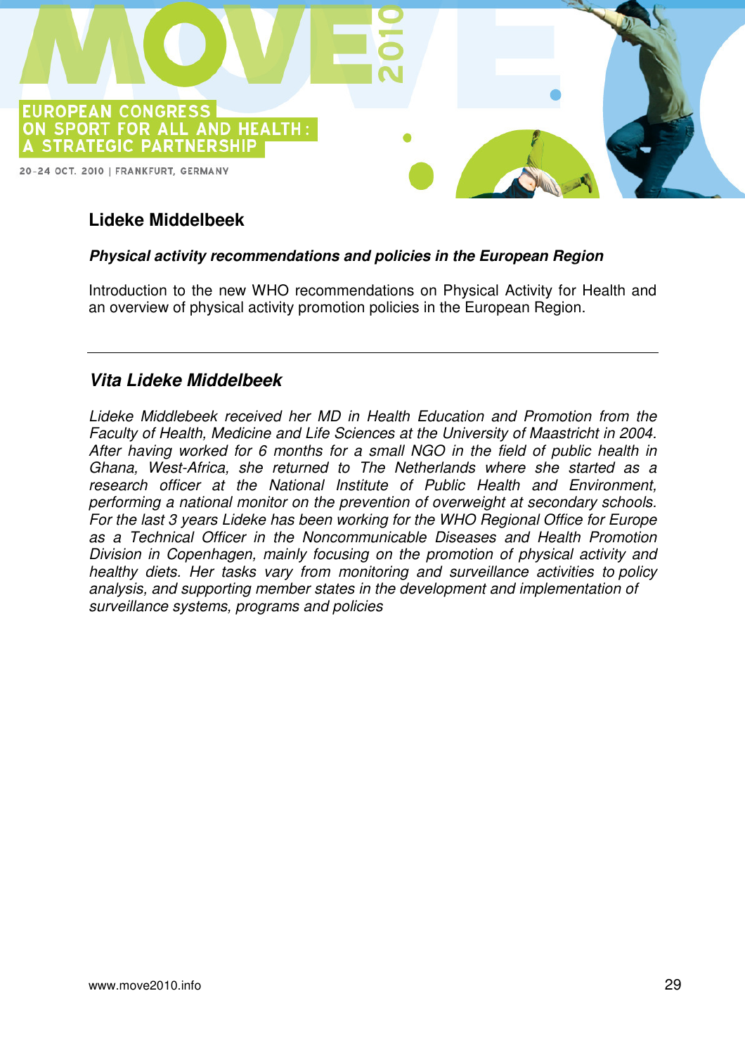## Lideke Middelbeek

***Physical activity recommendations and policies in the European Region***

Introduction to the new WHO recommendations on Physical Activity for Health and an overview of physical activity promotion policies in the European Region.

---

## *Vita Lideke Middelbeek*

*Lideke Middlebeek received her MD in Health Education and Promotion from the Faculty of Health, Medicine and Life Sciences at the University of Maastricht in 2004. After having worked for 6 months for a small NGO in the field of public health in Ghana, West-Africa, she returned to The Netherlands where she started as a research officer at the National Institute of Public Health and Environment, performing a national monitor on the prevention of overweight at secondary schools. For the last 3 years Lideke has been working for the WHO Regional Office for Europe as a Technical Officer in the Noncommunicable Diseases and Health Promotion Division in Copenhagen, mainly focusing on the promotion of physical activity and healthy diets. Her tasks vary from monitoring and surveillance activities to policy analysis, and supporting member states in the development and implementation of surveillance systems, programs and policies*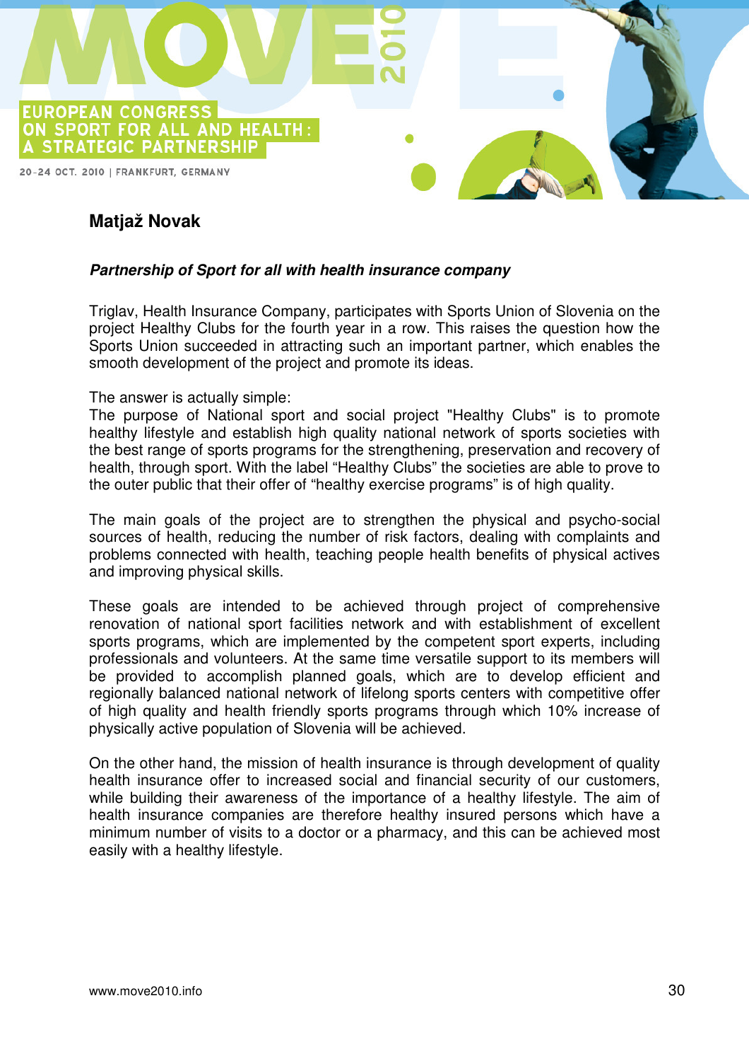## Matjaž Novak

***Partnership of Sport for all with health insurance company***

Triglav, Health Insurance Company, participates with Sports Union of Slovenia on the project Healthy Clubs for the fourth year in a row. This raises the question how the Sports Union succeeded in attracting such an important partner, which enables the smooth development of the project and promote its ideas.

The answer is actually simple:
The purpose of National sport and social project "Healthy Clubs" is to promote healthy lifestyle and establish high quality national network of sports societies with the best range of sports programs for the strengthening, preservation and recovery of health, through sport. With the label "Healthy Clubs" the societies are able to prove to the outer public that their offer of "healthy exercise programs" is of high quality.

The main goals of the project are to strengthen the physical and psycho-social sources of health, reducing the number of risk factors, dealing with complaints and problems connected with health, teaching people health benefits of physical actives and improving physical skills.

These goals are intended to be achieved through project of comprehensive renovation of national sport facilities network and with establishment of excellent sports programs, which are implemented by the competent sport experts, including professionals and volunteers. At the same time versatile support to its members will be provided to accomplish planned goals, which are to develop efficient and regionally balanced national network of lifelong sports centers with competitive offer of high quality and health friendly sports programs through which 10% increase of physically active population of Slovenia will be achieved.

On the other hand, the mission of health insurance is through development of quality health insurance offer to increased social and financial security of our customers, while building their awareness of the importance of a healthy lifestyle. The aim of health insurance companies are therefore healthy insured persons which have a minimum number of visits to a doctor or a pharmacy, and this can be achieved most easily with a healthy lifestyle.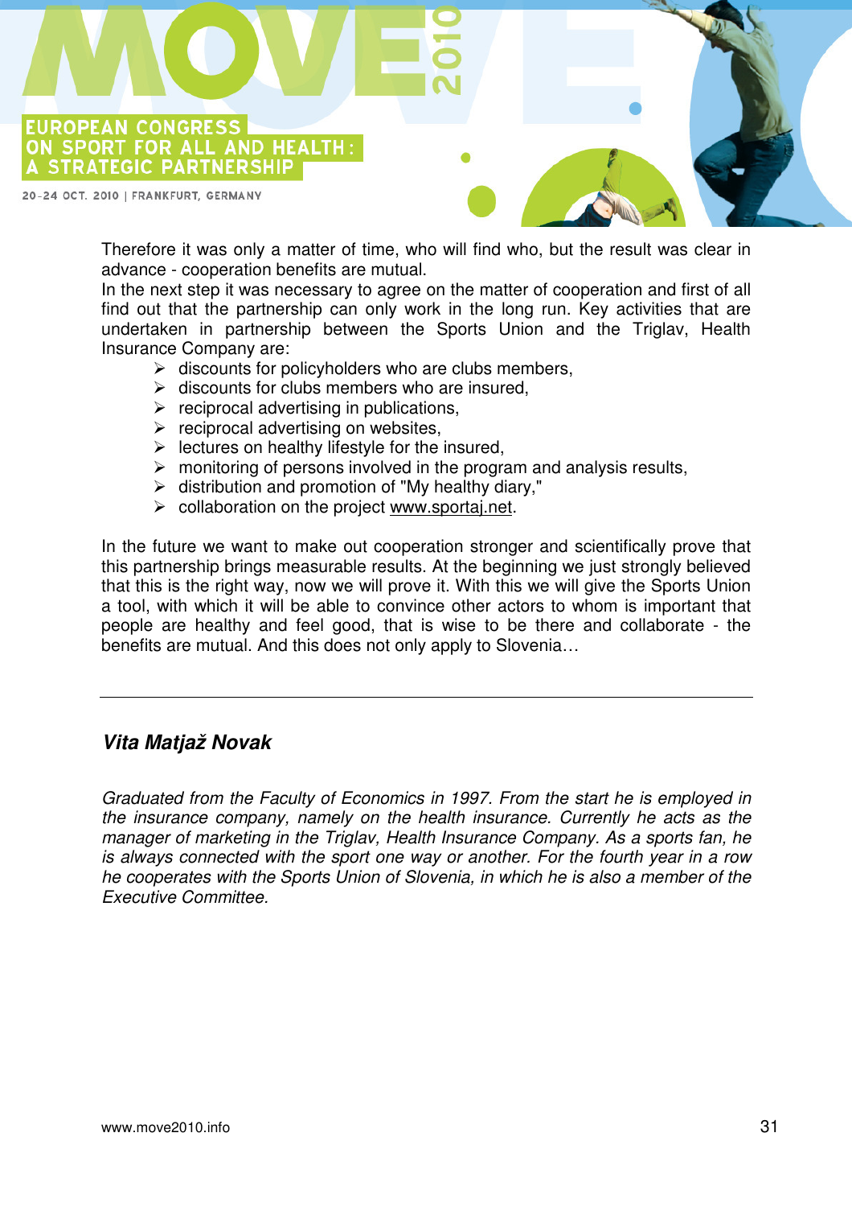Therefore it was only a matter of time, who will find who, but the result was clear in advance - cooperation benefits are mutual.
In the next step it was necessary to agree on the matter of cooperation and first of all find out that the partnership can only work in the long run. Key activities that are undertaken in partnership between the Sports Union and the Triglav, Health Insurance Company are:

- discounts for policyholders who are clubs members,
- discounts for clubs members who are insured,
- reciprocal advertising in publications,
- reciprocal advertising on websites,
- lectures on healthy lifestyle for the insured,
- monitoring of persons involved in the program and analysis results,
- distribution and promotion of "My healthy diary,"
- collaboration on the project www.sportaj.net.

In the future we want to make out cooperation stronger and scientifically prove that this partnership brings measurable results. At the beginning we just strongly believed that this is the right way, now we will prove it. With this we will give the Sports Union a tool, with which it will be able to convince other actors to whom is important that people are healthy and feel good, that is wise to be there and collaborate - the benefits are mutual. And this does not only apply to Slovenia…

---

### *Vita Matjaž Novak*

*Graduated from the Faculty of Economics in 1997. From the start he is employed in the insurance company, namely on the health insurance. Currently he acts as the manager of marketing in the Triglav, Health Insurance Company. As a sports fan, he is always connected with the sport one way or another. For the fourth year in a row he cooperates with the Sports Union of Slovenia, in which he is also a member of the Executive Committee.*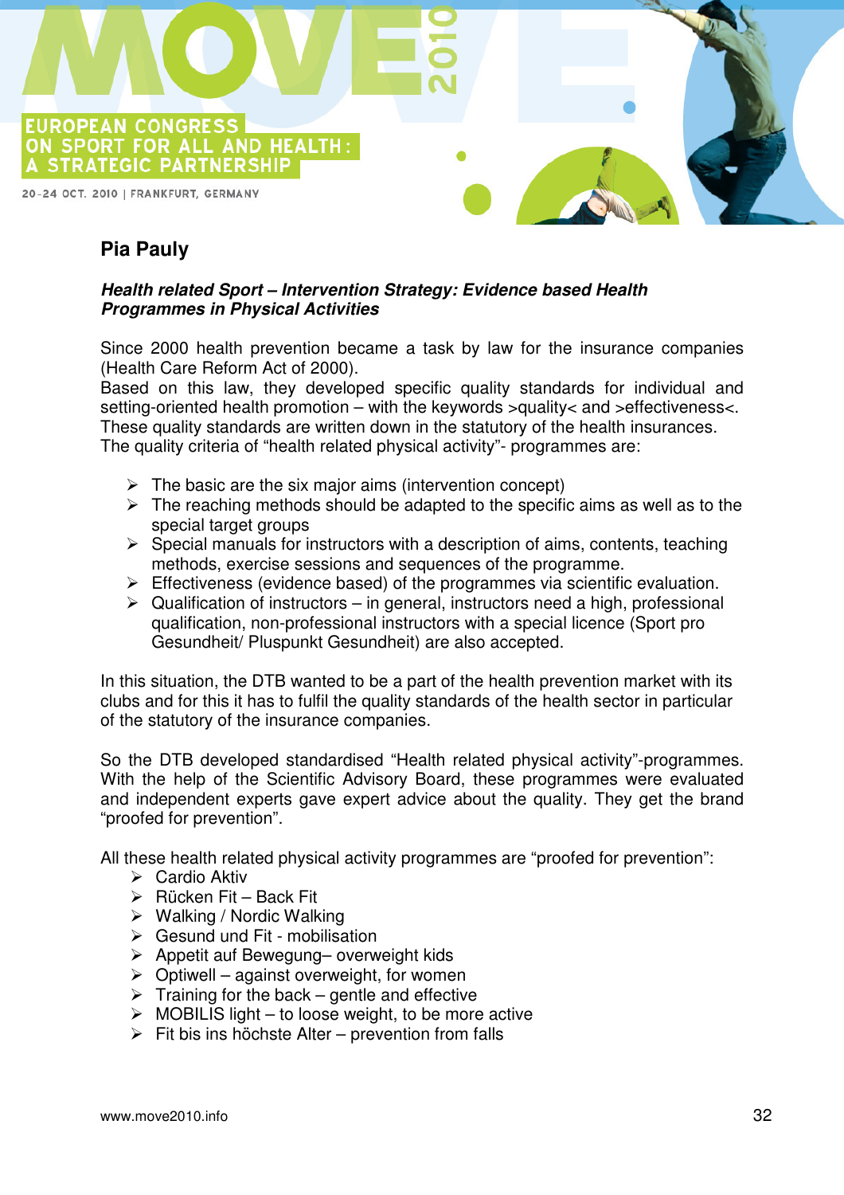## Pia Pauly

***Health related Sport – Intervention Strategy: Evidence based Health Programmes in Physical Activities***

Since 2000 health prevention became a task by law for the insurance companies (Health Care Reform Act of 2000).
Based on this law, they developed specific quality standards for individual and setting-oriented health promotion – with the keywords >quality< and >effectiveness<. These quality standards are written down in the statutory of the health insurances. The quality criteria of "health related physical activity"- programmes are:

- The basic are the six major aims (intervention concept)
- The reaching methods should be adapted to the specific aims as well as to the special target groups
- Special manuals for instructors with a description of aims, contents, teaching methods, exercise sessions and sequences of the programme.
- Effectiveness (evidence based) of the programmes via scientific evaluation.
- Qualification of instructors – in general, instructors need a high, professional qualification, non-professional instructors with a special licence (Sport pro Gesundheit/ Pluspunkt Gesundheit) are also accepted.

In this situation, the DTB wanted to be a part of the health prevention market with its clubs and for this it has to fulfil the quality standards of the health sector in particular of the statutory of the insurance companies.

So the DTB developed standardised "Health related physical activity"-programmes. With the help of the Scientific Advisory Board, these programmes were evaluated and independent experts gave expert advice about the quality. They get the brand "proofed for prevention".

All these health related physical activity programmes are "proofed for prevention":

- Cardio Aktiv
- Rücken Fit – Back Fit
- Walking / Nordic Walking
- Gesund und Fit - mobilisation
- Appetit auf Bewegung– overweight kids
- Optiwell – against overweight, for women
- Training for the back – gentle and effective
- MOBILIS light – to loose weight, to be more active
- Fit bis ins höchste Alter – prevention from falls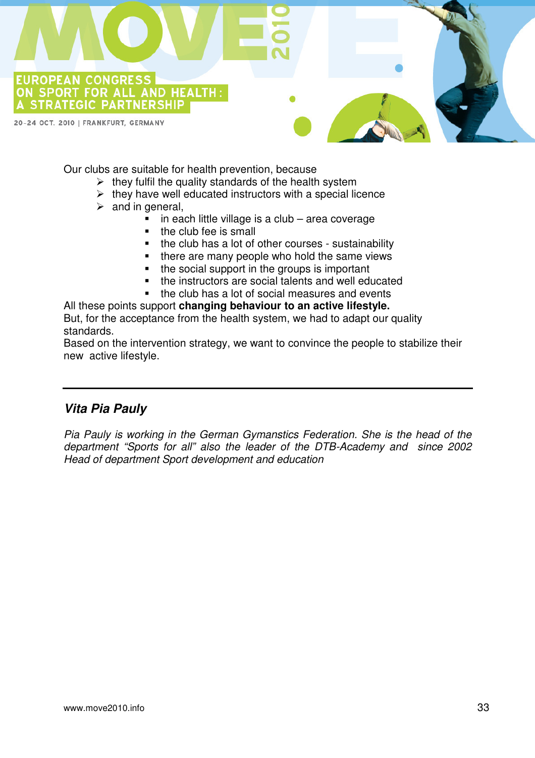Our clubs are suitable for health prevention, because

- they fulfil the quality standards of the health system
- they have well educated instructors with a special licence
- and in general,
    - in each little village is a club – area coverage
    - the club fee is small
    - the club has a lot of other courses - sustainability
    - there are many people who hold the same views
    - the social support in the groups is important
    - the instructors are social talents and well educated
    - the club has a lot of social measures and events

All these points support **changing behaviour to an active lifestyle.**
But, for the acceptance from the health system, we had to adapt our quality standards.
Based on the intervention strategy, we want to convince the people to stabilize their new active lifestyle.

---

## *Vita Pia Pauly*

*Pia Pauly is working in the German Gymanstics Federation. She is the head of the department "Sports for all" also the leader of the DTB-Academy and since 2002 Head of department Sport development and education*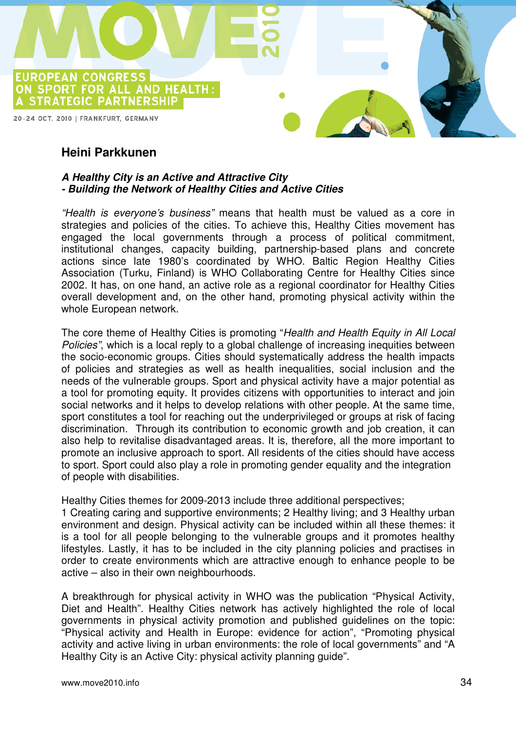## Heini Parkkunen

***A Healthy City is an Active and Attractive City***
***- Building the Network of Healthy Cities and Active Cities***

*"Health is everyone's business"* means that health must be valued as a core in strategies and policies of the cities. To achieve this, Healthy Cities movement has engaged the local governments through a process of political commitment, institutional changes, capacity building, partnership-based plans and concrete actions since late 1980's coordinated by WHO. Baltic Region Healthy Cities Association (Turku, Finland) is WHO Collaborating Centre for Healthy Cities since 2002. It has, on one hand, an active role as a regional coordinator for Healthy Cities overall development and, on the other hand, promoting physical activity within the whole European network.

The core theme of Healthy Cities is promoting "*Health and Health Equity in All Local Policies"*, which is a local reply to a global challenge of increasing inequities between the socio-economic groups. Cities should systematically address the health impacts of policies and strategies as well as health inequalities, social inclusion and the needs of the vulnerable groups. Sport and physical activity have a major potential as a tool for promoting equity. It provides citizens with opportunities to interact and join social networks and it helps to develop relations with other people. At the same time, sport constitutes a tool for reaching out the underprivileged or groups at risk of facing discrimination. Through its contribution to economic growth and job creation, it can also help to revitalise disadvantaged areas. It is, therefore, all the more important to promote an inclusive approach to sport. All residents of the cities should have access to sport. Sport could also play a role in promoting gender equality and the integration of people with disabilities.

Healthy Cities themes for 2009-2013 include three additional perspectives;
1 Creating caring and supportive environments; 2 Healthy living; and 3 Healthy urban environment and design. Physical activity can be included within all these themes: it is a tool for all people belonging to the vulnerable groups and it promotes healthy lifestyles. Lastly, it has to be included in the city planning policies and practises in order to create environments which are attractive enough to enhance people to be active – also in their own neighbourhoods.

A breakthrough for physical activity in WHO was the publication "Physical Activity, Diet and Health". Healthy Cities network has actively highlighted the role of local governments in physical activity promotion and published guidelines on the topic: "Physical activity and Health in Europe: evidence for action", "Promoting physical activity and active living in urban environments: the role of local governments" and "A Healthy City is an Active City: physical activity planning guide".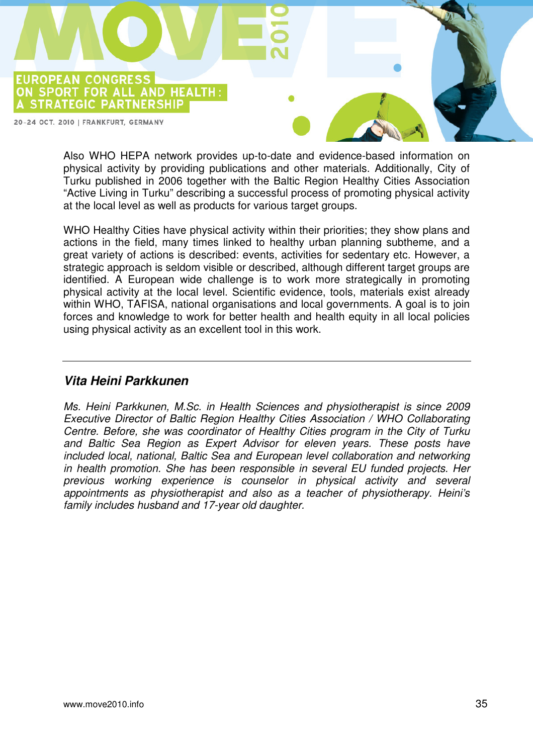Also WHO HEPA network provides up-to-date and evidence-based information on physical activity by providing publications and other materials. Additionally, City of Turku published in 2006 together with the Baltic Region Healthy Cities Association "Active Living in Turku" describing a successful process of promoting physical activity at the local level as well as products for various target groups.

WHO Healthy Cities have physical activity within their priorities; they show plans and actions in the field, many times linked to healthy urban planning subtheme, and a great variety of actions is described: events, activities for sedentary etc. However, a strategic approach is seldom visible or described, although different target groups are identified. A European wide challenge is to work more strategically in promoting physical activity at the local level. Scientific evidence, tools, materials exist already within WHO, TAFISA, national organisations and local governments. A goal is to join forces and knowledge to work for better health and health equity in all local policies using physical activity as an excellent tool in this work.

---

### *Vita Heini Parkkunen*

*Ms. Heini Parkkunen, M.Sc. in Health Sciences and physiotherapist is since 2009 Executive Director of Baltic Region Healthy Cities Association / WHO Collaborating Centre. Before, she was coordinator of Healthy Cities program in the City of Turku and Baltic Sea Region as Expert Advisor for eleven years. These posts have included local, national, Baltic Sea and European level collaboration and networking in health promotion. She has been responsible in several EU funded projects. Her previous working experience is counselor in physical activity and several appointments as physiotherapist and also as a teacher of physiotherapy. Heini's family includes husband and 17-year old daughter.*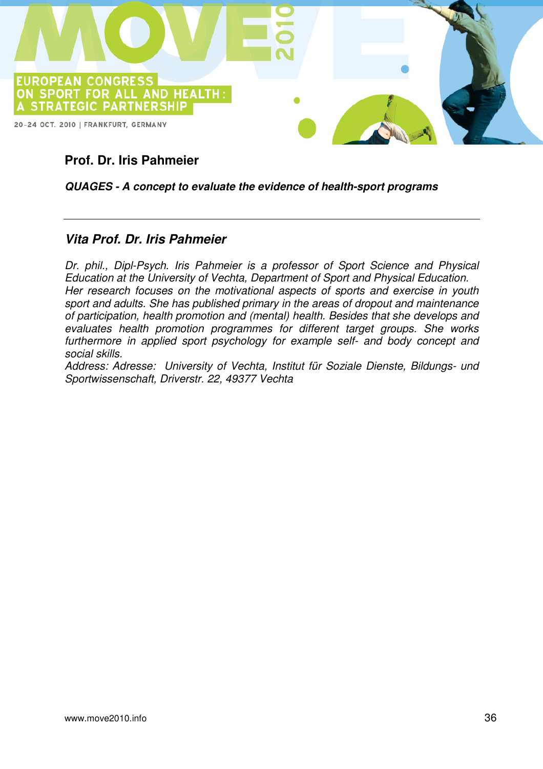## Prof. Dr. Iris Pahmeier

***QUAGES - A concept to evaluate the evidence of health-sport programs***

---

## *Vita Prof. Dr. Iris Pahmeier*

*Dr. phil., Dipl-Psych. Iris Pahmeier is a professor of Sport Science and Physical Education at the University of Vechta, Department of Sport and Physical Education. Her research focuses on the motivational aspects of sports and exercise in youth sport and adults. She has published primary in the areas of dropout and maintenance of participation, health promotion and (mental) health. Besides that she develops and evaluates health promotion programmes for different target groups. She works furthermore in applied sport psychology for example self- and body concept and social skills.*

*Address: Adresse: University of Vechta, Institut für Soziale Dienste, Bildungs- und Sportwissenschaft, Driverstr. 22, 49377 Vechta*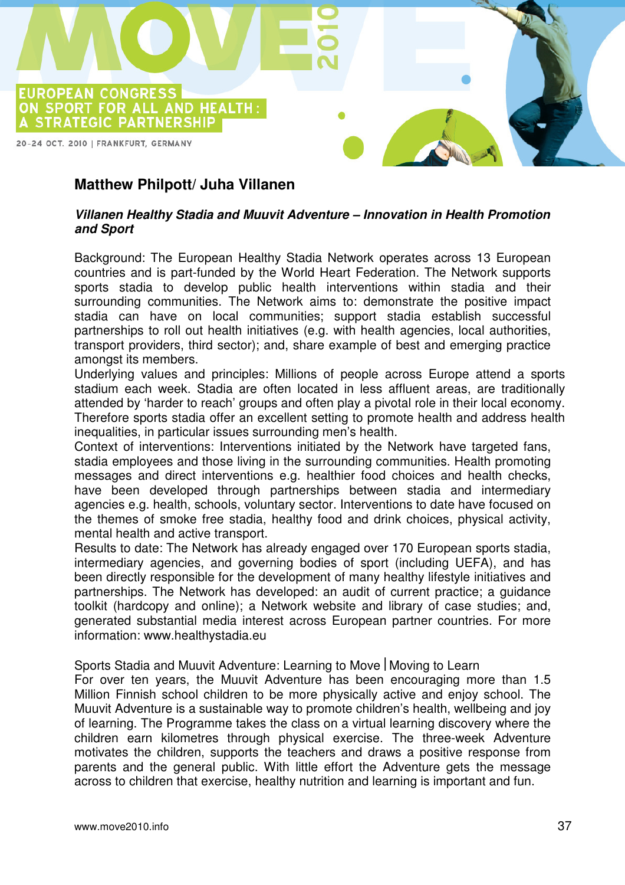## Matthew Philpott/ Juha Villanen

***Villanen Healthy Stadia and Muuvit Adventure – Innovation in Health Promotion and Sport***

Background: The European Healthy Stadia Network operates across 13 European countries and is part-funded by the World Heart Federation. The Network supports sports stadia to develop public health interventions within stadia and their surrounding communities. The Network aims to: demonstrate the positive impact stadia can have on local communities; support stadia establish successful partnerships to roll out health initiatives (e.g. with health agencies, local authorities, transport providers, third sector); and, share example of best and emerging practice amongst its members.

Underlying values and principles: Millions of people across Europe attend a sports stadium each week. Stadia are often located in less affluent areas, are traditionally attended by 'harder to reach' groups and often play a pivotal role in their local economy. Therefore sports stadia offer an excellent setting to promote health and address health inequalities, in particular issues surrounding men's health.

Context of interventions: Interventions initiated by the Network have targeted fans, stadia employees and those living in the surrounding communities. Health promoting messages and direct interventions e.g. healthier food choices and health checks, have been developed through partnerships between stadia and intermediary agencies e.g. health, schools, voluntary sector. Interventions to date have focused on the themes of smoke free stadia, healthy food and drink choices, physical activity, mental health and active transport.

Results to date: The Network has already engaged over 170 European sports stadia, intermediary agencies, and governing bodies of sport (including UEFA), and has been directly responsible for the development of many healthy lifestyle initiatives and partnerships. The Network has developed: an audit of current practice; a guidance toolkit (hardcopy and online); a Network website and library of case studies; and, generated substantial media interest across European partner countries. For more information: www.healthystadia.eu

Sports Stadia and Muuvit Adventure: Learning to Move | Moving to Learn

For over ten years, the Muuvit Adventure has been encouraging more than 1.5 Million Finnish school children to be more physically active and enjoy school. The Muuvit Adventure is a sustainable way to promote children's health, wellbeing and joy of learning. The Programme takes the class on a virtual learning discovery where the children earn kilometres through physical exercise. The three-week Adventure motivates the children, supports the teachers and draws a positive response from parents and the general public. With little effort the Adventure gets the message across to children that exercise, healthy nutrition and learning is important and fun.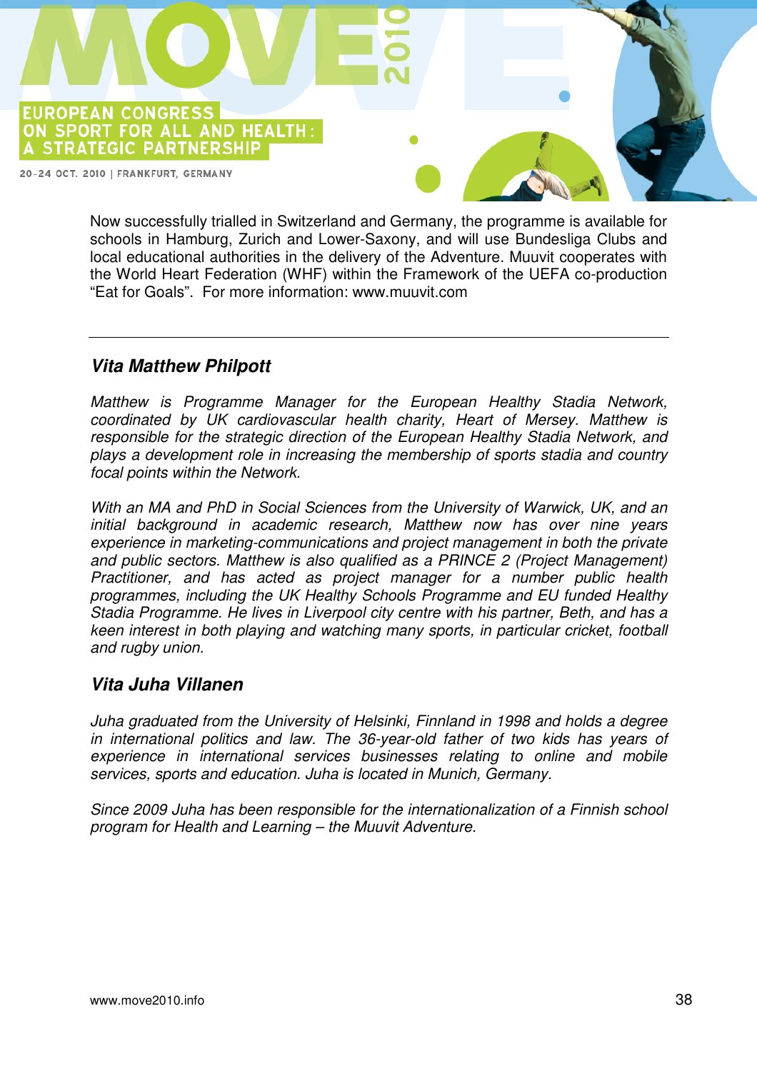Now successfully trialled in Switzerland and Germany, the programme is available for schools in Hamburg, Zurich and Lower-Saxony, and will use Bundesliga Clubs and local educational authorities in the delivery of the Adventure. Muuvit cooperates with the World Heart Federation (WHF) within the Framework of the UEFA co-production “Eat for Goals”. For more information: www.muuvit.com

---

### *Vita Matthew Philpott*

*Matthew is Programme Manager for the European Healthy Stadia Network, coordinated by UK cardiovascular health charity, Heart of Mersey. Matthew is responsible for the strategic direction of the European Healthy Stadia Network, and plays a development role in increasing the membership of sports stadia and country focal points within the Network.*

*With an MA and PhD in Social Sciences from the University of Warwick, UK, and an initial background in academic research, Matthew now has over nine years experience in marketing-communications and project management in both the private and public sectors. Matthew is also qualified as a PRINCE 2 (Project Management) Practitioner, and has acted as project manager for a number public health programmes, including the UK Healthy Schools Programme and EU funded Healthy Stadia Programme. He lives in Liverpool city centre with his partner, Beth, and has a keen interest in both playing and watching many sports, in particular cricket, football and rugby union.*

### *Vita Juha Villanen*

*Juha graduated from the University of Helsinki, Finnland in 1998 and holds a degree in international politics and law. The 36-year-old father of two kids has years of experience in international services businesses relating to online and mobile services, sports and education. Juha is located in Munich, Germany.*

*Since 2009 Juha has been responsible for the internationalization of a Finnish school program for Health and Learning – the Muuvit Adventure.*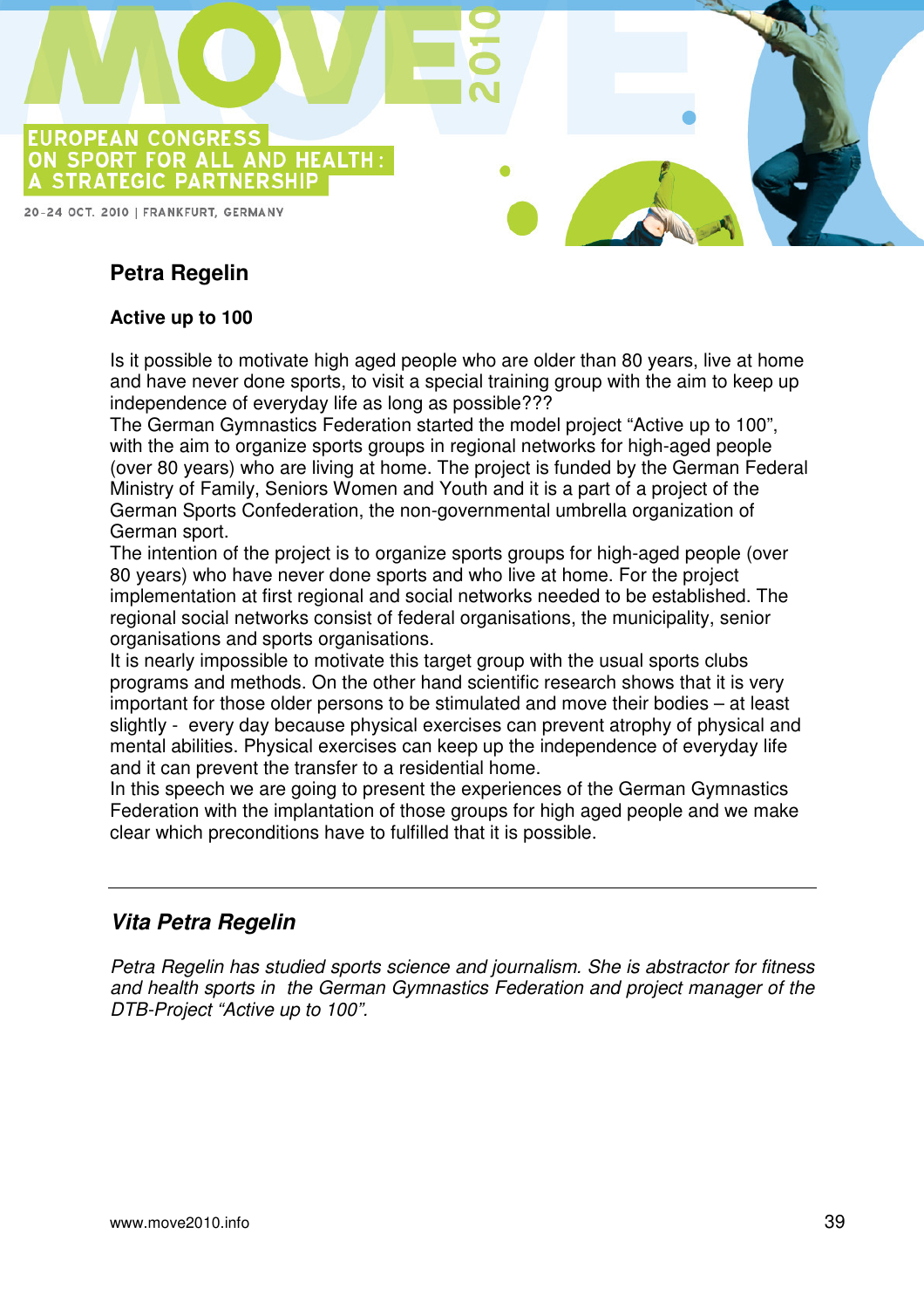## Petra Regelin

### Active up to 100

Is it possible to motivate high aged people who are older than 80 years, live at home and have never done sports, to visit a special training group with the aim to keep up independence of everyday life as long as possible???

The German Gymnastics Federation started the model project "Active up to 100", with the aim to organize sports groups in regional networks for high-aged people (over 80 years) who are living at home. The project is funded by the German Federal Ministry of Family, Seniors Women and Youth and it is a part of a project of the German Sports Confederation, the non-governmental umbrella organization of German sport.

The intention of the project is to organize sports groups for high-aged people (over 80 years) who have never done sports and who live at home. For the project implementation at first regional and social networks needed to be established. The regional social networks consist of federal organisations, the municipality, senior organisations and sports organisations.

It is nearly impossible to motivate this target group with the usual sports clubs programs and methods. On the other hand scientific research shows that it is very important for those older persons to be stimulated and move their bodies – at least slightly - every day because physical exercises can prevent atrophy of physical and mental abilities. Physical exercises can keep up the independence of everyday life and it can prevent the transfer to a residential home.

In this speech we are going to present the experiences of the German Gymnastics Federation with the implantation of those groups for high aged people and we make clear which preconditions have to fulfilled that it is possible.

---

## *Vita Petra Regelin*

*Petra Regelin has studied sports science and journalism. She is abstractor for fitness and health sports in the German Gymnastics Federation and project manager of the DTB-Project "Active up to 100".*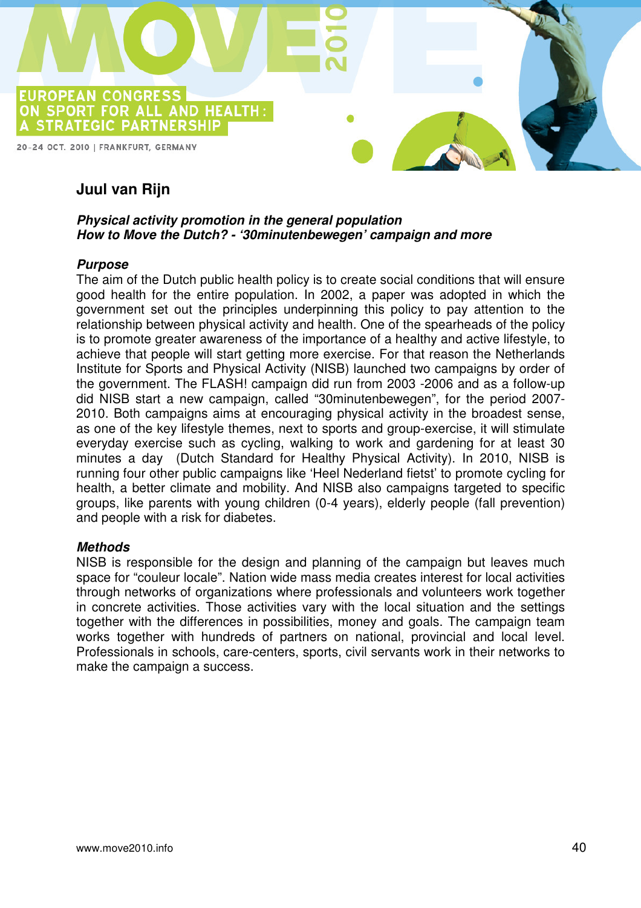## Juul van Rijn

***Physical activity promotion in the general population***
***How to Move the Dutch? - '30minutenbewegen' campaign and more***

***Purpose***

The aim of the Dutch public health policy is to create social conditions that will ensure good health for the entire population. In 2002, a paper was adopted in which the government set out the principles underpinning this policy to pay attention to the relationship between physical activity and health. One of the spearheads of the policy is to promote greater awareness of the importance of a healthy and active lifestyle, to achieve that people will start getting more exercise. For that reason the Netherlands Institute for Sports and Physical Activity (NISB) launched two campaigns by order of the government. The FLASH! campaign did run from 2003 -2006 and as a follow-up did NISB start a new campaign, called "30minutenbewegen", for the period 2007-2010. Both campaigns aims at encouraging physical activity in the broadest sense, as one of the key lifestyle themes, next to sports and group-exercise, it will stimulate everyday exercise such as cycling, walking to work and gardening for at least 30 minutes a day (Dutch Standard for Healthy Physical Activity). In 2010, NISB is running four other public campaigns like 'Heel Nederland fietst' to promote cycling for health, a better climate and mobility. And NISB also campaigns targeted to specific groups, like parents with young children (0-4 years), elderly people (fall prevention) and people with a risk for diabetes.

***Methods***

NISB is responsible for the design and planning of the campaign but leaves much space for "couleur locale". Nation wide mass media creates interest for local activities through networks of organizations where professionals and volunteers work together in concrete activities. Those activities vary with the local situation and the settings together with the differences in possibilities, money and goals. The campaign team works together with hundreds of partners on national, provincial and local level. Professionals in schools, care-centers, sports, civil servants work in their networks to make the campaign a success.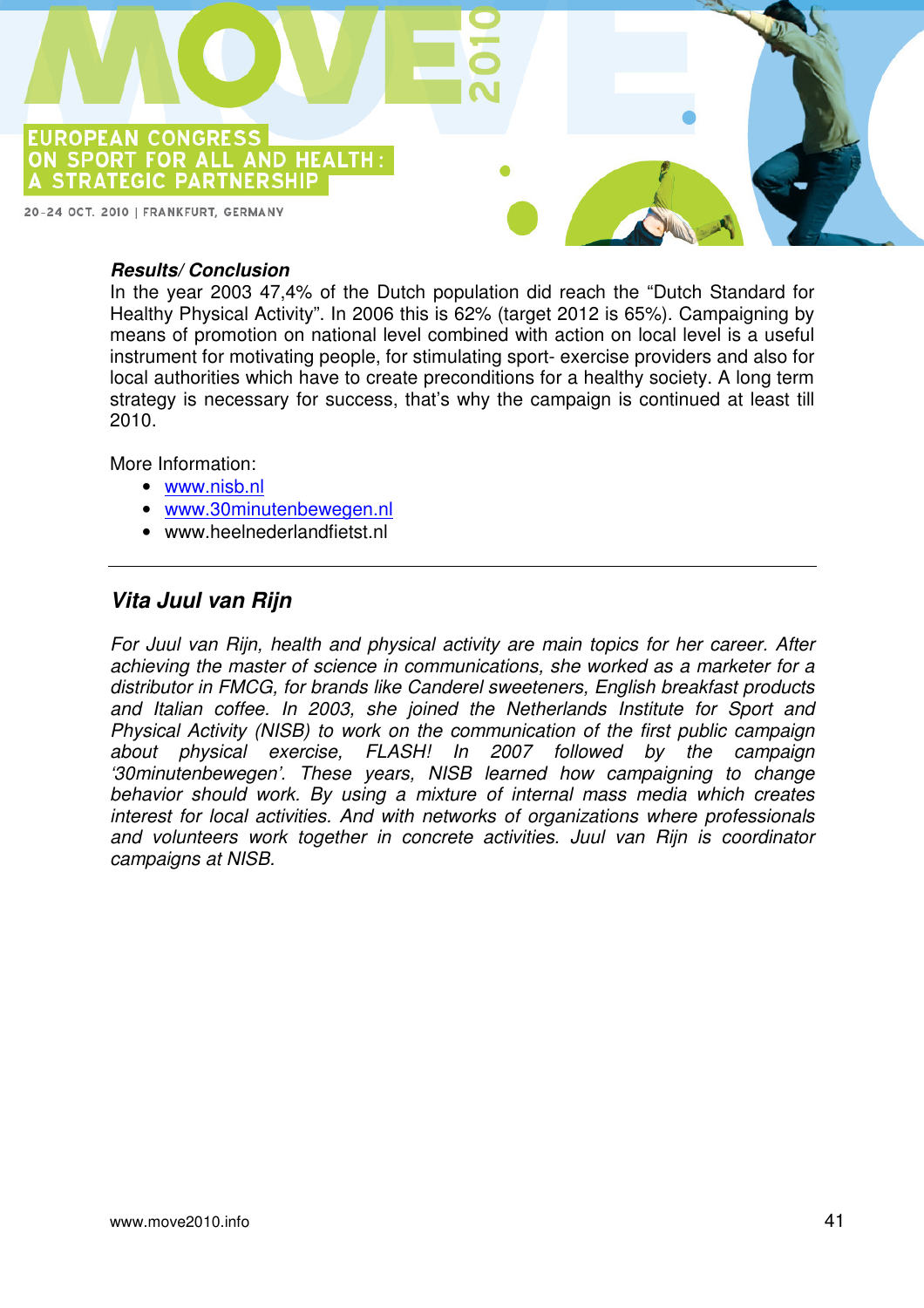***Results/ Conclusion***

In the year 2003 47,4% of the Dutch population did reach the "Dutch Standard for Healthy Physical Activity". In 2006 this is 62% (target 2012 is 65%). Campaigning by means of promotion on national level combined with action on local level is a useful instrument for motivating people, for stimulating sport- exercise providers and also for local authorities which have to create preconditions for a healthy society. A long term strategy is necessary for success, that's why the campaign is continued at least till 2010.

More Information:

- www.nisb.nl
- www.30minutenbewegen.nl
- www.heelnederlandfietst.nl

---

## *Vita Juul van Rijn*

*For Juul van Rijn, health and physical activity are main topics for her career. After achieving the master of science in communications, she worked as a marketer for a distributor in FMCG, for brands like Canderel sweeteners, English breakfast products and Italian coffee. In 2003, she joined the Netherlands Institute for Sport and Physical Activity (NISB) to work on the communication of the first public campaign about physical exercise, FLASH! In 2007 followed by the campaign '30minutenbewegen'. These years, NISB learned how campaigning to change behavior should work. By using a mixture of internal mass media which creates interest for local activities. And with networks of organizations where professionals and volunteers work together in concrete activities. Juul van Rijn is coordinator campaigns at NISB.*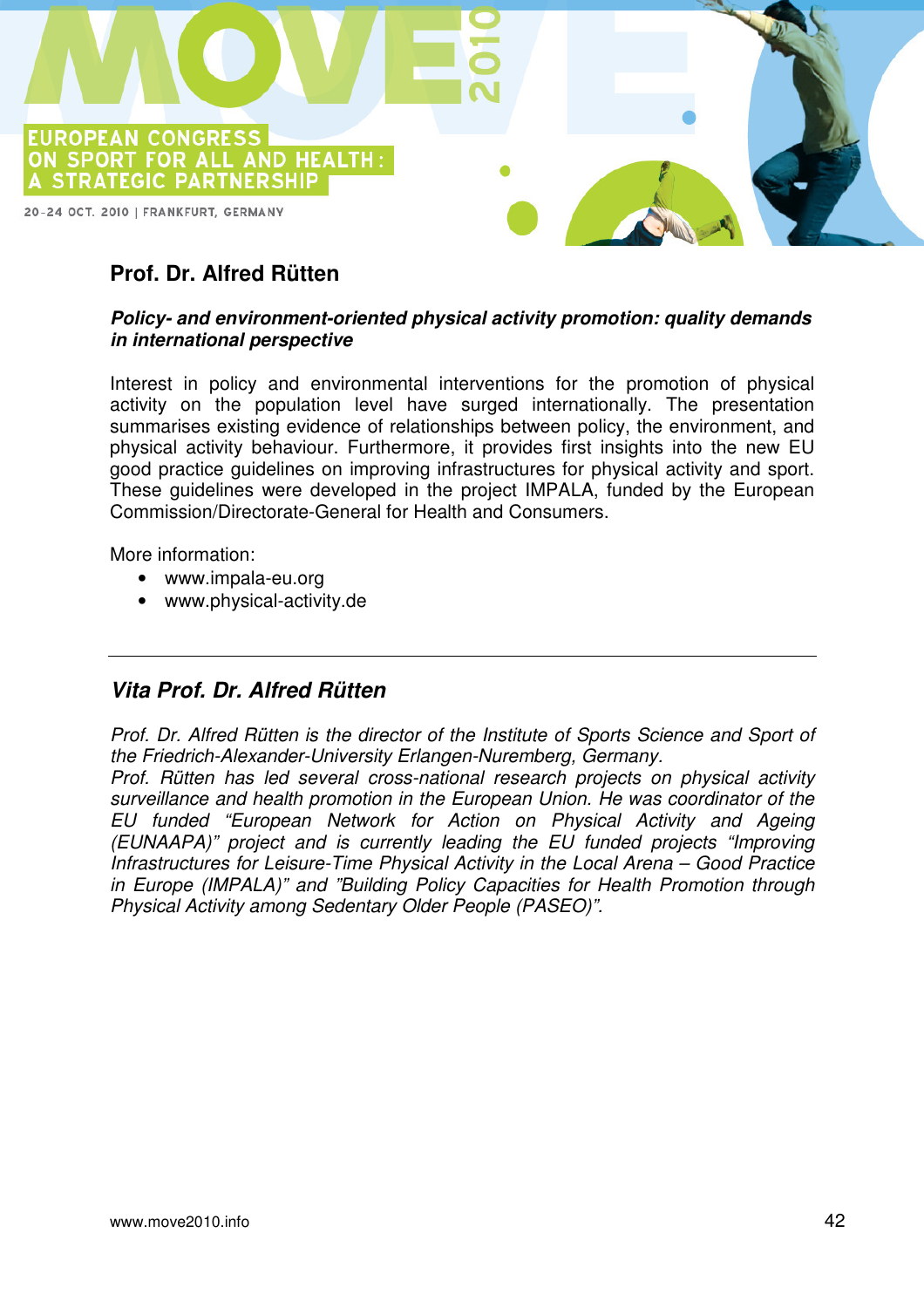## Prof. Dr. Alfred Rütten

***Policy- and environment-oriented physical activity promotion: quality demands in international perspective***

Interest in policy and environmental interventions for the promotion of physical activity on the population level have surged internationally. The presentation summarises existing evidence of relationships between policy, the environment, and physical activity behaviour. Furthermore, it provides first insights into the new EU good practice guidelines on improving infrastructures for physical activity and sport. These guidelines were developed in the project IMPALA, funded by the European Commission/Directorate-General for Health and Consumers.

More information:

- www.impala-eu.org
- www.physical-activity.de

---

## *Vita Prof. Dr. Alfred Rütten*

*Prof. Dr. Alfred Rütten is the director of the Institute of Sports Science and Sport of the Friedrich-Alexander-University Erlangen-Nuremberg, Germany.*
*Prof. Rütten has led several cross-national research projects on physical activity surveillance and health promotion in the European Union. He was coordinator of the EU funded "European Network for Action on Physical Activity and Ageing (EUNAAPA)" project and is currently leading the EU funded projects "Improving Infrastructures for Leisure-Time Physical Activity in the Local Arena – Good Practice in Europe (IMPALA)" and "Building Policy Capacities for Health Promotion through Physical Activity among Sedentary Older People (PASEO)".*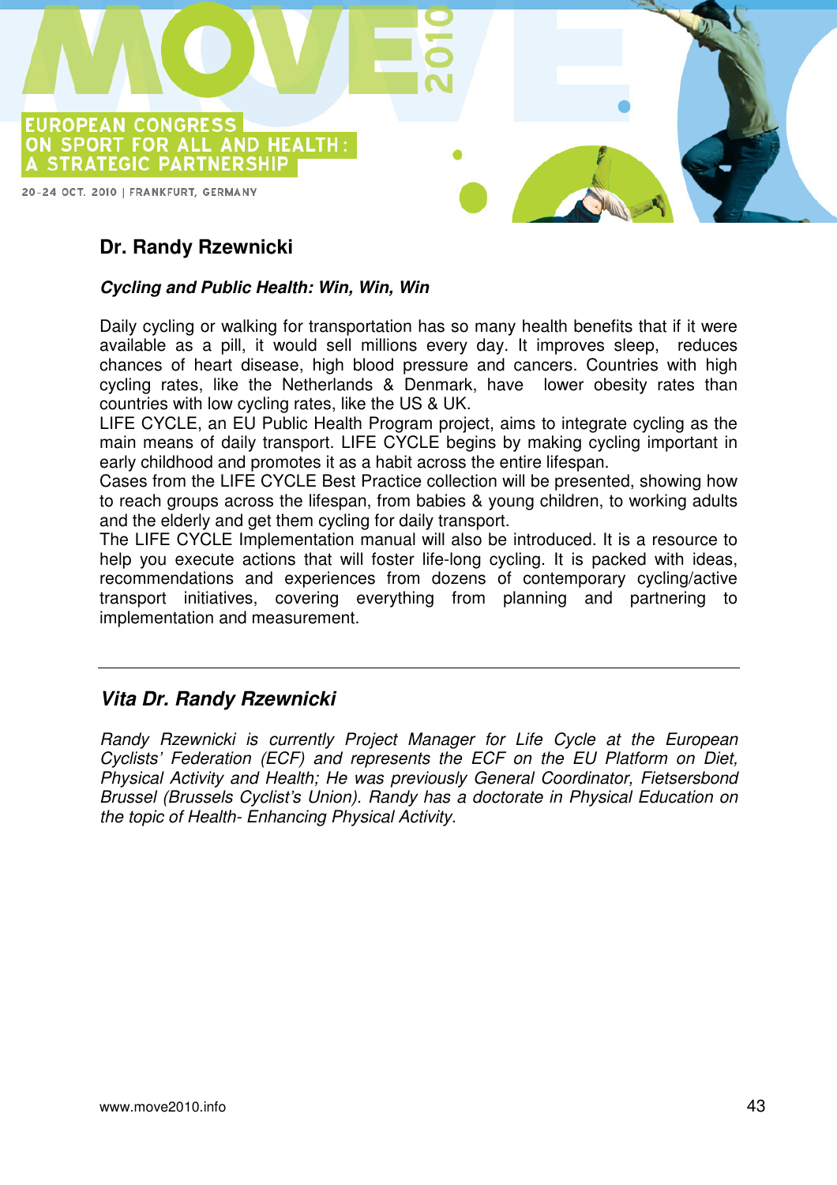## Dr. Randy Rzewnicki

***Cycling and Public Health: Win, Win, Win***

Daily cycling or walking for transportation has so many health benefits that if it were available as a pill, it would sell millions every day. It improves sleep, reduces chances of heart disease, high blood pressure and cancers. Countries with high cycling rates, like the Netherlands & Denmark, have lower obesity rates than countries with low cycling rates, like the US & UK.

LIFE CYCLE, an EU Public Health Program project, aims to integrate cycling as the main means of daily transport. LIFE CYCLE begins by making cycling important in early childhood and promotes it as a habit across the entire lifespan.

Cases from the LIFE CYCLE Best Practice collection will be presented, showing how to reach groups across the lifespan, from babies & young children, to working adults and the elderly and get them cycling for daily transport.

The LIFE CYCLE Implementation manual will also be introduced. It is a resource to help you execute actions that will foster life-long cycling. It is packed with ideas, recommendations and experiences from dozens of contemporary cycling/active transport initiatives, covering everything from planning and partnering to implementation and measurement.

---

## *Vita Dr. Randy Rzewnicki*

*Randy Rzewnicki is currently Project Manager for Life Cycle at the European Cyclists' Federation (ECF) and represents the ECF on the EU Platform on Diet, Physical Activity and Health; He was previously General Coordinator, Fietsersbond Brussel (Brussels Cyclist's Union). Randy has a doctorate in Physical Education on the topic of Health- Enhancing Physical Activity.*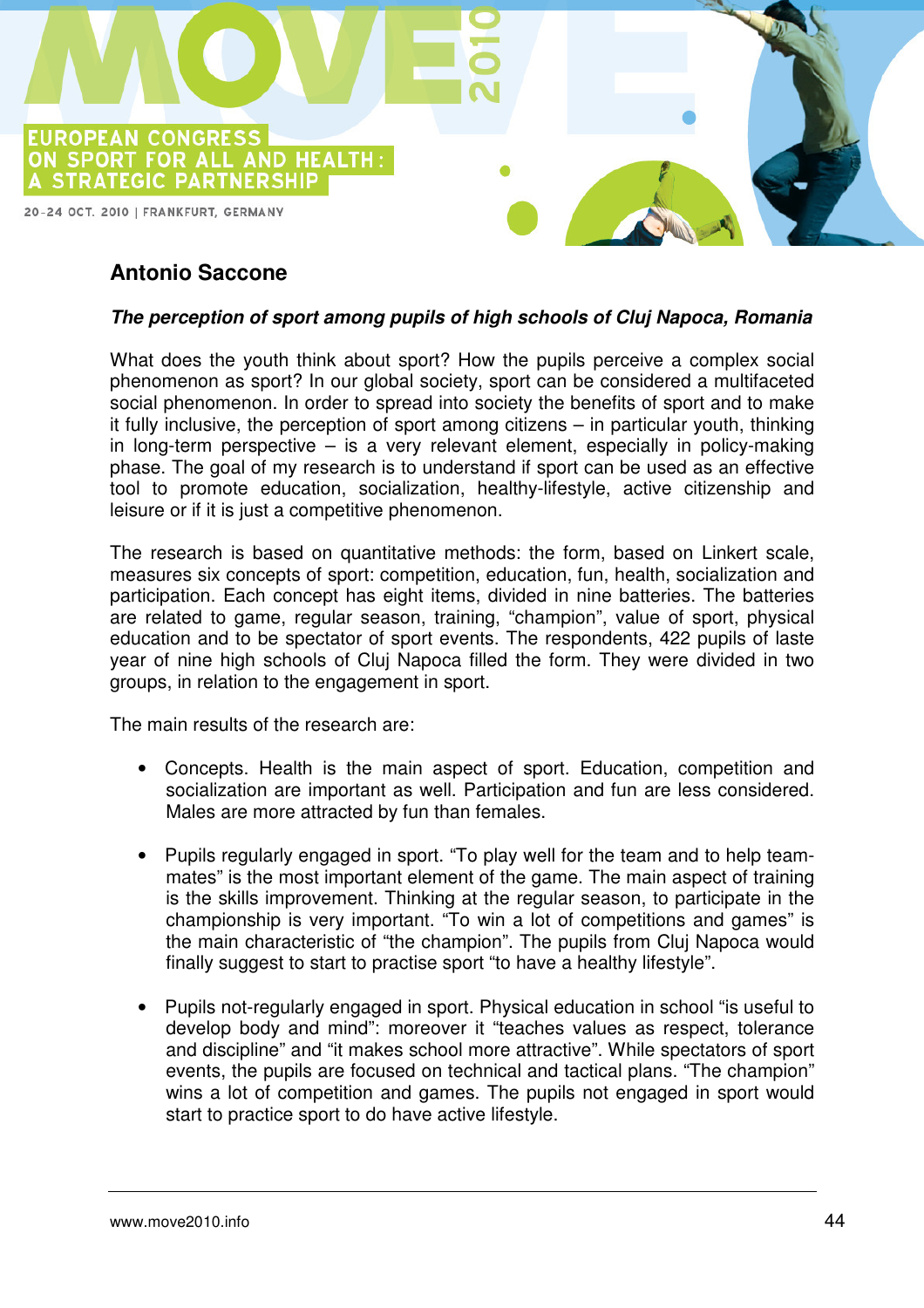## Antonio Saccone

***The perception of sport among pupils of high schools of Cluj Napoca, Romania***

What does the youth think about sport? How the pupils perceive a complex social phenomenon as sport? In our global society, sport can be considered a multifaceted social phenomenon. In order to spread into society the benefits of sport and to make it fully inclusive, the perception of sport among citizens – in particular youth, thinking in long-term perspective – is a very relevant element, especially in policy-making phase. The goal of my research is to understand if sport can be used as an effective tool to promote education, socialization, healthy-lifestyle, active citizenship and leisure or if it is just a competitive phenomenon.

The research is based on quantitative methods: the form, based on Linkert scale, measures six concepts of sport: competition, education, fun, health, socialization and participation. Each concept has eight items, divided in nine batteries. The batteries are related to game, regular season, training, "champion", value of sport, physical education and to be spectator of sport events. The respondents, 422 pupils of laste year of nine high schools of Cluj Napoca filled the form. They were divided in two groups, in relation to the engagement in sport.

The main results of the research are:

- Concepts. Health is the main aspect of sport. Education, competition and socialization are important as well. Participation and fun are less considered. Males are more attracted by fun than females.

- Pupils regularly engaged in sport. "To play well for the team and to help team-mates" is the most important element of the game. The main aspect of training is the skills improvement. Thinking at the regular season, to participate in the championship is very important. "To win a lot of competitions and games" is the main characteristic of "the champion". The pupils from Cluj Napoca would finally suggest to start to practise sport "to have a healthy lifestyle".

- Pupils not-regularly engaged in sport. Physical education in school "is useful to develop body and mind": moreover it "teaches values as respect, tolerance and discipline" and "it makes school more attractive". While spectators of sport events, the pupils are focused on technical and tactical plans. "The champion" wins a lot of competition and games. The pupils not engaged in sport would start to practice sport to do have active lifestyle.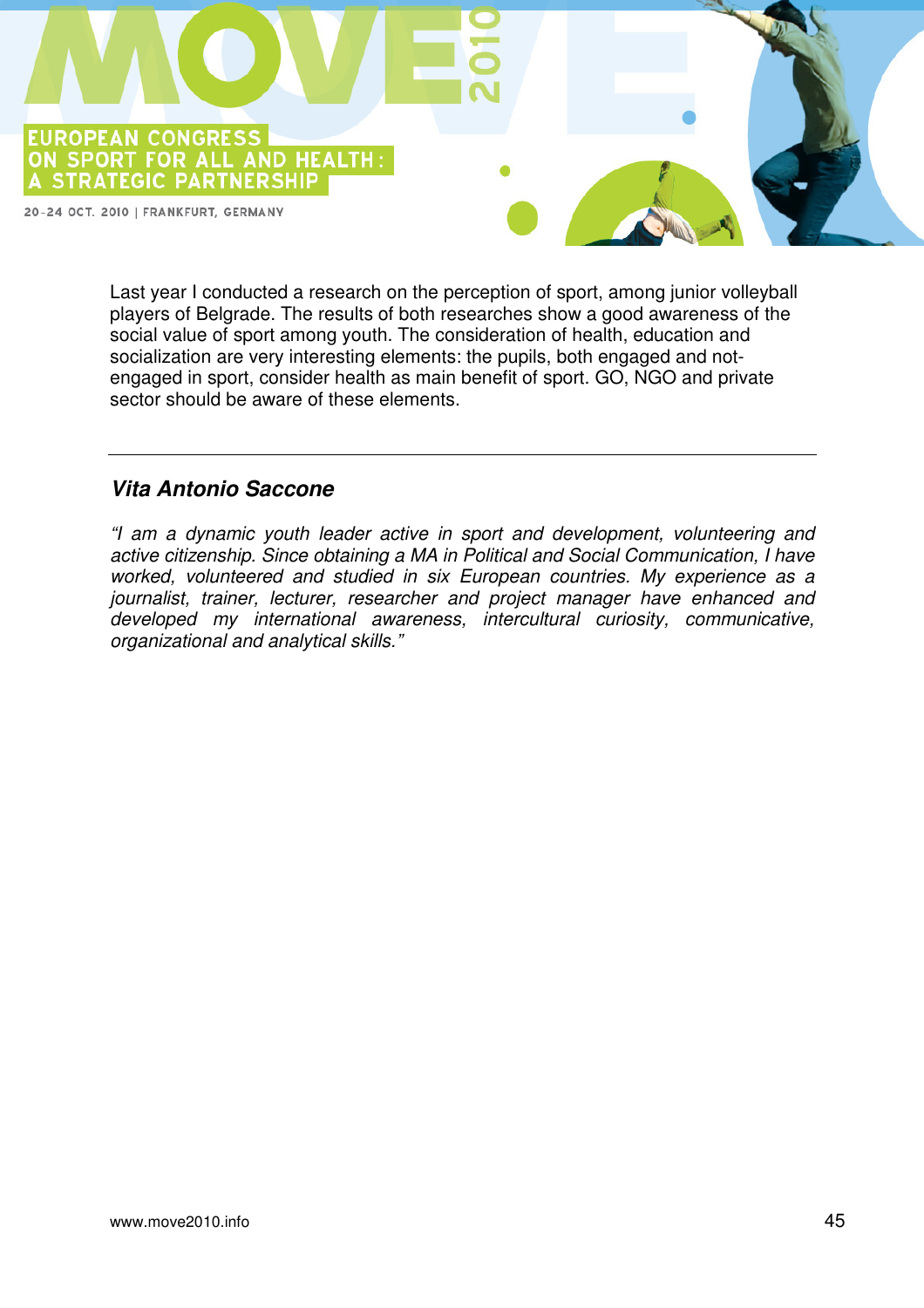Last year I conducted a research on the perception of sport, among junior volleyball players of Belgrade. The results of both researches show a good awareness of the social value of sport among youth. The consideration of health, education and socialization are very interesting elements: the pupils, both engaged and not-engaged in sport, consider health as main benefit of sport. GO, NGO and private sector should be aware of these elements.

---

### *Vita Antonio Saccone*

*"I am a dynamic youth leader active in sport and development, volunteering and active citizenship. Since obtaining a MA in Political and Social Communication, I have worked, volunteered and studied in six European countries. My experience as a journalist, trainer, lecturer, researcher and project manager have enhanced and developed my international awareness, intercultural curiosity, communicative, organizational and analytical skills."*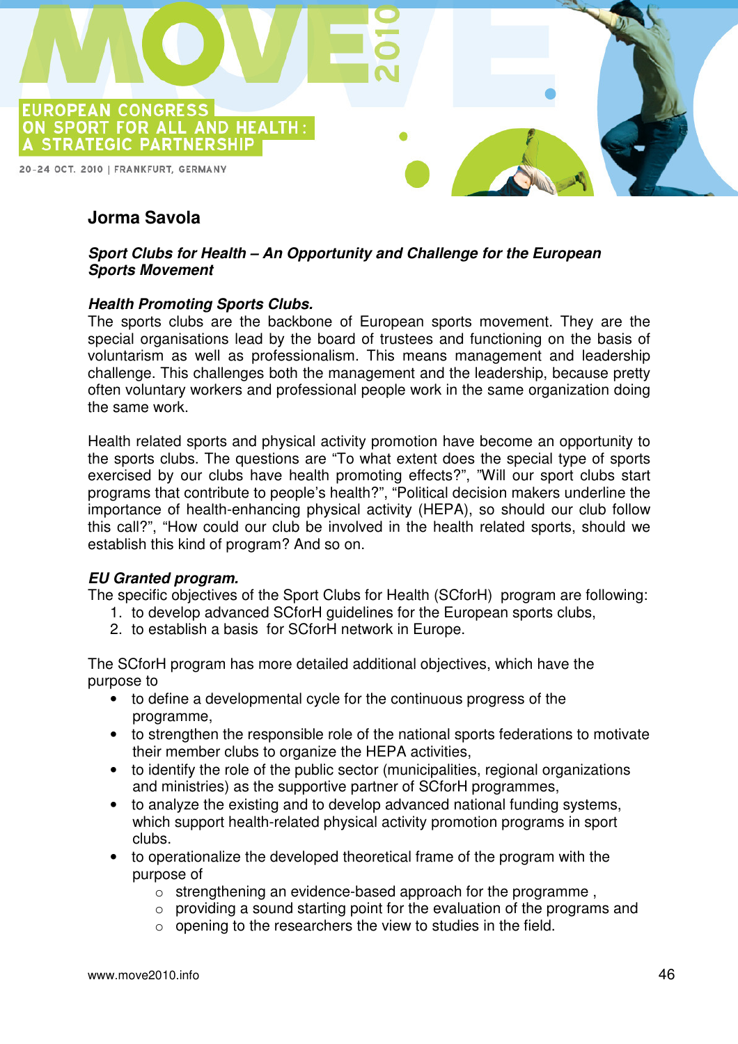## Jorma Savola

***Sport Clubs for Health – An Opportunity and Challenge for the European Sports Movement***

***Health Promoting Sports Clubs.***

The sports clubs are the backbone of European sports movement. They are the special organisations lead by the board of trustees and functioning on the basis of voluntarism as well as professionalism. This means management and leadership challenge. This challenges both the management and the leadership, because pretty often voluntary workers and professional people work in the same organization doing the same work.

Health related sports and physical activity promotion have become an opportunity to the sports clubs. The questions are "To what extent does the special type of sports exercised by our clubs have health promoting effects?", "Will our sport clubs start programs that contribute to people's health?", "Political decision makers underline the importance of health-enhancing physical activity (HEPA), so should our club follow this call?", "How could our club be involved in the health related sports, should we establish this kind of program? And so on.

***EU Granted program.***

The specific objectives of the Sport Clubs for Health (SCforH) program are following:

1. to develop advanced SCforH guidelines for the European sports clubs,
2. to establish a basis for SCforH network in Europe.

The SCforH program has more detailed additional objectives, which have the purpose to

- to define a developmental cycle for the continuous progress of the programme,
- to strengthen the responsible role of the national sports federations to motivate their member clubs to organize the HEPA activities,
- to identify the role of the public sector (municipalities, regional organizations and ministries) as the supportive partner of SCforH programmes,
- to analyze the existing and to develop advanced national funding systems, which support health-related physical activity promotion programs in sport clubs.
- to operationalize the developed theoretical frame of the program with the purpose of
    - strengthening an evidence-based approach for the programme ,
    - providing a sound starting point for the evaluation of the programs and
    - opening to the researchers the view to studies in the field.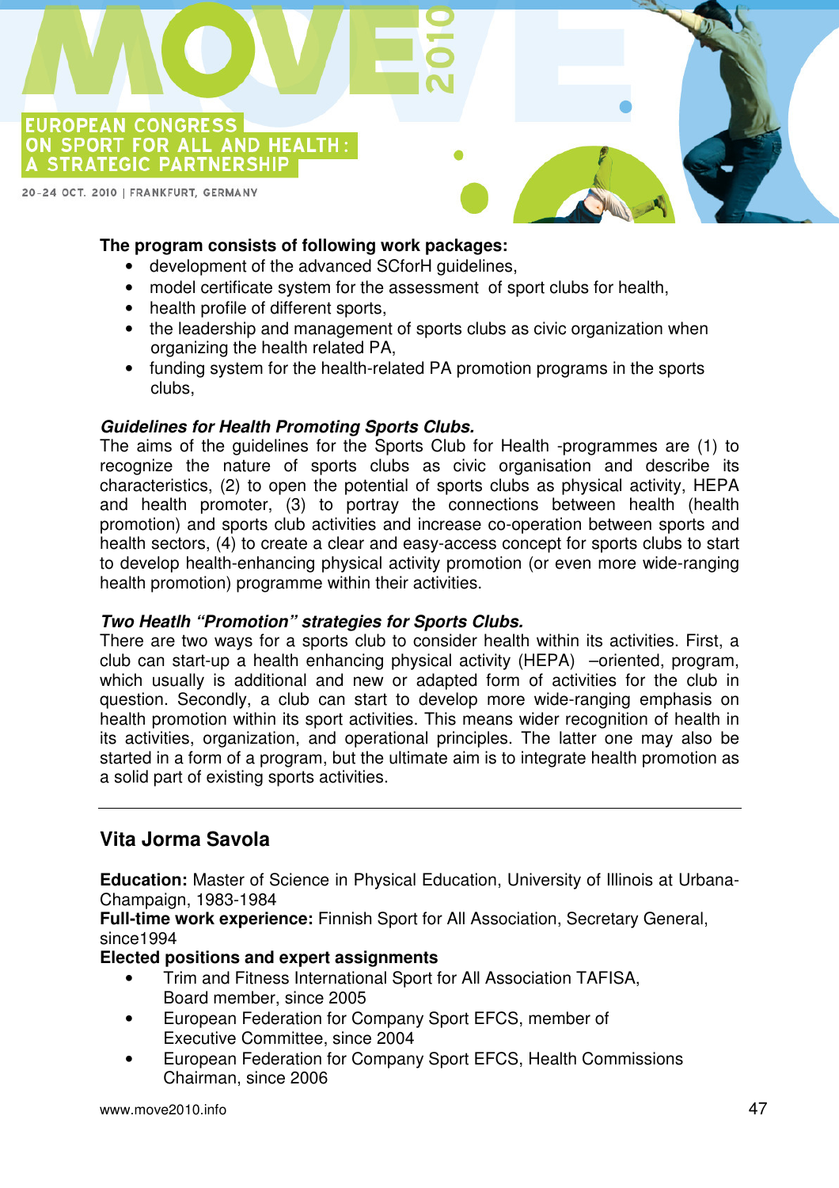**The program consists of following work packages:**

- development of the advanced SCforH guidelines,
- model certificate system for the assessment of sport clubs for health,
- health profile of different sports,
- the leadership and management of sports clubs as civic organization when organizing the health related PA,
- funding system for the health-related PA promotion programs in the sports clubs,

***Guidelines for Health Promoting Sports Clubs.***

The aims of the guidelines for the Sports Club for Health -programmes are (1) to recognize the nature of sports clubs as civic organisation and describe its characteristics, (2) to open the potential of sports clubs as physical activity, HEPA and health promoter, (3) to portray the connections between health (health promotion) and sports club activities and increase co-operation between sports and health sectors, (4) to create a clear and easy-access concept for sports clubs to start to develop health-enhancing physical activity promotion (or even more wide-ranging health promotion) programme within their activities.

***Two Heatlh "Promotion" strategies for Sports Clubs.***

There are two ways for a sports club to consider health within its activities. First, a club can start-up a health enhancing physical activity (HEPA) –oriented, program, which usually is additional and new or adapted form of activities for the club in question. Secondly, a club can start to develop more wide-ranging emphasis on health promotion within its sport activities. This means wider recognition of health in its activities, organization, and operational principles. The latter one may also be started in a form of a program, but the ultimate aim is to integrate health promotion as a solid part of existing sports activities.

---

## Vita Jorma Savola

**Education:** Master of Science in Physical Education, University of Illinois at Urbana-Champaign, 1983-1984

**Full-time work experience:** Finnish Sport for All Association, Secretary General, since1994

**Elected positions and expert assignments**

- Trim and Fitness International Sport for All Association TAFISA, Board member, since 2005
- European Federation for Company Sport EFCS, member of Executive Committee, since 2004
- European Federation for Company Sport EFCS, Health Commissions Chairman, since 2006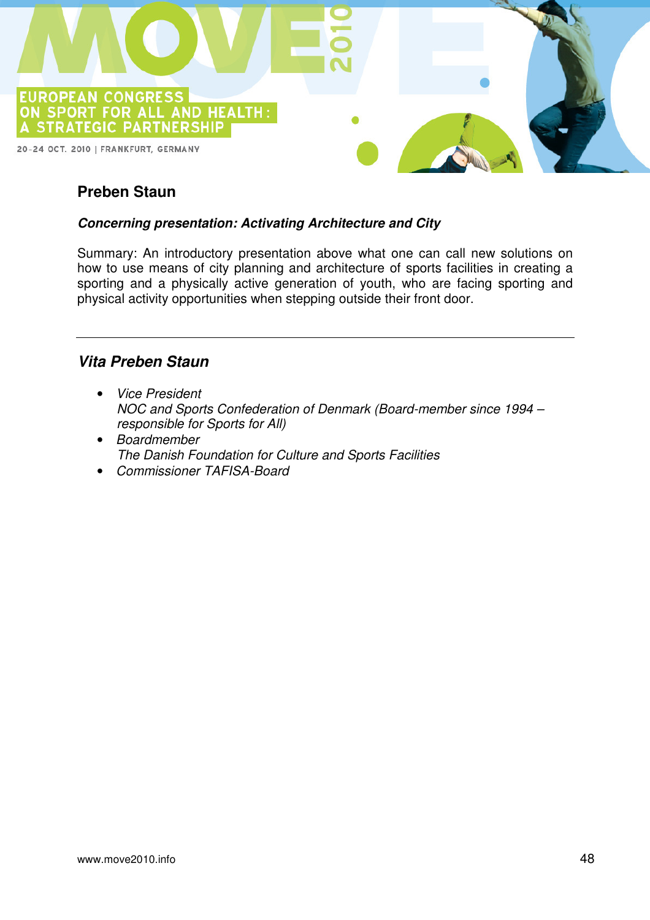## Preben Staun

***Concerning presentation: Activating Architecture and City***

Summary: An introductory presentation above what one can call new solutions on how to use means of city planning and architecture of sports facilities in creating a sporting and a physically active generation of youth, who are facing sporting and physical activity opportunities when stepping outside their front door.

---

## *Vita Preben Staun*

- *Vice President*  
  *NOC and Sports Confederation of Denmark (Board-member since 1994 – responsible for Sports for All)*
- *Boardmember*  
  *The Danish Foundation for Culture and Sports Facilities*
- *Commissioner TAFISA-Board*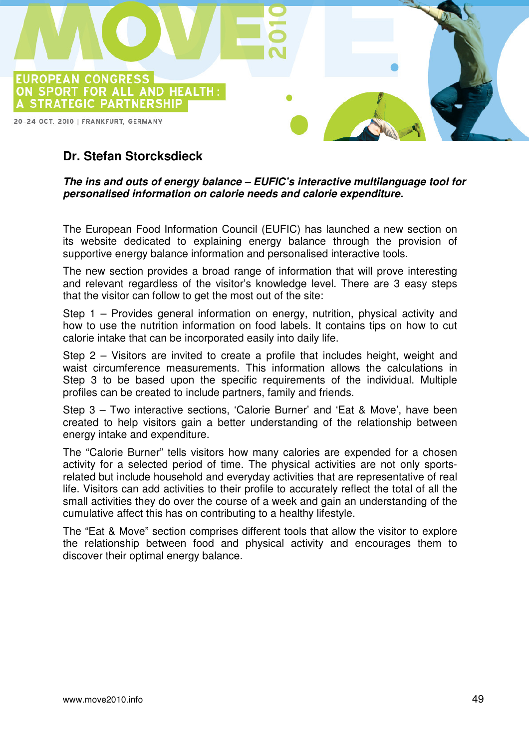## Dr. Stefan Storcksdieck

***The ins and outs of energy balance – EUFIC's interactive multilanguage tool for personalised information on calorie needs and calorie expenditure.***

The European Food Information Council (EUFIC) has launched a new section on its website dedicated to explaining energy balance through the provision of supportive energy balance information and personalised interactive tools.

The new section provides a broad range of information that will prove interesting and relevant regardless of the visitor's knowledge level. There are 3 easy steps that the visitor can follow to get the most out of the site:

Step 1 – Provides general information on energy, nutrition, physical activity and how to use the nutrition information on food labels. It contains tips on how to cut calorie intake that can be incorporated easily into daily life.

Step 2 – Visitors are invited to create a profile that includes height, weight and waist circumference measurements. This information allows the calculations in Step 3 to be based upon the specific requirements of the individual. Multiple profiles can be created to include partners, family and friends.

Step 3 – Two interactive sections, 'Calorie Burner' and 'Eat & Move', have been created to help visitors gain a better understanding of the relationship between energy intake and expenditure.

The "Calorie Burner" tells visitors how many calories are expended for a chosen activity for a selected period of time. The physical activities are not only sports-related but include household and everyday activities that are representative of real life. Visitors can add activities to their profile to accurately reflect the total of all the small activities they do over the course of a week and gain an understanding of the cumulative affect this has on contributing to a healthy lifestyle.

The "Eat & Move" section comprises different tools that allow the visitor to explore the relationship between food and physical activity and encourages them to discover their optimal energy balance.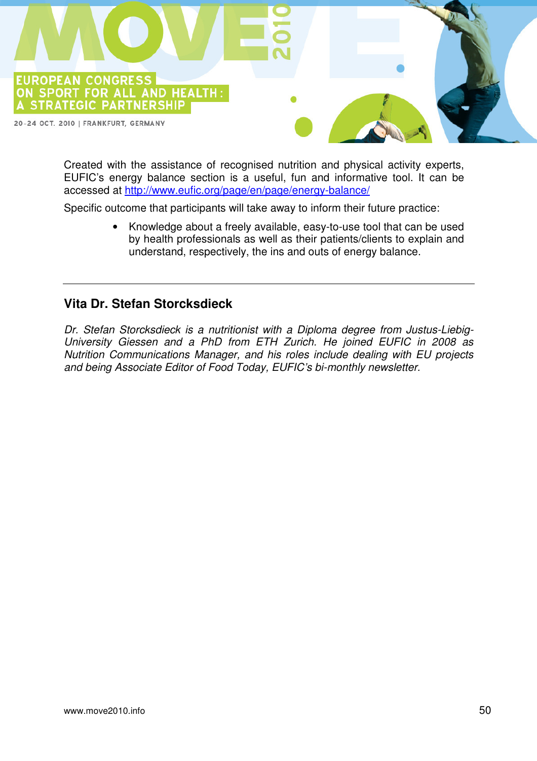Created with the assistance of recognised nutrition and physical activity experts, EUFIC's energy balance section is a useful, fun and informative tool. It can be accessed at http://www.eufic.org/page/en/page/energy-balance/

Specific outcome that participants will take away to inform their future practice:

- Knowledge about a freely available, easy-to-use tool that can be used by health professionals as well as their patients/clients to explain and understand, respectively, the ins and outs of energy balance.

---

### Vita Dr. Stefan Storcksdieck

*Dr. Stefan Storcksdieck is a nutritionist with a Diploma degree from Justus-Liebig-University Giessen and a PhD from ETH Zurich. He joined EUFIC in 2008 as Nutrition Communications Manager, and his roles include dealing with EU projects and being Associate Editor of Food Today, EUFIC's bi-monthly newsletter.*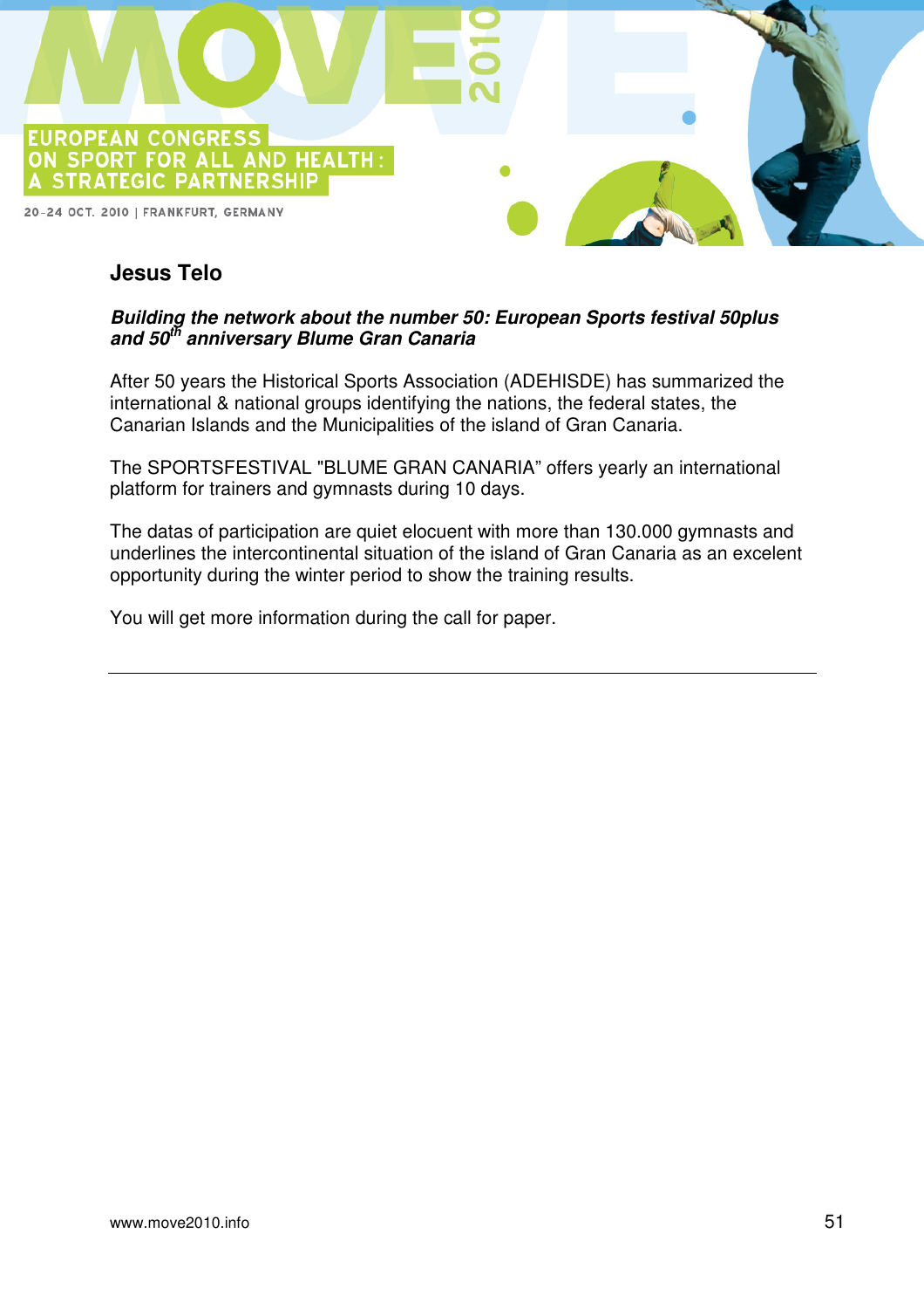## Jesus Telo

***Building the network about the number 50: European Sports festival 50plus and 50$^{th}$ anniversary Blume Gran Canaria***

After 50 years the Historical Sports Association (ADEHISDE) has summarized the international & national groups identifying the nations, the federal states, the Canarian Islands and the Municipalities of the island of Gran Canaria.

The SPORTSFESTIVAL "BLUME GRAN CANARIA" offers yearly an international platform for trainers and gymnasts during 10 days.

The datas of participation are quiet elocuent with more than 130.000 gymnasts and underlines the intercontinental situation of the island of Gran Canaria as an excelent opportunity during the winter period to show the training results.

You will get more information during the call for paper.

---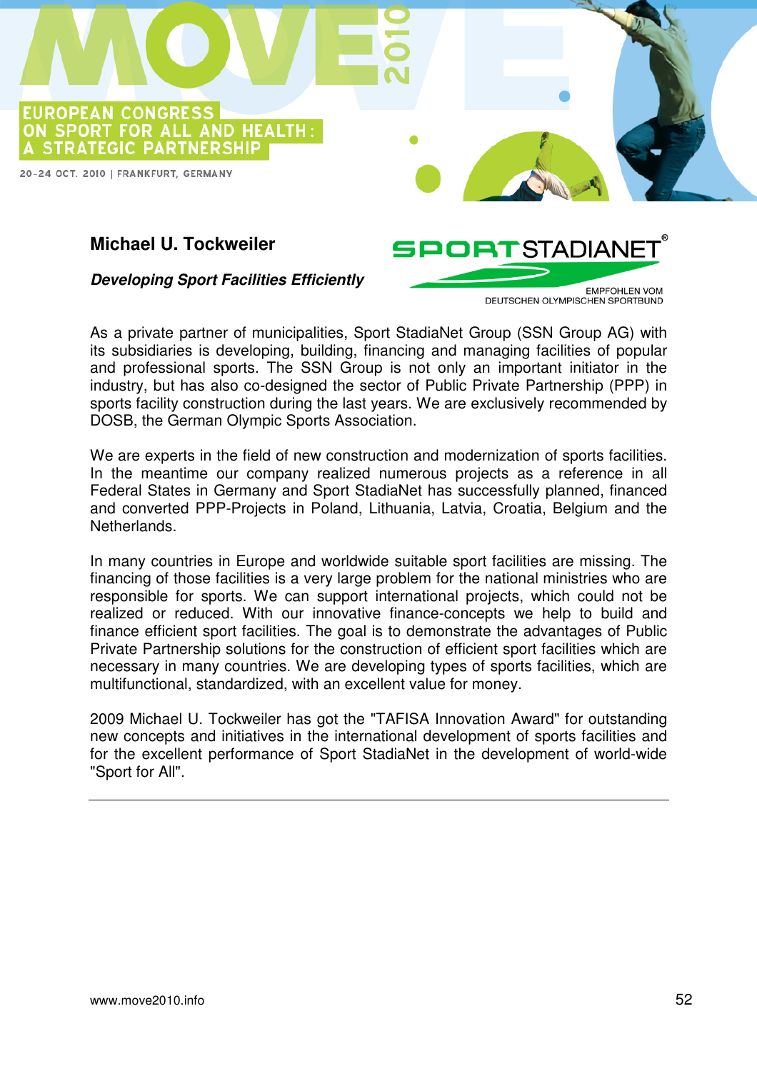**Michael U. Tockweiler**

***Developing Sport Facilities Efficiently***

As a private partner of municipalities, Sport StadiaNet Group (SSN Group AG) with its subsidiaries is developing, building, financing and managing facilities of popular and professional sports. The SSN Group is not only an important initiator in the industry, but has also co-designed the sector of Public Private Partnership (PPP) in sports facility construction during the last years. We are exclusively recommended by DOSB, the German Olympic Sports Association.

We are experts in the field of new construction and modernization of sports facilities. In the meantime our company realized numerous projects as a reference in all Federal States in Germany and Sport StadiaNet has successfully planned, financed and converted PPP-Projects in Poland, Lithuania, Latvia, Croatia, Belgium and the Netherlands.

In many countries in Europe and worldwide suitable sport facilities are missing. The financing of those facilities is a very large problem for the national ministries who are responsible for sports. We can support international projects, which could not be realized or reduced. With our innovative finance-concepts we help to build and finance efficient sport facilities. The goal is to demonstrate the advantages of Public Private Partnership solutions for the construction of efficient sport facilities which are necessary in many countries. We are developing types of sports facilities, which are multifunctional, standardized, with an excellent value for money.

2009 Michael U. Tockweiler has got the "TAFISA Innovation Award" for outstanding new concepts and initiatives in the international development of sports facilities and for the excellent performance of Sport StadiaNet in the development of world-wide "Sport for All".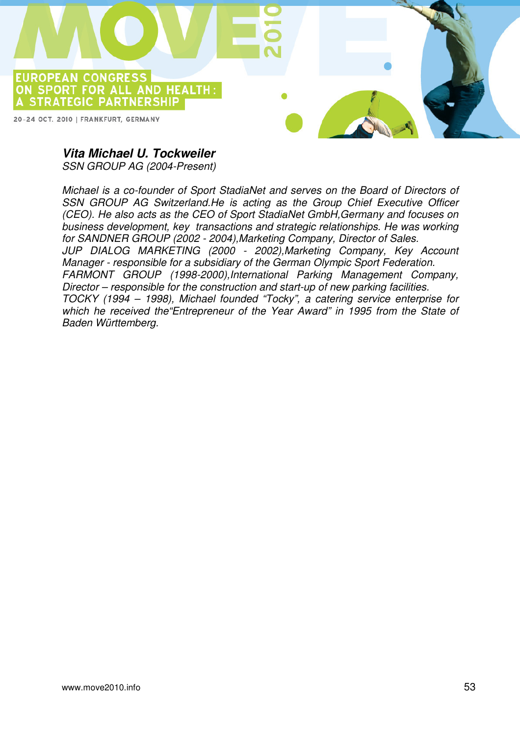***Vita Michael U. Tockweiler***

*SSN GROUP AG (2004-Present)*

*Michael is a co-founder of Sport StadiaNet and serves on the Board of Directors of SSN GROUP AG Switzerland.He is acting as the Group Chief Executive Officer (CEO). He also acts as the CEO of Sport StadiaNet GmbH,Germany and focuses on business development, key transactions and strategic relationships. He was working for SANDNER GROUP (2002 - 2004),Marketing Company, Director of Sales.*

*JUP DIALOG MARKETING (2000 - 2002),Marketing Company, Key Account Manager - responsible for a subsidiary of the German Olympic Sport Federation.*

*FARMONT GROUP (1998-2000),International Parking Management Company, Director – responsible for the construction and start-up of new parking facilities.*

*TOCKY (1994 – 1998), Michael founded "Tocky", a catering service enterprise for which he received the"Entrepreneur of the Year Award" in 1995 from the State of Baden Württemberg.*